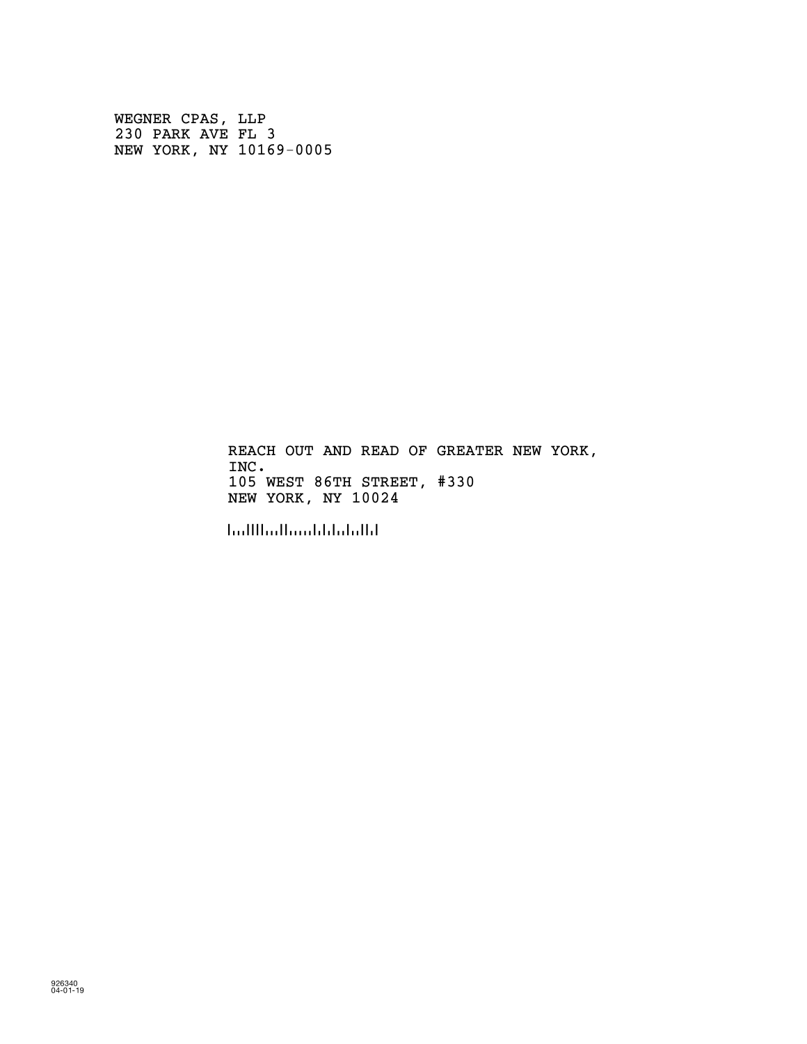WEGNER CPAS, LLP
230 PARK AVE FL 3
NEW YORK, NY 10169-0005

REACH OUT AND READ OF GREATER NEW YORK,
INC.
105 WEST 86TH STREET, #330
NEW YORK, NY 10024

926340
04-01-19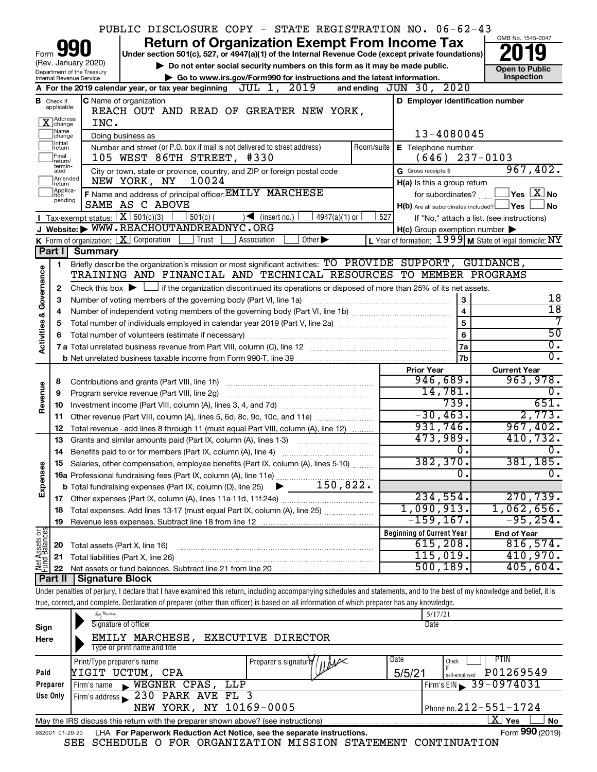PUBLIC DISCLOSURE COPY - STATE REGISTRATION NO. 06-62-43

# Form 990 Return of Organization Exempt From Income Tax 2019

(Rev. January 2020)

Under section 501(c), 527, or 4947(a)(1) of the Internal Revenue Code (except private foundations)

▶ Do not enter social security numbers on this form as it may be made public.

▶ Go to www.irs.gov/Form990 for instructions and the latest information.

Department of the Treasury Internal Revenue Service

OMB No. 1545-0047

Open to Public Inspection

**A** For the 2019 calendar year, or tax year beginning JUL 1, 2019 and ending JUN 30, 2020

**B** Check if applicable: [X] Address change [ ] Name change [ ] Initial return [ ] Final return/terminated [ ] Amended return [ ] Application pending

**C** Name of organization: REACH OUT AND READ OF GREATER NEW YORK, INC.

Doing business as

Number and street (or P.O. box if mail is not delivered to street address): 105 WEST 86TH STREET, #330 | Room/suite

City or town, state or province, country, and ZIP or foreign postal code: NEW YORK, NY 10024

**D** Employer identification number: 13-4080045

**E** Telephone number: (646) 237-0103

**G** Gross receipts $ 967,402.

**F** Name and address of principal officer: EMILY MARCHESE, SAME AS C ABOVE

**H(a)** Is this a group return for subordinates? [ ] Yes [X] No

**H(b)** Are all subordinates included? [ ] Yes [ ] No — If "No," attach a list. (see instructions)

**H(c)** Group exemption number ▶

**I** Tax-exempt status: [X] 501(c)(3) [ ] 501(c) ( ) ◀ (insert no.) [ ] 4947(a)(1) or [ ] 527

**J** Website: ▶ WWW.REACHOUTANDREADNYC.ORG

**K** Form of organization: [X] Corporation [ ] Trust [ ] Association [ ] Other ▶

**L** Year of formation: 1999 **M** State of legal domicile: NY

## Part I Summary

**Activities & Governance**

1. Briefly describe the organization's mission or most significant activities: TO PROVIDE SUPPORT, GUIDANCE, TRAINING AND FINANCIAL AND TECHNICAL RESOURCES TO MEMBER PROGRAMS
2. Check this box ▶ [ ] if the organization discontinued its operations or disposed of more than 25% of its net assets.

| | | | |
|---|---|---|---|
| 3 | Number of voting members of the governing body (Part VI, line 1a) | 3 | 18 |
| 4 | Number of independent voting members of the governing body (Part VI, line 1b) | 4 | 18 |
| 5 | Total number of individuals employed in calendar year 2019 (Part V, line 2a) | 5 | 7 |
| 6 | Total number of volunteers (estimate if necessary) | 6 | 50 |
| 7a | Total unrelated business revenue from Part VIII, column (C), line 12 | 7a | 0. |
| b | Net unrelated business taxable income from Form 990-T, line 39 | 7b | 0. |

| | | Prior Year | Current Year |
|---|---|---|---|
| **Revenue** | | | |
| 8 | Contributions and grants (Part VIII, line 1h) | 946,689. | 963,978. |
| 9 | Program service revenue (Part VIII, line 2g) | 14,781. | 0. |
| 10 | Investment income (Part VIII, column (A), lines 3, 4, and 7d) | 739. | 651. |
| 11 | Other revenue (Part VIII, column (A), lines 5, 6d, 8c, 9c, 10c, and 11e) | -30,463. | 2,773. |
| 12 | Total revenue - add lines 8 through 11 (must equal Part VIII, column (A), line 12) | 931,746. | 967,402. |
| **Expenses** | | | |
| 13 | Grants and similar amounts paid (Part IX, column (A), lines 1-3) | 473,989. | 410,732. |
| 14 | Benefits paid to or for members (Part IX, column (A), line 4) | 0. | 0. |
| 15 | Salaries, other compensation, employee benefits (Part IX, column (A), lines 5-10) | 382,370. | 381,185. |
| 16a | Professional fundraising fees (Part IX, column (A), line 11e) | 0. | 0. |
| b | Total fundraising expenses (Part IX, column (D), line 25) ▶ 150,822. | | |
| 17 | Other expenses (Part IX, column (A), lines 11a-11d, 11f-24e) | 234,554. | 270,739. |
| 18 | Total expenses. Add lines 13-17 (must equal Part IX, column (A), line 25) | 1,090,913. | 1,062,656. |
| 19 | Revenue less expenses. Subtract line 18 from line 12 | -159,167. | -95,254. |
| **Net Assets or Fund Balances** | | **Beginning of Current Year** | **End of Year** |
| 20 | Total assets (Part X, line 16) | 615,208. | 816,574. |
| 21 | Total liabilities (Part X, line 26) | 115,019. | 410,970. |
| 22 | Net assets or fund balances. Subtract line 21 from line 20 | 500,189. | 405,604. |

## Part II Signature Block

Under penalties of perjury, I declare that I have examined this return, including accompanying schedules and statements, and to the best of my knowledge and belief, it is true, correct, and complete. Declaration of preparer (other than officer) is based on all information of which preparer has any knowledge.

**Sign Here**

Signature of officer — Date: 5/17/21

EMILY MARCHESE, EXECUTIVE DIRECTOR

Type or print name and title

**Paid Preparer Use Only**

| Print/Type preparer's name | Preparer's signature | Date | Check if self-employed | PTIN |
|---|---|---|---|---|
| YIGIT UCTUM, CPA | | 5/5/21 | [ ] | P01269549 |
| Firm's name ▶ WEGNER CPAS, LLP | | | Firm's EIN ▶ 39-0974031 | |
| Firm's address ▶ 230 PARK AVE FL 3, NEW YORK, NY 10169-0005 | | | Phone no. 212-551-1724 | |

May the IRS discuss this return with the preparer shown above? (see instructions) [X] Yes [ ] No

932001 01-20-20 LHA For Paperwork Reduction Act Notice, see the separate instructions. Form 990 (2019)

SEE SCHEDULE O FOR ORGANIZATION MISSION STATEMENT CONTINUATION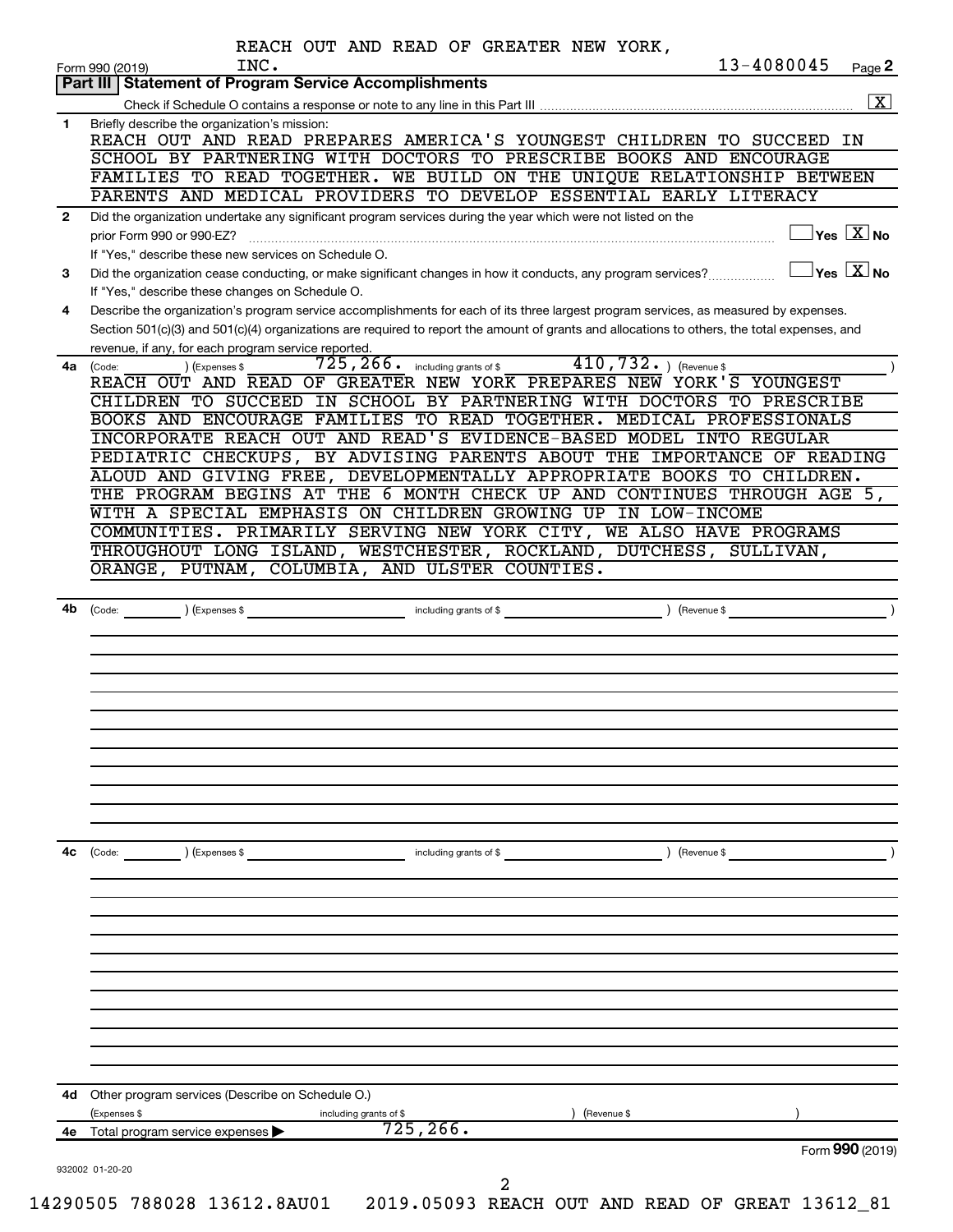REACH OUT AND READ OF GREATER NEW YORK, INC. — 13-4080045

Form 990 (2019)

## Part III | Statement of Program Service Accomplishments

Check if Schedule O contains a response or note to any line in this Part III .................... [X]

**1** Briefly describe the organization's mission:

REACH OUT AND READ PREPARES AMERICA'S YOUNGEST CHILDREN TO SUCCEED IN SCHOOL BY PARTNERING WITH DOCTORS TO PRESCRIBE BOOKS AND ENCOURAGE FAMILIES TO READ TOGETHER. WE BUILD ON THE UNIQUE RELATIONSHIP BETWEEN PARENTS AND MEDICAL PROVIDERS TO DEVELOP ESSENTIAL EARLY LITERACY

**2** Did the organization undertake any significant program services during the year which were not listed on the prior Form 990 or 990-EZ? .................... [ ] Yes [X] No

If "Yes," describe these new services on Schedule O.

**3** Did the organization cease conducting, or make significant changes in how it conducts, any program services? .................... [ ] Yes [X] No

If "Yes," describe these changes on Schedule O.

**4** Describe the organization's program service accomplishments for each of its three largest program services, as measured by expenses. Section 501(c)(3) and 501(c)(4) organizations are required to report the amount of grants and allocations to others, the total expenses, and revenue, if any, for each program service reported.

**4a** (Code: ) (Expenses $ 725,266. including grants of $ 410,732. ) (Revenue $ )

REACH OUT AND READ OF GREATER NEW YORK PREPARES NEW YORK'S YOUNGEST CHILDREN TO SUCCEED IN SCHOOL BY PARTNERING WITH DOCTORS TO PRESCRIBE BOOKS AND ENCOURAGE FAMILIES TO READ TOGETHER. MEDICAL PROFESSIONALS INCORPORATE REACH OUT AND READ'S EVIDENCE-BASED MODEL INTO REGULAR PEDIATRIC CHECKUPS, BY ADVISING PARENTS ABOUT THE IMPORTANCE OF READING ALOUD AND GIVING FREE, DEVELOPMENTALLY APPROPRIATE BOOKS TO CHILDREN. THE PROGRAM BEGINS AT THE 6 MONTH CHECK UP AND CONTINUES THROUGH AGE 5, WITH A SPECIAL EMPHASIS ON CHILDREN GROWING UP IN LOW-INCOME COMMUNITIES. PRIMARILY SERVING NEW YORK CITY, WE ALSO HAVE PROGRAMS THROUGHOUT LONG ISLAND, WESTCHESTER, ROCKLAND, DUTCHESS, SULLIVAN, ORANGE, PUTNAM, COLUMBIA, AND ULSTER COUNTIES.

**4b** (Code: ) (Expenses $ including grants of $ ) (Revenue $ )

**4c** (Code: ) (Expenses $ including grants of $ ) (Revenue $ )

**4d** Other program services (Describe on Schedule O.)

(Expenses $ including grants of $ ) (Revenue $ )

**4e** Total program service expenses ▶ 725,266.

Form **990** (2019)

932002 01-20-20

14290505 788028 13612.8AU01 2019.05093 REACH OUT AND READ OF GREAT 13612_81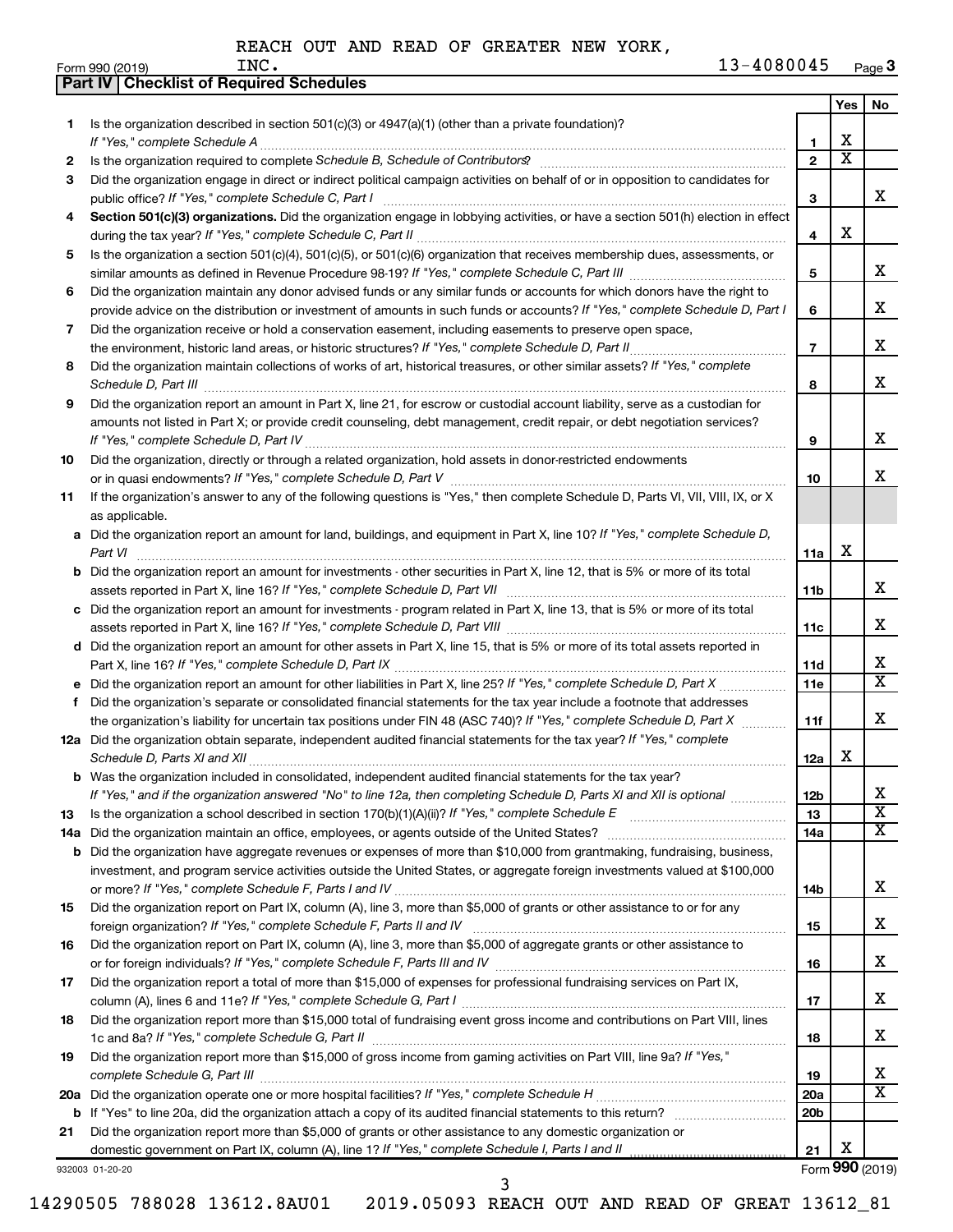REACH OUT AND READ OF GREATER NEW YORK, INC. 13-4080045

Form 990 (2019) Page 3

## Part IV | Checklist of Required Schedules

| | | | Yes | No |
|---|---|---|---|---|
| 1 | Is the organization described in section 501(c)(3) or 4947(a)(1) (other than a private foundation)? *If "Yes," complete Schedule A* | 1 | X | |
| 2 | Is the organization required to complete *Schedule B, Schedule of Contributors*? | 2 | X | |
| 3 | Did the organization engage in direct or indirect political campaign activities on behalf of or in opposition to candidates for public office? *If "Yes," complete Schedule C, Part I* | 3 | | X |
| 4 | **Section 501(c)(3) organizations.** Did the organization engage in lobbying activities, or have a section 501(h) election in effect during the tax year? *If "Yes," complete Schedule C, Part II* | 4 | X | |
| 5 | Is the organization a section 501(c)(4), 501(c)(5), or 501(c)(6) organization that receives membership dues, assessments, or similar amounts as defined in Revenue Procedure 98-19? *If "Yes," complete Schedule C, Part III* | 5 | | X |
| 6 | Did the organization maintain any donor advised funds or any similar funds or accounts for which donors have the right to provide advice on the distribution or investment of amounts in such funds or accounts? *If "Yes," complete Schedule D, Part I* | 6 | | X |
| 7 | Did the organization receive or hold a conservation easement, including easements to preserve open space, the environment, historic land areas, or historic structures? *If "Yes," complete Schedule D, Part II* | 7 | | X |
| 8 | Did the organization maintain collections of works of art, historical treasures, or other similar assets? *If "Yes," complete Schedule D, Part III* | 8 | | X |
| 9 | Did the organization report an amount in Part X, line 21, for escrow or custodial account liability, serve as a custodian for amounts not listed in Part X; or provide credit counseling, debt management, credit repair, or debt negotiation services? *If "Yes," complete Schedule D, Part IV* | 9 | | X |
| 10 | Did the organization, directly or through a related organization, hold assets in donor-restricted endowments or in quasi endowments? *If "Yes," complete Schedule D, Part V* | 10 | | X |
| 11 | If the organization's answer to any of the following questions is "Yes," then complete Schedule D, Parts VI, VII, VIII, IX, or X as applicable. | | | |
| a | Did the organization report an amount for land, buildings, and equipment in Part X, line 10? *If "Yes," complete Schedule D, Part VI* | 11a | X | |
| b | Did the organization report an amount for investments - other securities in Part X, line 12, that is 5% or more of its total assets reported in Part X, line 16? *If "Yes," complete Schedule D, Part VII* | 11b | | X |
| c | Did the organization report an amount for investments - program related in Part X, line 13, that is 5% or more of its total assets reported in Part X, line 16? *If "Yes," complete Schedule D, Part VIII* | 11c | | X |
| d | Did the organization report an amount for other assets in Part X, line 15, that is 5% or more of its total assets reported in Part X, line 16? *If "Yes," complete Schedule D, Part IX* | 11d | | X |
| e | Did the organization report an amount for other liabilities in Part X, line 25? *If "Yes," complete Schedule D, Part X* | 11e | | X |
| f | Did the organization's separate or consolidated financial statements for the tax year include a footnote that addresses the organization's liability for uncertain tax positions under FIN 48 (ASC 740)? *If "Yes," complete Schedule D, Part X* | 11f | | X |
| 12a | Did the organization obtain separate, independent audited financial statements for the tax year? *If "Yes," complete Schedule D, Parts XI and XII* | 12a | X | |
| b | Was the organization included in consolidated, independent audited financial statements for the tax year? *If "Yes," and if the organization answered "No" to line 12a, then completing Schedule D, Parts XI and XII is optional* | 12b | | X |
| 13 | Is the organization a school described in section 170(b)(1)(A)(ii)? *If "Yes," complete Schedule E* | 13 | | X |
| 14a | Did the organization maintain an office, employees, or agents outside of the United States? | 14a | | X |
| b | Did the organization have aggregate revenues or expenses of more than $10,000 from grantmaking, fundraising, business, investment, and program service activities outside the United States, or aggregate foreign investments valued at $100,000 or more? *If "Yes," complete Schedule F, Parts I and IV* | 14b | | X |
| 15 | Did the organization report on Part IX, column (A), line 3, more than $5,000 of grants or other assistance to or for any foreign organization? *If "Yes," complete Schedule F, Parts II and IV* | 15 | | X |
| 16 | Did the organization report on Part IX, column (A), line 3, more than $5,000 of aggregate grants or other assistance to or for foreign individuals? *If "Yes," complete Schedule F, Parts III and IV* | 16 | | X |
| 17 | Did the organization report a total of more than $15,000 of expenses for professional fundraising services on Part IX, column (A), lines 6 and 11e? *If "Yes," complete Schedule G, Part I* | 17 | | X |
| 18 | Did the organization report more than $15,000 total of fundraising event gross income and contributions on Part VIII, lines 1c and 8a? *If "Yes," complete Schedule G, Part II* | 18 | | X |
| 19 | Did the organization report more than $15,000 of gross income from gaming activities on Part VIII, line 9a? *If "Yes," complete Schedule G, Part III* | 19 | | X |
| 20a | Did the organization operate one or more hospital facilities? *If "Yes," complete Schedule H* | 20a | | X |
| b | If "Yes" to line 20a, did the organization attach a copy of its audited financial statements to this return? | 20b | | |
| 21 | Did the organization report more than $5,000 of grants or other assistance to any domestic organization or domestic government on Part IX, column (A), line 1? *If "Yes," complete Schedule I, Parts I and II* | 21 | X | |

932003 01-20-20 Form **990** (2019)

14290505 788028 13612.8AU01 2019.05093 REACH OUT AND READ OF GREAT 13612_81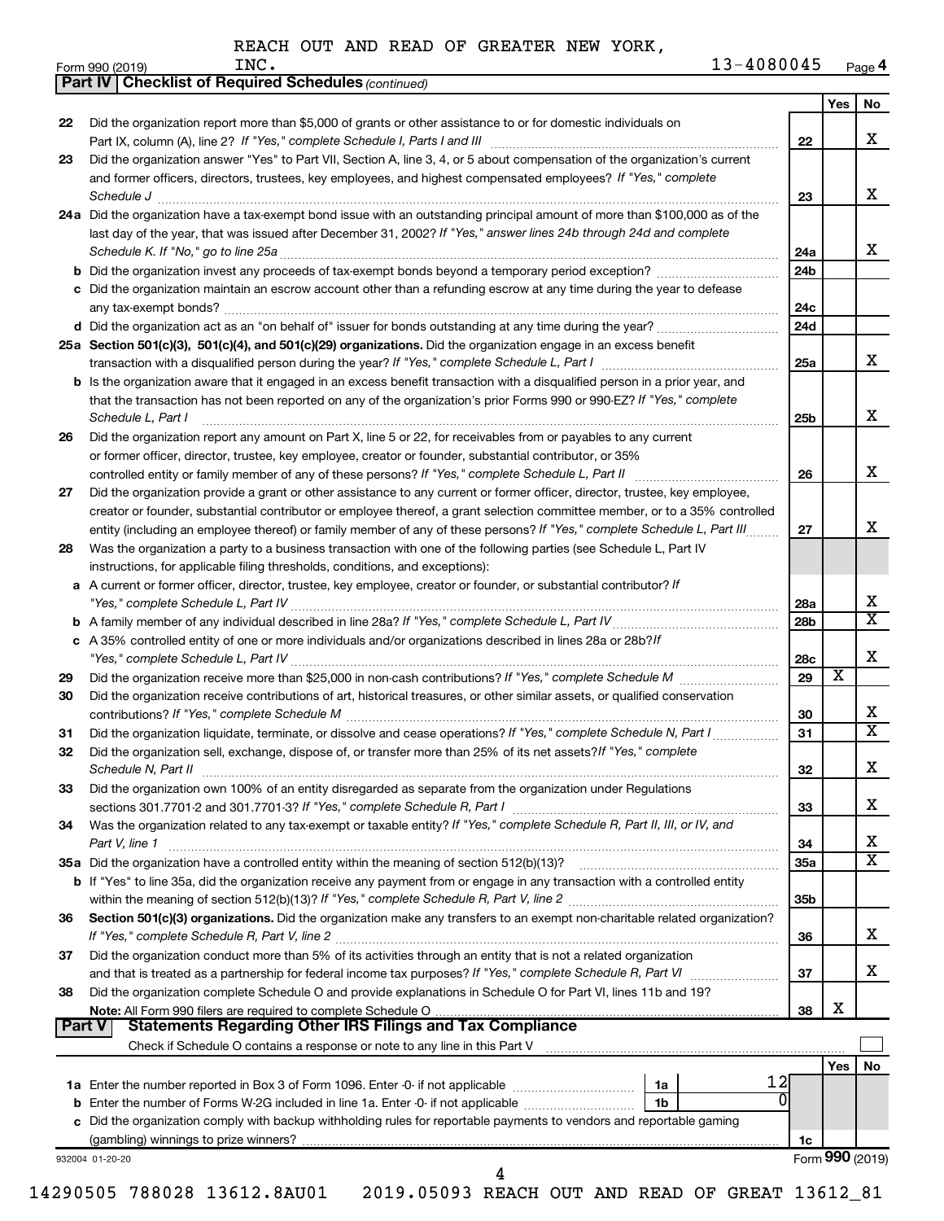REACH OUT AND READ OF GREATER NEW YORK, INC. 13-4080045

Form 990 (2019)

**Part IV Checklist of Required Schedules** *(continued)*

| | | | Yes | No |
|---|---|---|---|---|
| 22 | Did the organization report more than $5,000 of grants or other assistance to or for domestic individuals on Part IX, column (A), line 2? *If "Yes," complete Schedule I, Parts I and III* | 22 | | X |
| 23 | Did the organization answer "Yes" to Part VII, Section A, line 3, 4, or 5 about compensation of the organization's current and former officers, directors, trustees, key employees, and highest compensated employees? *If "Yes," complete Schedule J* | 23 | | X |
| 24a | Did the organization have a tax-exempt bond issue with an outstanding principal amount of more than $100,000 as of the last day of the year, that was issued after December 31, 2002? *If "Yes," answer lines 24b through 24d and complete Schedule K. If "No," go to line 25a* | 24a | | X |
| b | Did the organization invest any proceeds of tax-exempt bonds beyond a temporary period exception? | 24b | | |
| c | Did the organization maintain an escrow account other than a refunding escrow at any time during the year to defease any tax-exempt bonds? | 24c | | |
| d | Did the organization act as an "on behalf of" issuer for bonds outstanding at any time during the year? | 24d | | |
| 25a | **Section 501(c)(3), 501(c)(4), and 501(c)(29) organizations.** Did the organization engage in an excess benefit transaction with a disqualified person during the year? *If "Yes," complete Schedule L, Part I* | 25a | | X |
| b | Is the organization aware that it engaged in an excess benefit transaction with a disqualified person in a prior year, and that the transaction has not been reported on any of the organization's prior Forms 990 or 990-EZ? *If "Yes," complete Schedule L, Part I* | 25b | | X |
| 26 | Did the organization report any amount on Part X, line 5 or 22, for receivables from or payables to any current or former officer, director, trustee, key employee, creator or founder, substantial contributor, or 35% controlled entity or family member of any of these persons? *If "Yes," complete Schedule L, Part II* | 26 | | X |
| 27 | Did the organization provide a grant or other assistance to any current or former officer, director, trustee, key employee, creator or founder, substantial contributor or employee thereof, a grant selection committee member, or to a 35% controlled entity (including an employee thereof) or family member of any of these persons? *If "Yes," complete Schedule L, Part III* | 27 | | X |
| 28 | Was the organization a party to a business transaction with one of the following parties (see Schedule L, Part IV instructions, for applicable filing thresholds, conditions, and exceptions): | | | |
| a | A current or former officer, director, trustee, key employee, creator or founder, or substantial contributor? *If "Yes," complete Schedule L, Part IV* | 28a | | X |
| b | A family member of any individual described in line 28a? *If "Yes," complete Schedule L, Part IV* | 28b | | X |
| c | A 35% controlled entity of one or more individuals and/or organizations described in lines 28a or 28b? *If "Yes," complete Schedule L, Part IV* | 28c | | X |
| 29 | Did the organization receive more than $25,000 in non-cash contributions? *If "Yes," complete Schedule M* | 29 | X | |
| 30 | Did the organization receive contributions of art, historical treasures, or other similar assets, or qualified conservation contributions? *If "Yes," complete Schedule M* | 30 | | X |
| 31 | Did the organization liquidate, terminate, or dissolve and cease operations? *If "Yes," complete Schedule N, Part I* | 31 | | X |
| 32 | Did the organization sell, exchange, dispose of, or transfer more than 25% of its net assets? *If "Yes," complete Schedule N, Part II* | 32 | | X |
| 33 | Did the organization own 100% of an entity disregarded as separate from the organization under Regulations sections 301.7701-2 and 301.7701-3? *If "Yes," complete Schedule R, Part I* | 33 | | X |
| 34 | Was the organization related to any tax-exempt or taxable entity? *If "Yes," complete Schedule R, Part II, III, or IV, and Part V, line 1* | 34 | | X |
| 35a | Did the organization have a controlled entity within the meaning of section 512(b)(13)? | 35a | | X |
| b | If "Yes" to line 35a, did the organization receive any payment from or engage in any transaction with a controlled entity within the meaning of section 512(b)(13)? *If "Yes," complete Schedule R, Part V, line 2* | 35b | | |
| 36 | **Section 501(c)(3) organizations.** Did the organization make any transfers to an exempt non-charitable related organization? *If "Yes," complete Schedule R, Part V, line 2* | 36 | | X |
| 37 | Did the organization conduct more than 5% of its activities through an entity that is not a related organization and that is treated as a partnership for federal income tax purposes? *If "Yes," complete Schedule R, Part VI* | 37 | | X |
| 38 | Did the organization complete Schedule O and provide explanations in Schedule O for Part VI, lines 11b and 19? **Note:** All Form 990 filers are required to complete Schedule O | 38 | X | |

**Part V Statements Regarding Other IRS Filings and Tax Compliance**

Check if Schedule O contains a response or note to any line in this Part V ☐

| | | | | | Yes | No |
|---|---|---|---|---|---|---|
| 1a | Enter the number reported in Box 3 of Form 1096. Enter -0- if not applicable | 1a | 12 | | | |
| b | Enter the number of Forms W-2G included in line 1a. Enter -0- if not applicable | 1b | 0 | | | |
| c | Did the organization comply with backup withholding rules for reportable payments to vendors and reportable gaming (gambling) winnings to prize winners? | | | 1c | | |

932004 01-20-20

Form **990** (2019)

14290505 788028 13612.8AU01 2019.05093 REACH OUT AND READ OF GREAT 13612_81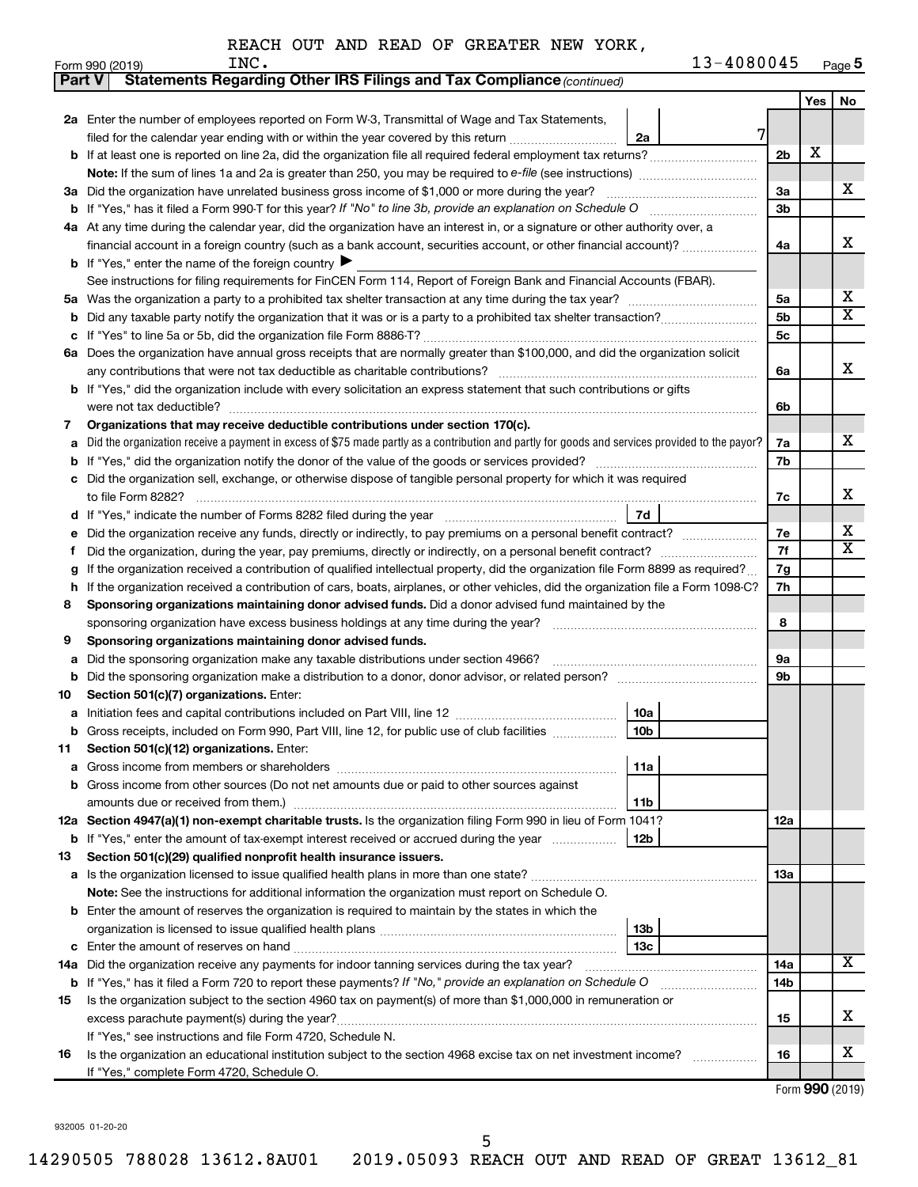REACH OUT AND READ OF GREATER NEW YORK, INC. 13-4080045

Form 990 (2019) Page 5

**Part V Statements Regarding Other IRS Filings and Tax Compliance** *(continued)*

| | | | | Yes | No |
|---|---|---|---|---|---|
| **2a** | Enter the number of employees reported on Form W-3, Transmittal of Wage and Tax Statements, filed for the calendar year ending with or within the year covered by this return | 2a 7 | | | |
| **b** | If at least one is reported on line 2a, did the organization file all required federal employment tax returns? | | 2b | X | |
| | **Note:** If the sum of lines 1a and 2a is greater than 250, you may be required to *e-file* (see instructions) | | | | |
| **3a** | Did the organization have unrelated business gross income of $1,000 or more during the year? | | 3a | | X |
| **b** | If "Yes," has it filed a Form 990-T for this year? *If "No" to line 3b, provide an explanation on Schedule O* | | 3b | | |
| **4a** | At any time during the calendar year, did the organization have an interest in, or a signature or other authority over, a financial account in a foreign country (such as a bank account, securities account, or other financial account)? | | 4a | | X |
| **b** | If "Yes," enter the name of the foreign country ▶ | | | | |
| | See instructions for filing requirements for FinCEN Form 114, Report of Foreign Bank and Financial Accounts (FBAR). | | | | |
| **5a** | Was the organization a party to a prohibited tax shelter transaction at any time during the tax year? | | 5a | | X |
| **b** | Did any taxable party notify the organization that it was or is a party to a prohibited tax shelter transaction? | | 5b | | X |
| **c** | If "Yes" to line 5a or 5b, did the organization file Form 8886-T? | | 5c | | |
| **6a** | Does the organization have annual gross receipts that are normally greater than $100,000, and did the organization solicit any contributions that were not tax deductible as charitable contributions? | | 6a | | X |
| **b** | If "Yes," did the organization include with every solicitation an express statement that such contributions or gifts were not tax deductible? | | 6b | | |
| **7** | **Organizations that may receive deductible contributions under section 170(c).** | | | | |
| **a** | Did the organization receive a payment in excess of $75 made partly as a contribution and partly for goods and services provided to the payor? | | 7a | | X |
| **b** | If "Yes," did the organization notify the donor of the value of the goods or services provided? | | 7b | | |
| **c** | Did the organization sell, exchange, or otherwise dispose of tangible personal property for which it was required to file Form 8282? | | 7c | | X |
| **d** | If "Yes," indicate the number of Forms 8282 filed during the year | 7d | | | |
| **e** | Did the organization receive any funds, directly or indirectly, to pay premiums on a personal benefit contract? | | 7e | | X |
| **f** | Did the organization, during the year, pay premiums, directly or indirectly, on a personal benefit contract? | | 7f | | X |
| **g** | If the organization received a contribution of qualified intellectual property, did the organization file Form 8899 as required? | | 7g | | |
| **h** | If the organization received a contribution of cars, boats, airplanes, or other vehicles, did the organization file a Form 1098-C? | | 7h | | |
| **8** | **Sponsoring organizations maintaining donor advised funds.** Did a donor advised fund maintained by the sponsoring organization have excess business holdings at any time during the year? | | 8 | | |
| **9** | **Sponsoring organizations maintaining donor advised funds.** | | | | |
| **a** | Did the sponsoring organization make any taxable distributions under section 4966? | | 9a | | |
| **b** | Did the sponsoring organization make a distribution to a donor, donor advisor, or related person? | | 9b | | |
| **10** | **Section 501(c)(7) organizations.** Enter: | | | | |
| **a** | Initiation fees and capital contributions included on Part VIII, line 12 | 10a | | | |
| **b** | Gross receipts, included on Form 990, Part VIII, line 12, for public use of club facilities | 10b | | | |
| **11** | **Section 501(c)(12) organizations.** Enter: | | | | |
| **a** | Gross income from members or shareholders | 11a | | | |
| **b** | Gross income from other sources (Do not net amounts due or paid to other sources against amounts due or received from them.) | 11b | | | |
| **12a** | **Section 4947(a)(1) non-exempt charitable trusts.** Is the organization filing Form 990 in lieu of Form 1041? | | 12a | | |
| **b** | If "Yes," enter the amount of tax-exempt interest received or accrued during the year | 12b | | | |
| **13** | **Section 501(c)(29) qualified nonprofit health insurance issuers.** | | | | |
| **a** | Is the organization licensed to issue qualified health plans in more than one state? | | 13a | | |
| | **Note:** See the instructions for additional information the organization must report on Schedule O. | | | | |
| **b** | Enter the amount of reserves the organization is required to maintain by the states in which the organization is licensed to issue qualified health plans | 13b | | | |
| **c** | Enter the amount of reserves on hand | 13c | | | |
| **14a** | Did the organization receive any payments for indoor tanning services during the tax year? | | 14a | | X |
| **b** | If "Yes," has it filed a Form 720 to report these payments? *If "No," provide an explanation on Schedule O* | | 14b | | |
| **15** | Is the organization subject to the section 4960 tax on payment(s) of more than $1,000,000 in remuneration or excess parachute payment(s) during the year? | | 15 | | X |
| | If "Yes," see instructions and file Form 4720, Schedule N. | | | | |
| **16** | Is the organization an educational institution subject to the section 4968 excise tax on net investment income? | | 16 | | X |
| | If "Yes," complete Form 4720, Schedule O. | | | | |

Form **990** (2019)

932005 01-20-20

14290505 788028 13612.8AU01 2019.05093 REACH OUT AND READ OF GREAT 13612_81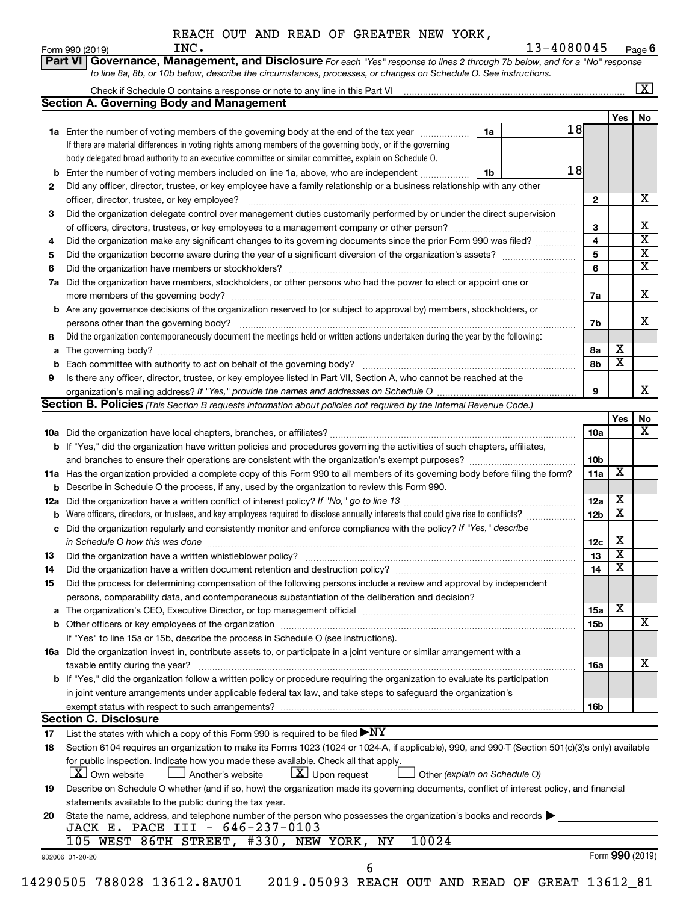REACH OUT AND READ OF GREATER NEW YORK, INC. 13-4080045

Form 990 (2019) Page 6

**Part VI Governance, Management, and Disclosure** *For each "Yes" response to lines 2 through 7b below, and for a "No" response to line 8a, 8b, or 10b below, describe the circumstances, processes, or changes on Schedule O. See instructions.*

Check if Schedule O contains a response or note to any line in this Part VI [X]

## Section A. Governing Body and Management

| | | | | Yes | No |
|---|---|---|---|---|---|
| **1a** | Enter the number of voting members of the governing body at the end of the tax year — 1a: 18 | | | | |
| | If there are material differences in voting rights among members of the governing body, or if the governing body delegated broad authority to an executive committee or similar committee, explain on Schedule O. | | | | |
| **b** | Enter the number of voting members included on line 1a, above, who are independent — 1b: 18 | | | | |
| **2** | Did any officer, director, trustee, or key employee have a family relationship or a business relationship with any other officer, director, trustee, or key employee? | | 2 | | X |
| **3** | Did the organization delegate control over management duties customarily performed by or under the direct supervision of officers, directors, trustees, or key employees to a management company or other person? | | 3 | | X |
| **4** | Did the organization make any significant changes to its governing documents since the prior Form 990 was filed? | | 4 | | X |
| **5** | Did the organization become aware during the year of a significant diversion of the organization's assets? | | 5 | | X |
| **6** | Did the organization have members or stockholders? | | 6 | | X |
| **7a** | Did the organization have members, stockholders, or other persons who had the power to elect or appoint one or more members of the governing body? | | 7a | | X |
| **b** | Are any governance decisions of the organization reserved to (or subject to approval by) members, stockholders, or persons other than the governing body? | | 7b | | X |
| **8** | Did the organization contemporaneously document the meetings held or written actions undertaken during the year by the following: | | | | |
| **a** | The governing body? | | 8a | X | |
| **b** | Each committee with authority to act on behalf of the governing body? | | 8b | X | |
| **9** | Is there any officer, director, trustee, or key employee listed in Part VII, Section A, who cannot be reached at the organization's mailing address? *If "Yes," provide the names and addresses on Schedule O* | | 9 | | X |

## Section B. Policies *(This Section B requests information about policies not required by the Internal Revenue Code.)*

| | | | Yes | No |
|---|---|---|---|---|
| **10a** | Did the organization have local chapters, branches, or affiliates? | 10a | | X |
| **b** | If "Yes," did the organization have written policies and procedures governing the activities of such chapters, affiliates, and branches to ensure their operations are consistent with the organization's exempt purposes? | 10b | | |
| **11a** | Has the organization provided a complete copy of this Form 990 to all members of its governing body before filing the form? | 11a | X | |
| **b** | Describe in Schedule O the process, if any, used by the organization to review this Form 990. | | | |
| **12a** | Did the organization have a written conflict of interest policy? *If "No," go to line 13* | 12a | X | |
| **b** | Were officers, directors, or trustees, and key employees required to disclose annually interests that could give rise to conflicts? | 12b | X | |
| **c** | Did the organization regularly and consistently monitor and enforce compliance with the policy? *If "Yes," describe in Schedule O how this was done* | 12c | X | |
| **13** | Did the organization have a written whistleblower policy? | 13 | X | |
| **14** | Did the organization have a written document retention and destruction policy? | 14 | X | |
| **15** | Did the process for determining compensation of the following persons include a review and approval by independent persons, comparability data, and contemporaneous substantiation of the deliberation and decision? | | | |
| **a** | The organization's CEO, Executive Director, or top management official | 15a | X | |
| **b** | Other officers or key employees of the organization | 15b | | X |
| | If "Yes" to line 15a or 15b, describe the process in Schedule O (see instructions). | | | |
| **16a** | Did the organization invest in, contribute assets to, or participate in a joint venture or similar arrangement with a taxable entity during the year? | 16a | | X |
| **b** | If "Yes," did the organization follow a written policy or procedure requiring the organization to evaluate its participation in joint venture arrangements under applicable federal tax law, and take steps to safeguard the organization's exempt status with respect to such arrangements? | 16b | | |

## Section C. Disclosure

**17** List the states with which a copy of this Form 990 is required to be filed ▶ NY

**18** Section 6104 requires an organization to make its Forms 1023 (1024 or 1024-A, if applicable), 990, and 990-T (Section 501(c)(3)s only) available for public inspection. Indicate how you made these available. Check all that apply.

[X] Own website [ ] Another's website [X] Upon request [ ] Other *(explain on Schedule O)*

**19** Describe on Schedule O whether (and if so, how) the organization made its governing documents, conflict of interest policy, and financial statements available to the public during the tax year.

**20** State the name, address, and telephone number of the person who possesses the organization's books and records ▶

JACK E. PACE III - 646-237-0103
105 WEST 86TH STREET, #330, NEW YORK, NY 10024

932006 01-20-20 Form **990** (2019)

14290505 788028 13612.8AU01 2019.05093 REACH OUT AND READ OF GREAT 13612_81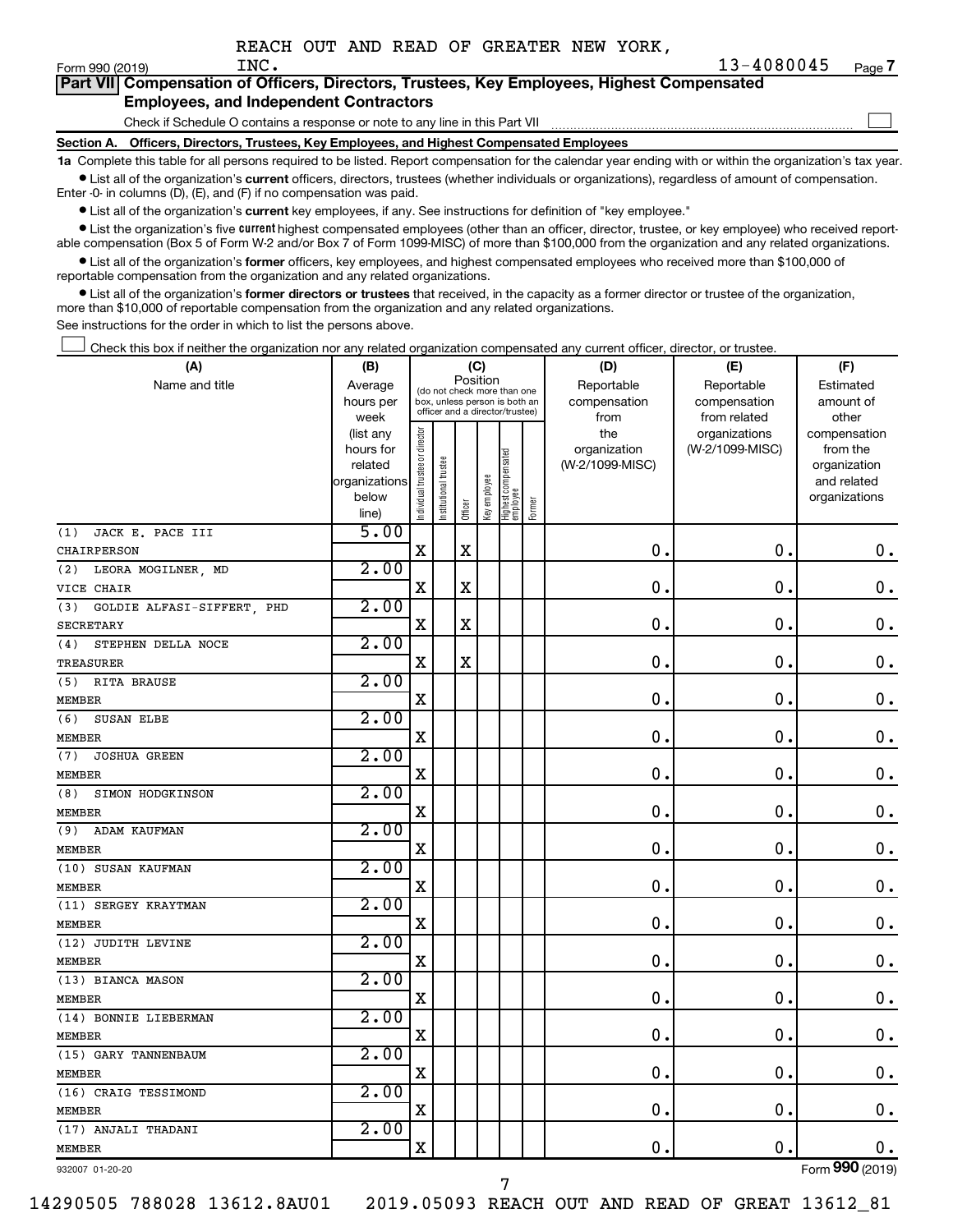REACH OUT AND READ OF GREATER NEW YORK, INC. 13-4080045

Form 990 (2019) Page 7

**Part VII Compensation of Officers, Directors, Trustees, Key Employees, Highest Compensated Employees, and Independent Contractors**

Check if Schedule O contains a response or note to any line in this Part VII ☐

**Section A. Officers, Directors, Trustees, Key Employees, and Highest Compensated Employees**

**1a** Complete this table for all persons required to be listed. Report compensation for the calendar year ending with or within the organization's tax year.

● List all of the organization's **current** officers, directors, trustees (whether individuals or organizations), regardless of amount of compensation. Enter -0- in columns (D), (E), and (F) if no compensation was paid.

● List all of the organization's **current** key employees, if any. See instructions for definition of "key employee."

● List the organization's five **current** highest compensated employees (other than an officer, director, trustee, or key employee) who received reportable compensation (Box 5 of Form W-2 and/or Box 7 of Form 1099-MISC) of more than $100,000 from the organization and any related organizations.

● List all of the organization's **former** officers, key employees, and highest compensated employees who received more than $100,000 of reportable compensation from the organization and any related organizations.

● List all of the organization's **former directors or trustees** that received, in the capacity as a former director or trustee of the organization, more than $10,000 of reportable compensation from the organization and any related organizations.

See instructions for the order in which to list the persons above.

☐ Check this box if neither the organization nor any related organization compensated any current officer, director, or trustee.

| (A) Name and title | (B) Average hours per week (list any hours for related organizations below line) | (C) Position: Individual trustee or director | Institutional trustee | Officer | Key employee | Highest compensated employee | Former | (D) Reportable compensation from the organization (W-2/1099-MISC) | (E) Reportable compensation from related organizations (W-2/1099-MISC) | (F) Estimated amount of other compensation from the organization and related organizations |
|---|---|---|---|---|---|---|---|---|---|---|
| (1) JACK E. PACE III<br>CHAIRPERSON | 5.00 | X | | X | | | | 0. | 0. | 0. |
| (2) LEORA MOGILNER, MD<br>VICE CHAIR | 2.00 | X | | X | | | | 0. | 0. | 0. |
| (3) GOLDIE ALFASI-SIFFERT, PHD<br>SECRETARY | 2.00 | X | | X | | | | 0. | 0. | 0. |
| (4) STEPHEN DELLA NOCE<br>TREASURER | 2.00 | X | | X | | | | 0. | 0. | 0. |
| (5) RITA BRAUSE<br>MEMBER | 2.00 | X | | | | | | 0. | 0. | 0. |
| (6) SUSAN ELBE<br>MEMBER | 2.00 | X | | | | | | 0. | 0. | 0. |
| (7) JOSHUA GREEN<br>MEMBER | 2.00 | X | | | | | | 0. | 0. | 0. |
| (8) SIMON HODGKINSON<br>MEMBER | 2.00 | X | | | | | | 0. | 0. | 0. |
| (9) ADAM KAUFMAN<br>MEMBER | 2.00 | X | | | | | | 0. | 0. | 0. |
| (10) SUSAN KAUFMAN<br>MEMBER | 2.00 | X | | | | | | 0. | 0. | 0. |
| (11) SERGEY KRAYTMAN<br>MEMBER | 2.00 | X | | | | | | 0. | 0. | 0. |
| (12) JUDITH LEVINE<br>MEMBER | 2.00 | X | | | | | | 0. | 0. | 0. |
| (13) BIANCA MASON<br>MEMBER | 2.00 | X | | | | | | 0. | 0. | 0. |
| (14) BONNIE LIEBERMAN<br>MEMBER | 2.00 | X | | | | | | 0. | 0. | 0. |
| (15) GARY TANNENBAUM<br>MEMBER | 2.00 | X | | | | | | 0. | 0. | 0. |
| (16) CRAIG TESSIMOND<br>MEMBER | 2.00 | X | | | | | | 0. | 0. | 0. |
| (17) ANJALI THADANI<br>MEMBER | 2.00 | X | | | | | | 0. | 0. | 0. |

932007 01-20-20 Form **990** (2019)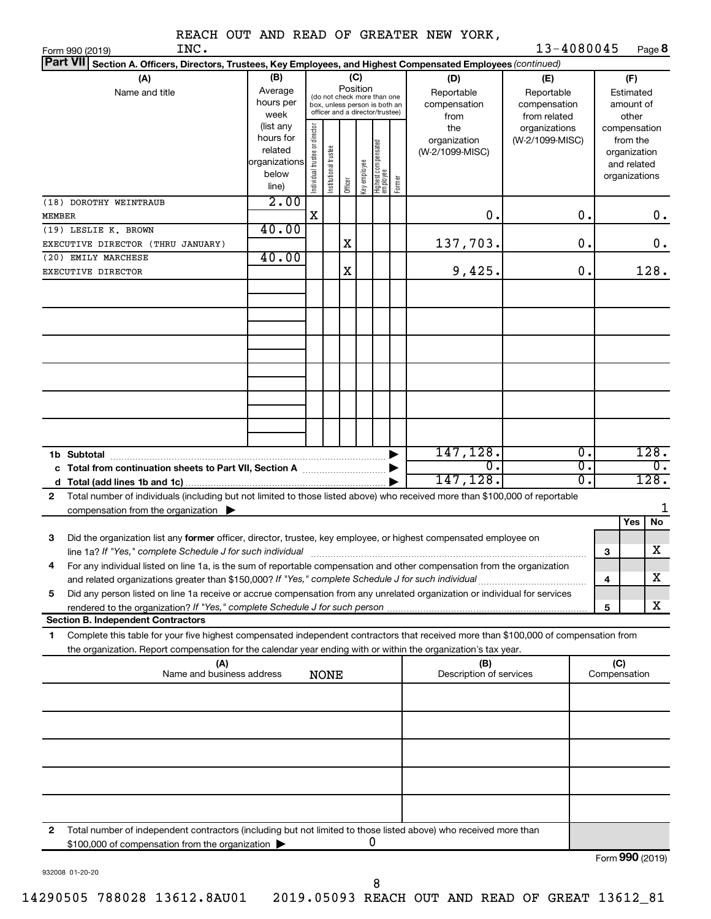REACH OUT AND READ OF GREATER NEW YORK, INC. 13-4080045

Form 990 (2019)

**Part VII** **Section A. Officers, Directors, Trustees, Key Employees, and Highest Compensated Employees** *(continued)*

| (A) Name and title | (B) Average hours per week (list any hours for related organizations below line) | (C) Position: Individual trustee or director | Institutional trustee | Officer | Key employee | Highest compensated employee | Former | (D) Reportable compensation from the organization (W-2/1099-MISC) | (E) Reportable compensation from related organizations (W-2/1099-MISC) | (F) Estimated amount of other compensation from the organization and related organizations |
|---|---|---|---|---|---|---|---|---|---|---|
| (18) DOROTHY WEINTRAUB<br>MEMBER | 2.00 | X | | | | | | 0. | 0. | 0. |
| (19) LESLIE K. BROWN<br>EXECUTIVE DIRECTOR (THRU JANUARY) | 40.00 | | | X | | | | 137,703. | 0. | 0. |
| (20) EMILY MARCHESE<br>EXECUTIVE DIRECTOR | 40.00 | | | X | | | | 9,425. | 0. | 128. |
| | | | | | | | | | | |
| | | | | | | | | | | |
| | | | | | | | | | | |
| | | | | | | | | | | |
| | | | | | | | | | | |
| | | | | | | | | | | |
| **1b Subtotal** | | | | | | | | 147,128. | 0. | 128. |
| **c Total from continuation sheets to Part VII, Section A** | | | | | | | | 0. | 0. | 0. |
| **d Total (add lines 1b and 1c)** | | | | | | | | 147,128. | 0. | 128. |

**2** Total number of individuals (including but not limited to those listed above) who received more than $100,000 of reportable compensation from the organization ▶ 1

| | | | Yes | No |
|---|---|---|---|---|
| **3** | Did the organization list any **former** officer, director, trustee, key employee, or highest compensated employee on line 1a? *If "Yes," complete Schedule J for such individual* | 3 | | X |
| **4** | For any individual listed on line 1a, is the sum of reportable compensation and other compensation from the organization and related organizations greater than $150,000? *If "Yes," complete Schedule J for such individual* | 4 | | X |
| **5** | Did any person listed on line 1a receive or accrue compensation from any unrelated organization or individual for services rendered to the organization? *If "Yes," complete Schedule J for such person* | 5 | | X |

**Section B. Independent Contractors**

**1** Complete this table for your five highest compensated independent contractors that received more than $100,000 of compensation from the organization. Report compensation for the calendar year ending with or within the organization's tax year.

| (A) Name and business address | (B) Description of services | (C) Compensation |
|---|---|---|
| NONE | | |
| | | |
| | | |
| | | |
| | | |
| | | |

**2** Total number of independent contractors (including but not limited to those listed above) who received more than $100,000 of compensation from the organization ▶ 0

Form **990** (2019)

932008 01-20-20

14290505 788028 13612.8AU01 2019.05093 REACH OUT AND READ OF GREAT 13612_81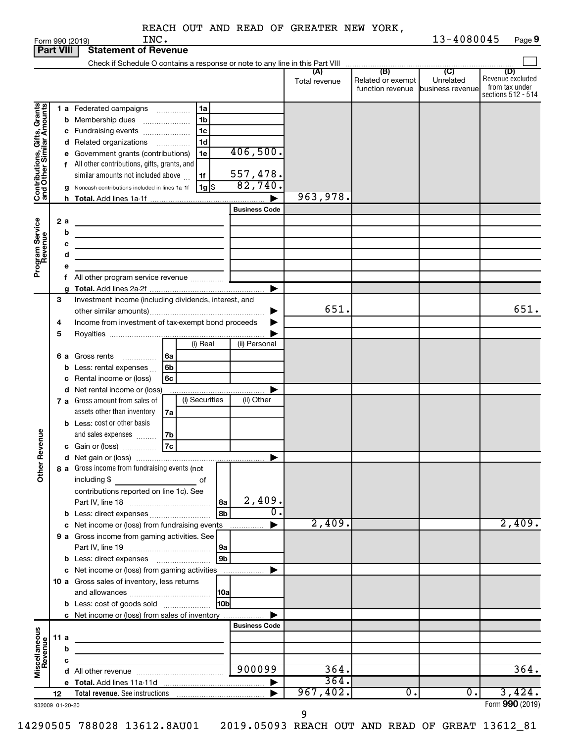REACH OUT AND READ OF GREATER NEW YORK, INC. 13-4080045

Form 990 (2019) Page 9

## Part VIII Statement of Revenue

Check if Schedule O contains a response or note to any line in this Part VIII ☐

| | | | | (A) Total revenue | (B) Related or exempt function revenue | (C) Unrelated business revenue | (D) Revenue excluded from tax under sections 512 - 514 |
|---|---|---|---|---|---|---|---|
| **Contributions, Gifts, Grants and Other Similar Amounts** | 1 a | Federated campaigns | 1a | | | | |
| | b | Membership dues | 1b | | | | |
| | c | Fundraising events | 1c | | | | |
| | d | Related organizations | 1d | | | | |
| | e | Government grants (contributions) | 1e 406,500. | | | | |
| | f | All other contributions, gifts, grants, and similar amounts not included above | 1f 557,478. | | | | |
| | g | Noncash contributions included in lines 1a-1f | 1g $ 82,740. | | | | |
| | h | **Total.** Add lines 1a-1f | ▶ | 963,978. | | | |
| **Program Service Revenue** | | | **Business Code** | | | | |
| | 2 a | | | | | | |
| | b | | | | | | |
| | c | | | | | | |
| | d | | | | | | |
| | e | | | | | | |
| | f | All other program service revenue | | | | | |
| | g | **Total.** Add lines 2a-2f | ▶ | | | | |
| **Other Revenue** | 3 | Investment income (including dividends, interest, and other similar amounts) | ▶ | 651. | | | 651. |
| | 4 | Income from investment of tax-exempt bond proceeds | ▶ | | | | |
| | 5 | Royalties | ▶ | | | | |
| | | | (i) Real / (ii) Personal | | | | |
| | 6 a | Gross rents | 6a | | | | |
| | b | Less: rental expenses | 6b | | | | |
| | c | Rental income or (loss) | 6c | | | | |
| | d | Net rental income or (loss) | ▶ | | | | |
| | | | (i) Securities / (ii) Other | | | | |
| | 7 a | Gross amount from sales of assets other than inventory | 7a | | | | |
| | b | Less: cost or other basis and sales expenses | 7b | | | | |
| | c | Gain or (loss) | 7c | | | | |
| | d | Net gain or (loss) | ▶ | | | | |
| | 8 a | Gross income from fundraising events (not including $ ______ of contributions reported on line 1c). See Part IV, line 18 | 8a 2,409. | | | | |
| | b | Less: direct expenses | 8b 0. | | | | |
| | c | Net income or (loss) from fundraising events | ▶ | 2,409. | | | 2,409. |
| | 9 a | Gross income from gaming activities. See Part IV, line 19 | 9a | | | | |
| | b | Less: direct expenses | 9b | | | | |
| | c | Net income or (loss) from gaming activities | ▶ | | | | |
| | 10 a | Gross sales of inventory, less returns and allowances | 10a | | | | |
| | b | Less: cost of goods sold | 10b | | | | |
| | c | Net income or (loss) from sales of inventory | ▶ | | | | |
| **Miscellaneous Revenue** | | | **Business Code** | | | | |
| | 11 a | | | | | | |
| | b | | | | | | |
| | c | | | | | | |
| | d | All other revenue | 900099 | 364. | | | 364. |
| | e | **Total.** Add lines 11a-11d | ▶ | 364. | | | |
| | 12 | **Total revenue.** See instructions | ▶ | 967,402. | 0. | 0. | 3,424. |

932009 01-20-20 Form **990** (2019)

14290505 788028 13612.8AU01 2019.05093 REACH OUT AND READ OF GREAT 13612_81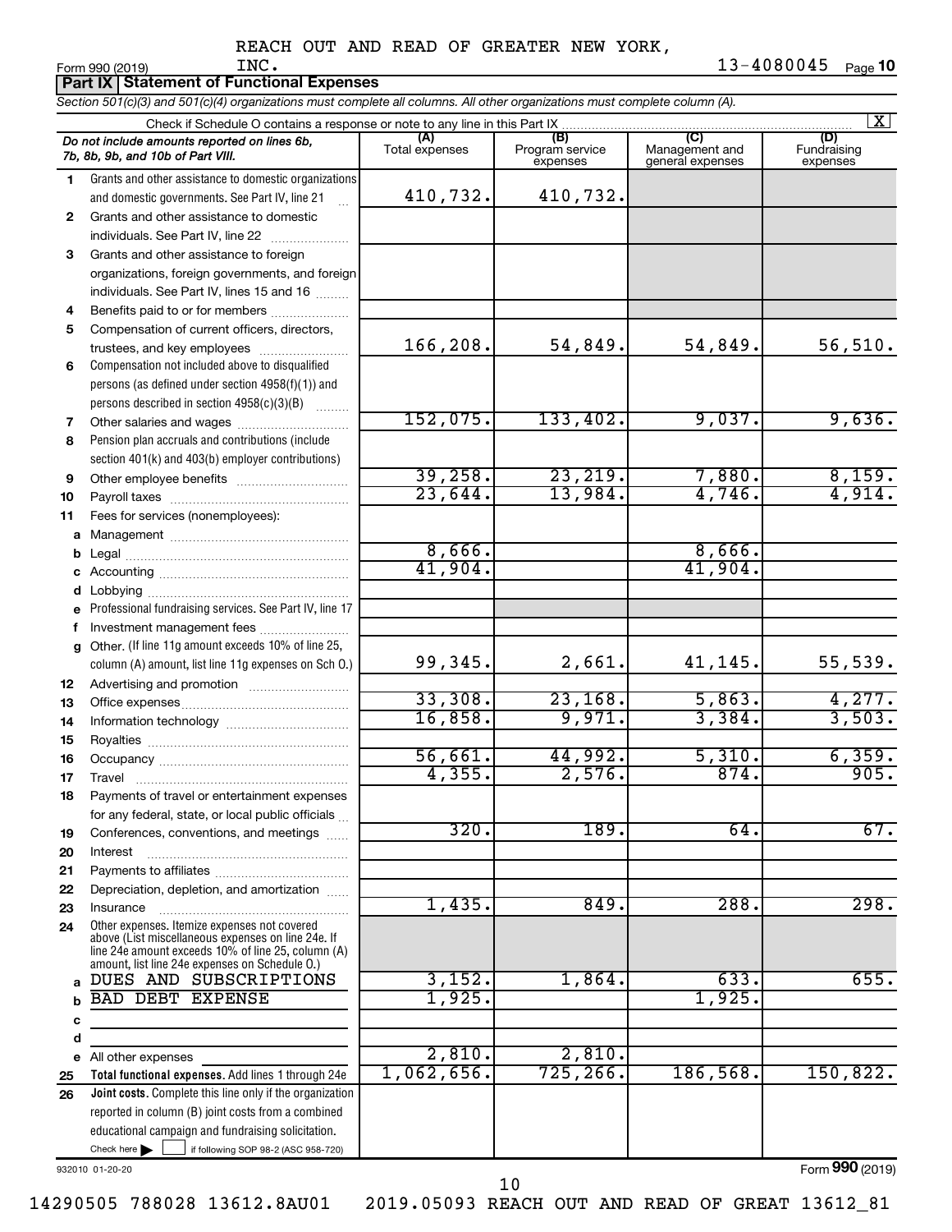REACH OUT AND READ OF GREATER NEW YORK, INC.

Form 990 (2019) 13-4080045 Page **10**

## Part IX Statement of Functional Expenses

*Section 501(c)(3) and 501(c)(4) organizations must complete all columns. All other organizations must complete column (A).*

Check if Schedule O contains a response or note to any line in this Part IX [X]

| | *Do not include amounts reported on lines 6b, 7b, 8b, 9b, and 10b of Part VIII.* | (A) Total expenses | (B) Program service expenses | (C) Management and general expenses | (D) Fundraising expenses |
|---|---|---|---|---|---|
| 1 | Grants and other assistance to domestic organizations and domestic governments. See Part IV, line 21 | 410,732. | 410,732. | | |
| 2 | Grants and other assistance to domestic individuals. See Part IV, line 22 | | | | |
| 3 | Grants and other assistance to foreign organizations, foreign governments, and foreign individuals. See Part IV, lines 15 and 16 | | | | |
| 4 | Benefits paid to or for members | | | | |
| 5 | Compensation of current officers, directors, trustees, and key employees | 166,208. | 54,849. | 54,849. | 56,510. |
| 6 | Compensation not included above to disqualified persons (as defined under section 4958(f)(1)) and persons described in section 4958(c)(3)(B) | | | | |
| 7 | Other salaries and wages | 152,075. | 133,402. | 9,037. | 9,636. |
| 8 | Pension plan accruals and contributions (include section 401(k) and 403(b) employer contributions) | | | | |
| 9 | Other employee benefits | 39,258. | 23,219. | 7,880. | 8,159. |
| 10 | Payroll taxes | 23,644. | 13,984. | 4,746. | 4,914. |
| 11 | Fees for services (nonemployees): | | | | |
| a | Management | | | | |
| b | Legal | 8,666. | | 8,666. | |
| c | Accounting | 41,904. | | 41,904. | |
| d | Lobbying | | | | |
| e | Professional fundraising services. See Part IV, line 17 | | | | |
| f | Investment management fees | | | | |
| g | Other. (If line 11g amount exceeds 10% of line 25, column (A) amount, list line 11g expenses on Sch O.) | 99,345. | 2,661. | 41,145. | 55,539. |
| 12 | Advertising and promotion | | | | |
| 13 | Office expenses | 33,308. | 23,168. | 5,863. | 4,277. |
| 14 | Information technology | 16,858. | 9,971. | 3,384. | 3,503. |
| 15 | Royalties | | | | |
| 16 | Occupancy | 56,661. | 44,992. | 5,310. | 6,359. |
| 17 | Travel | 4,355. | 2,576. | 874. | 905. |
| 18 | Payments of travel or entertainment expenses for any federal, state, or local public officials | | | | |
| 19 | Conferences, conventions, and meetings | 320. | 189. | 64. | 67. |
| 20 | Interest | | | | |
| 21 | Payments to affiliates | | | | |
| 22 | Depreciation, depletion, and amortization | | | | |
| 23 | Insurance | 1,435. | 849. | 288. | 298. |
| 24 | Other expenses. Itemize expenses not covered above (List miscellaneous expenses on line 24e. If line 24e amount exceeds 10% of line 25, column (A) amount, list line 24e expenses on Schedule O.) | | | | |
| a | DUES AND SUBSCRIPTIONS | 3,152. | 1,864. | 633. | 655. |
| b | BAD DEBT EXPENSE | 1,925. | | 1,925. | |
| c | | | | | |
| d | | | | | |
| e | All other expenses | 2,810. | 2,810. | | |
| 25 | **Total functional expenses.** Add lines 1 through 24e | 1,062,656. | 725,266. | 186,568. | 150,822. |
| 26 | **Joint costs.** Complete this line only if the organization reported in column (B) joint costs from a combined educational campaign and fundraising solicitation. Check here [ ] if following SOP 98-2 (ASC 958-720) | | | | |

932010 01-20-20

Form **990** (2019)

14290505 788028 13612.8AU01 2019.05093 REACH OUT AND READ OF GREAT 13612_81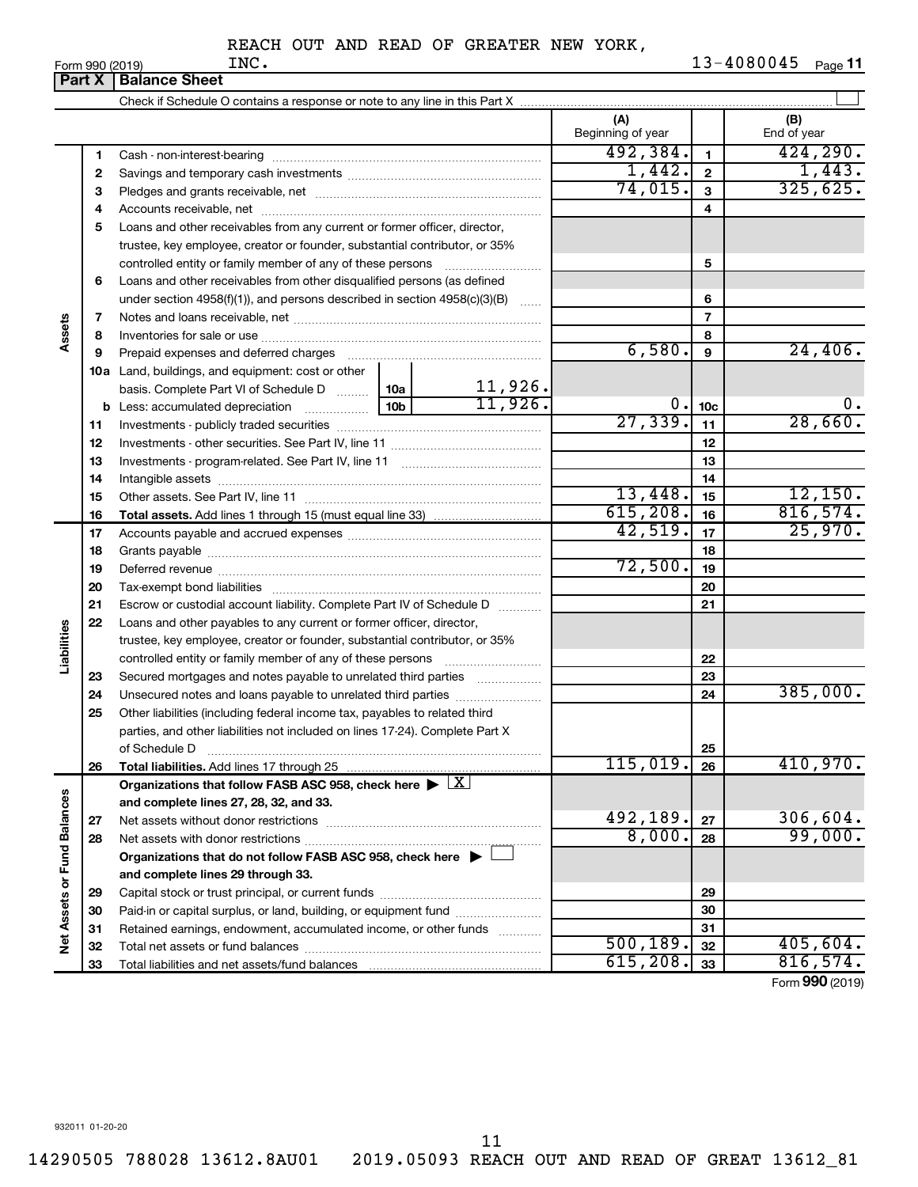REACH OUT AND READ OF GREATER NEW YORK, INC.

Form 990 (2019) 13-4080045

## Part X | Balance Sheet

Check if Schedule O contains a response or note to any line in this Part X

| | | | (A) Beginning of year | | (B) End of year |
|---|---|---|---|---|---|
| **Assets** | 1 | Cash - non-interest-bearing | 492,384. | 1 | 424,290. |
| | 2 | Savings and temporary cash investments | 1,442. | 2 | 1,443. |
| | 3 | Pledges and grants receivable, net | 74,015. | 3 | 325,625. |
| | 4 | Accounts receivable, net | | 4 | |
| | 5 | Loans and other receivables from any current or former officer, director, trustee, key employee, creator or founder, substantial contributor, or 35% controlled entity or family member of any of these persons | | 5 | |
| | 6 | Loans and other receivables from other disqualified persons (as defined under section 4958(f)(1)), and persons described in section 4958(c)(3)(B) | | 6 | |
| | 7 | Notes and loans receivable, net | | 7 | |
| | 8 | Inventories for sale or use | | 8 | |
| | 9 | Prepaid expenses and deferred charges | 6,580. | 9 | 24,406. |
| | 10a | Land, buildings, and equipment: cost or other basis. Complete Part VI of Schedule D — 10a: 11,926. | | | |
| | b | Less: accumulated depreciation — 10b: 11,926. | 0. | 10c | 0. |
| | 11 | Investments - publicly traded securities | 27,339. | 11 | 28,660. |
| | 12 | Investments - other securities. See Part IV, line 11 | | 12 | |
| | 13 | Investments - program-related. See Part IV, line 11 | | 13 | |
| | 14 | Intangible assets | | 14 | |
| | 15 | Other assets. See Part IV, line 11 | 13,448. | 15 | 12,150. |
| | 16 | **Total assets.** Add lines 1 through 15 (must equal line 33) | 615,208. | 16 | 816,574. |
| **Liabilities** | 17 | Accounts payable and accrued expenses | 42,519. | 17 | 25,970. |
| | 18 | Grants payable | | 18 | |
| | 19 | Deferred revenue | 72,500. | 19 | |
| | 20 | Tax-exempt bond liabilities | | 20 | |
| | 21 | Escrow or custodial account liability. Complete Part IV of Schedule D | | 21 | |
| | 22 | Loans and other payables to any current or former officer, director, trustee, key employee, creator or founder, substantial contributor, or 35% controlled entity or family member of any of these persons | | 22 | |
| | 23 | Secured mortgages and notes payable to unrelated third parties | | 23 | |
| | 24 | Unsecured notes and loans payable to unrelated third parties | | 24 | 385,000. |
| | 25 | Other liabilities (including federal income tax, payables to related third parties, and other liabilities not included on lines 17-24). Complete Part X of Schedule D | | 25 | |
| | 26 | **Total liabilities.** Add lines 17 through 25 | 115,019. | 26 | 410,970. |
| **Net Assets or Fund Balances** | | **Organizations that follow FASB ASC 958, check here** ▶ [X] **and complete lines 27, 28, 32, and 33.** | | | |
| | 27 | Net assets without donor restrictions | 492,189. | 27 | 306,604. |
| | 28 | Net assets with donor restrictions | 8,000. | 28 | 99,000. |
| | | **Organizations that do not follow FASB ASC 958, check here** ▶ [ ] **and complete lines 29 through 33.** | | | |
| | 29 | Capital stock or trust principal, or current funds | | 29 | |
| | 30 | Paid-in or capital surplus, or land, building, or equipment fund | | 30 | |
| | 31 | Retained earnings, endowment, accumulated income, or other funds | | 31 | |
| | 32 | Total net assets or fund balances | 500,189. | 32 | 405,604. |
| | 33 | Total liabilities and net assets/fund balances | 615,208. | 33 | 816,574. |

Form **990** (2019)

932011 01-20-20

14290505 788028 13612.8AU01 2019.05093 REACH OUT AND READ OF GREAT 13612_81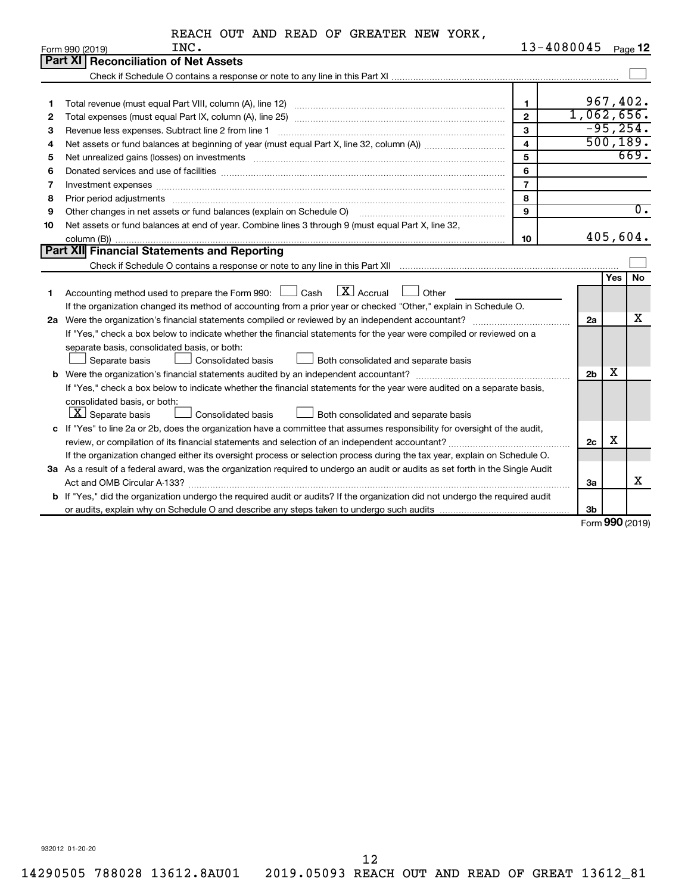REACH OUT AND READ OF GREATER NEW YORK, INC. 13-4080045

Form 990 (2019) Page **12**

## Part XI Reconciliation of Net Assets

Check if Schedule O contains a response or note to any line in this Part XI ☐

| | | | |
|---|---|---|---|
| 1 | Total revenue (must equal Part VIII, column (A), line 12) | 1 | 967,402. |
| 2 | Total expenses (must equal Part IX, column (A), line 25) | 2 | 1,062,656. |
| 3 | Revenue less expenses. Subtract line 2 from line 1 | 3 | -95,254. |
| 4 | Net assets or fund balances at beginning of year (must equal Part X, line 32, column (A)) | 4 | 500,189. |
| 5 | Net unrealized gains (losses) on investments | 5 | 669. |
| 6 | Donated services and use of facilities | 6 | |
| 7 | Investment expenses | 7 | |
| 8 | Prior period adjustments | 8 | |
| 9 | Other changes in net assets or fund balances (explain on Schedule O) | 9 | 0. |
| 10 | Net assets or fund balances at end of year. Combine lines 3 through 9 (must equal Part X, line 32, column (B)) | 10 | 405,604. |

## Part XII Financial Statements and Reporting

Check if Schedule O contains a response or note to any line in this Part XII ☐

| | | | Yes | No |
|---|---|---|---|---|
| 1 | Accounting method used to prepare the Form 990: ☐ Cash ☒ Accrual ☐ Other<br>If the organization changed its method of accounting from a prior year or checked "Other," explain in Schedule O. | | | |
| 2a | Were the organization's financial statements compiled or reviewed by an independent accountant?<br>If "Yes," check a box below to indicate whether the financial statements for the year were compiled or reviewed on a separate basis, consolidated basis, or both:<br>☐ Separate basis ☐ Consolidated basis ☐ Both consolidated and separate basis | 2a | | X |
| b | Were the organization's financial statements audited by an independent accountant?<br>If "Yes," check a box below to indicate whether the financial statements for the year were audited on a separate basis, consolidated basis, or both:<br>☒ Separate basis ☐ Consolidated basis ☐ Both consolidated and separate basis | 2b | X | |
| c | If "Yes" to line 2a or 2b, does the organization have a committee that assumes responsibility for oversight of the audit, review, or compilation of its financial statements and selection of an independent accountant?<br>If the organization changed either its oversight process or selection process during the tax year, explain on Schedule O. | 2c | X | |
| 3a | As a result of a federal award, was the organization required to undergo an audit or audits as set forth in the Single Audit Act and OMB Circular A-133? | 3a | | X |
| b | If "Yes," did the organization undergo the required audit or audits? If the organization did not undergo the required audit or audits, explain why on Schedule O and describe any steps taken to undergo such audits | 3b | | |

Form **990** (2019)

932012 01-20-20

14290505 788028 13612.8AU01 2019.05093 REACH OUT AND READ OF GREAT 13612_81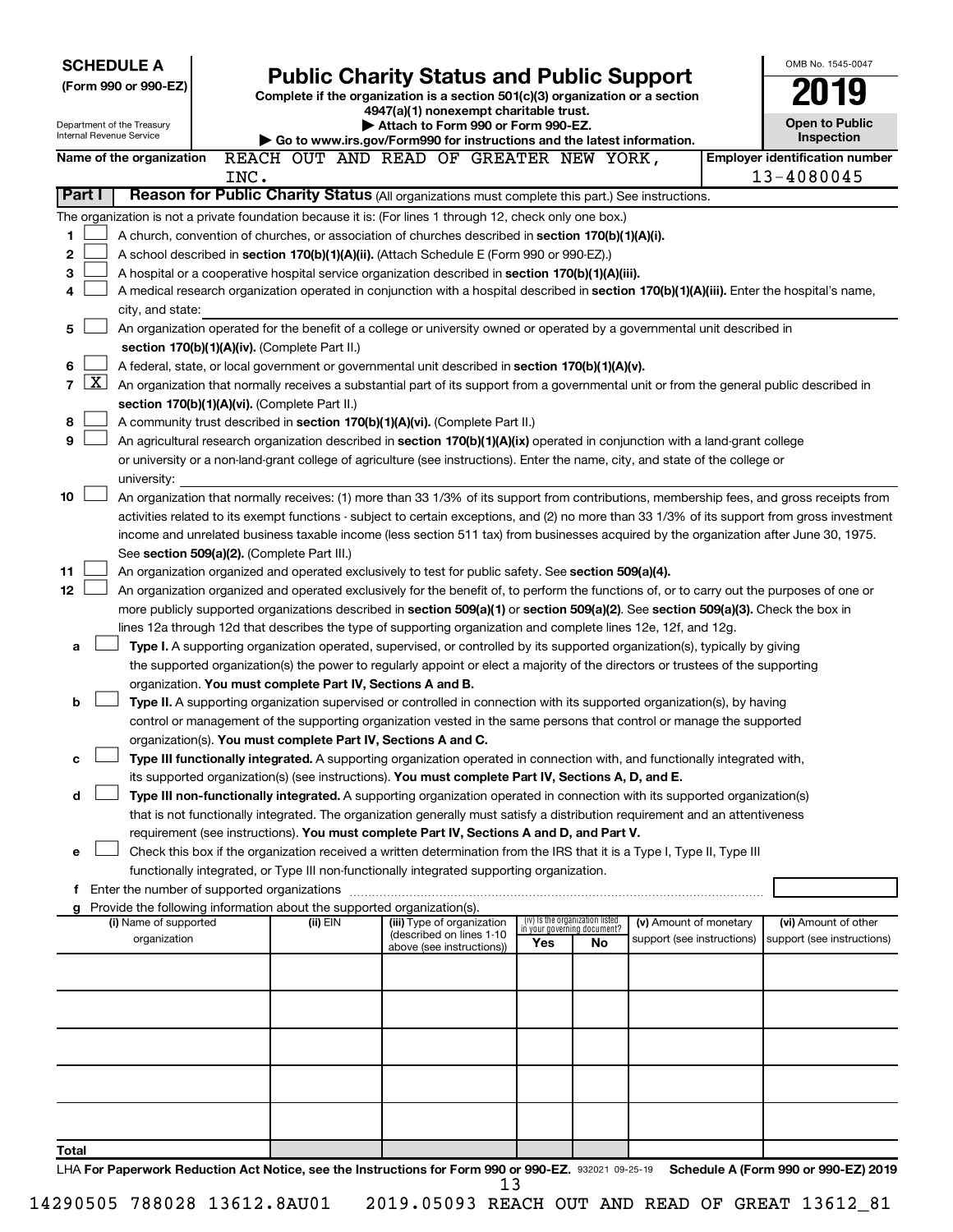**SCHEDULE A**
**(Form 990 or 990-EZ)**

Department of the Treasury
Internal Revenue Service

# Public Charity Status and Public Support

**Complete if the organization is a section 501(c)(3) organization or a section 4947(a)(1) nonexempt charitable trust.**
**▶ Attach to Form 990 or Form 990-EZ.**
**▶ Go to www.irs.gov/Form990 for instructions and the latest information.**

OMB No. 1545-0047

**2019**

**Open to Public Inspection**

**Name of the organization** REACH OUT AND READ OF GREATER NEW YORK, INC.

**Employer identification number** 13-4080045

**Part I** **Reason for Public Charity Status** (All organizations must complete this part.) See instructions.

The organization is not a private foundation because it is: (For lines 1 through 12, check only one box.)

1 [ ] A church, convention of churches, or association of churches described in **section 170(b)(1)(A)(i).**

2 [ ] A school described in **section 170(b)(1)(A)(ii).** (Attach Schedule E (Form 990 or 990-EZ).)

3 [ ] A hospital or a cooperative hospital service organization described in **section 170(b)(1)(A)(iii).**

4 [ ] A medical research organization operated in conjunction with a hospital described in **section 170(b)(1)(A)(iii).** Enter the hospital's name, city, and state:

5 [ ] An organization operated for the benefit of a college or university owned or operated by a governmental unit described in **section 170(b)(1)(A)(iv).** (Complete Part II.)

6 [ ] A federal, state, or local government or governmental unit described in **section 170(b)(1)(A)(v).**

7 [X] An organization that normally receives a substantial part of its support from a governmental unit or from the general public described in **section 170(b)(1)(A)(vi).** (Complete Part II.)

8 [ ] A community trust described in **section 170(b)(1)(A)(vi).** (Complete Part II.)

9 [ ] An agricultural research organization described in **section 170(b)(1)(A)(ix)** operated in conjunction with a land-grant college or university or a non-land-grant college of agriculture (see instructions). Enter the name, city, and state of the college or university:

10 [ ] An organization that normally receives: (1) more than 33 1/3% of its support from contributions, membership fees, and gross receipts from activities related to its exempt functions - subject to certain exceptions, and (2) no more than 33 1/3% of its support from gross investment income and unrelated business taxable income (less section 511 tax) from businesses acquired by the organization after June 30, 1975. See **section 509(a)(2).** (Complete Part III.)

11 [ ] An organization organized and operated exclusively to test for public safety. See **section 509(a)(4).**

12 [ ] An organization organized and operated exclusively for the benefit of, to perform the functions of, or to carry out the purposes of one or more publicly supported organizations described in **section 509(a)(1)** or **section 509(a)(2)**. See **section 509(a)(3).** Check the box in lines 12a through 12d that describes the type of supporting organization and complete lines 12e, 12f, and 12g.

a [ ] **Type I.** A supporting organization operated, supervised, or controlled by its supported organization(s), typically by giving the supported organization(s) the power to regularly appoint or elect a majority of the directors or trustees of the supporting organization. **You must complete Part IV, Sections A and B.**

b [ ] **Type II.** A supporting organization supervised or controlled in connection with its supported organization(s), by having control or management of the supporting organization vested in the same persons that control or manage the supported organization(s). **You must complete Part IV, Sections A and C.**

c [ ] **Type III functionally integrated.** A supporting organization operated in connection with, and functionally integrated with, its supported organization(s) (see instructions). **You must complete Part IV, Sections A, D, and E.**

d [ ] **Type III non-functionally integrated.** A supporting organization operated in connection with its supported organization(s) that is not functionally integrated. The organization generally must satisfy a distribution requirement and an attentiveness requirement (see instructions). **You must complete Part IV, Sections A and D, and Part V.**

e [ ] Check this box if the organization received a written determination from the IRS that it is a Type I, Type II, Type III functionally integrated, or Type III non-functionally integrated supporting organization.

f Enter the number of supported organizations

g Provide the following information about the supported organization(s).

| (i) Name of supported organization | (ii) EIN | (iii) Type of organization (described on lines 1-10 above (see instructions)) | (iv) Is the organization listed in your governing document? Yes | No | (v) Amount of monetary support (see instructions) | (vi) Amount of other support (see instructions) |
|---|---|---|---|---|---|---|
| | | | | | | |
| | | | | | | |
| | | | | | | |
| | | | | | | |
| | | | | | | |
| **Total** | | | | | | |

LHA **For Paperwork Reduction Act Notice, see the Instructions for Form 990 or 990-EZ.** 932021 09-25-19 **Schedule A (Form 990 or 990-EZ) 2019**

14290505 788028 13612.8AU01 2019.05093 REACH OUT AND READ OF GREAT 13612_81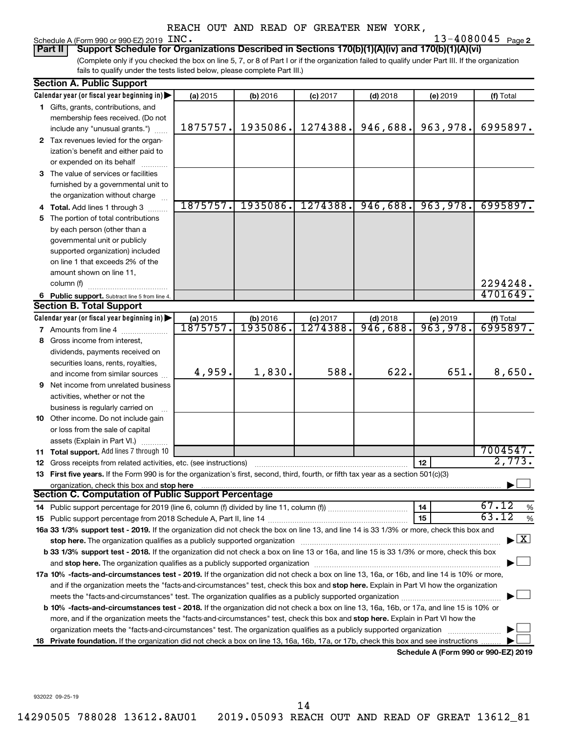REACH OUT AND READ OF GREATER NEW YORK,

Schedule A (Form 990 or 990-EZ) 2019 INC. 13-4080045 Page **2**

**Part II** **Support Schedule for Organizations Described in Sections 170(b)(1)(A)(iv) and 170(b)(1)(A)(vi)**

(Complete only if you checked the box on line 5, 7, or 8 of Part I or if the organization failed to qualify under Part III. If the organization fails to qualify under the tests listed below, please complete Part III.)

## Section A. Public Support

| Calendar year (or fiscal year beginning in) ▶ | (a) 2015 | (b) 2016 | (c) 2017 | (d) 2018 | (e) 2019 | (f) Total |
|---|---|---|---|---|---|---|
| **1** Gifts, grants, contributions, and membership fees received. (Do not include any "unusual grants.") | 1875757. | 1935086. | 1274388. | 946,688. | 963,978. | 6995897. |
| **2** Tax revenues levied for the organization's benefit and either paid to or expended on its behalf | | | | | | |
| **3** The value of services or facilities furnished by a governmental unit to the organization without charge | | | | | | |
| **4 Total.** Add lines 1 through 3 | 1875757. | 1935086. | 1274388. | 946,688. | 963,978. | 6995897. |
| **5** The portion of total contributions by each person (other than a governmental unit or publicly supported organization) included on line 1 that exceeds 2% of the amount shown on line 11, column (f) | | | | | | 2294248. |
| **6 Public support.** Subtract line 5 from line 4. | | | | | | 4701649. |

## Section B. Total Support

| Calendar year (or fiscal year beginning in) ▶ | (a) 2015 | (b) 2016 | (c) 2017 | (d) 2018 | (e) 2019 | (f) Total |
|---|---|---|---|---|---|---|
| **7** Amounts from line 4 | 1875757. | 1935086. | 1274388. | 946,688. | 963,978. | 6995897. |
| **8** Gross income from interest, dividends, payments received on securities loans, rents, royalties, and income from similar sources | 4,959. | 1,830. | 588. | 622. | 651. | 8,650. |
| **9** Net income from unrelated business activities, whether or not the business is regularly carried on | | | | | | |
| **10** Other income. Do not include gain or loss from the sale of capital assets (Explain in Part VI.) | | | | | | |
| **11 Total support.** Add lines 7 through 10 | | | | | | 7004547. |

**12** Gross receipts from related activities, etc. (see instructions) | **12** | 2,773.

**13 First five years.** If the Form 990 is for the organization's first, second, third, fourth, or fifth tax year as a section 501(c)(3) organization, check this box and **stop here** ▶ ☐

## Section C. Computation of Public Support Percentage

**14** Public support percentage for 2019 (line 6, column (f) divided by line 11, column (f)) | **14** | 67.12 %

**15** Public support percentage from 2018 Schedule A, Part II, line 14 | **15** | 63.12 %

**16a 33 1/3% support test - 2019.** If the organization did not check the box on line 13, and line 14 is 33 1/3% or more, check this box and **stop here.** The organization qualifies as a publicly supported organization ▶ ☒

**b 33 1/3% support test - 2018.** If the organization did not check a box on line 13 or 16a, and line 15 is 33 1/3% or more, check this box and **stop here.** The organization qualifies as a publicly supported organization ▶ ☐

**17a 10% -facts-and-circumstances test - 2019.** If the organization did not check a box on line 13, 16a, or 16b, and line 14 is 10% or more, and if the organization meets the "facts-and-circumstances" test, check this box and **stop here.** Explain in Part VI how the organization meets the "facts-and-circumstances" test. The organization qualifies as a publicly supported organization ▶ ☐

**b 10% -facts-and-circumstances test - 2018.** If the organization did not check a box on line 13, 16a, 16b, or 17a, and line 15 is 10% or more, and if the organization meets the "facts-and-circumstances" test, check this box and **stop here.** Explain in Part VI how the organization meets the "facts-and-circumstances" test. The organization qualifies as a publicly supported organization ▶ ☐

**18 Private foundation.** If the organization did not check a box on line 13, 16a, 16b, 17a, or 17b, check this box and see instructions ▶ ☐

**Schedule A (Form 990 or 990-EZ) 2019**

932022 09-25-19

14290505 788028 13612.8AU01 2019.05093 REACH OUT AND READ OF GREAT 13612_81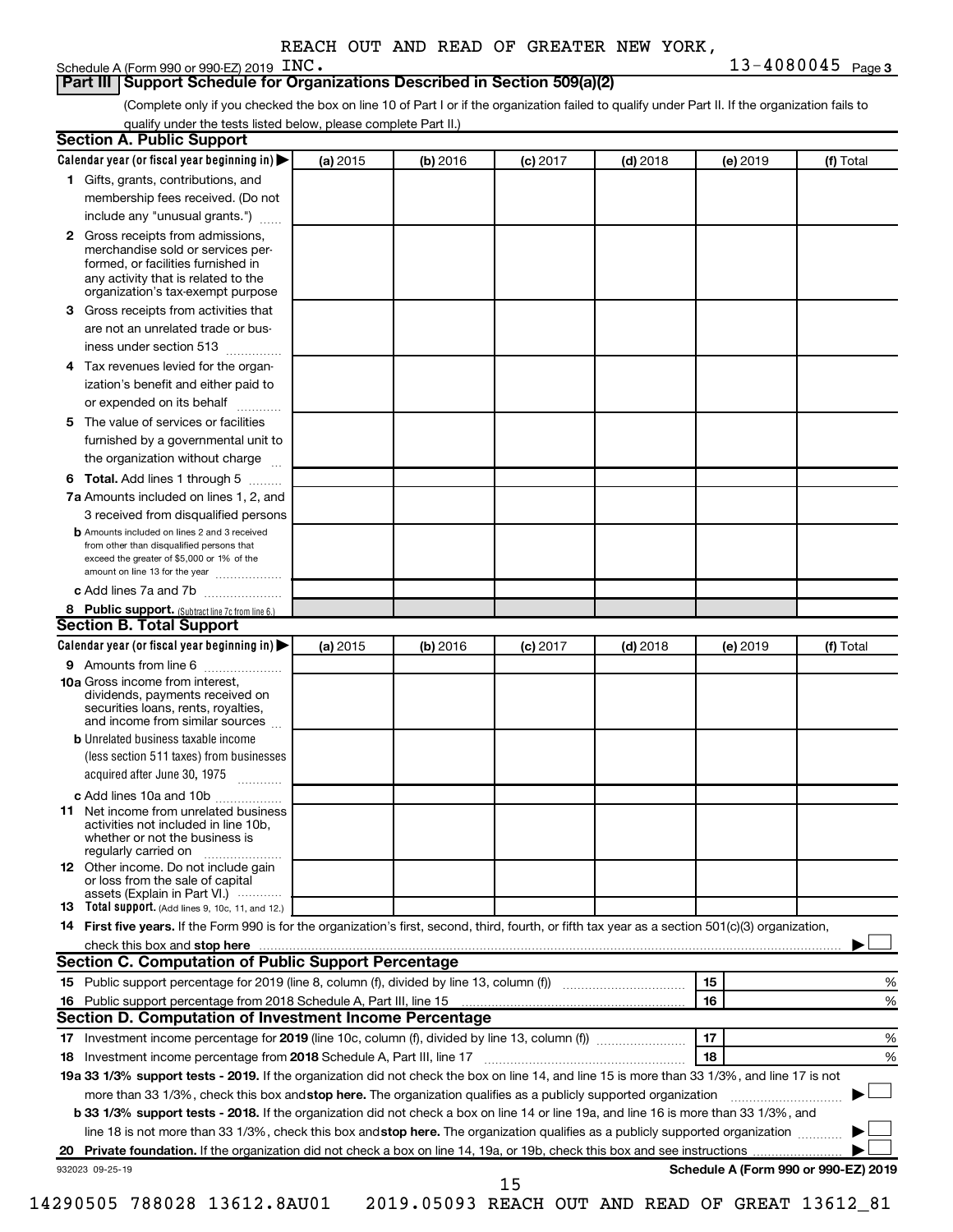REACH OUT AND READ OF GREATER NEW YORK, INC.

Schedule A (Form 990 or 990-EZ) 2019 — 13-4080045 Page 3

**Part III | Support Schedule for Organizations Described in Section 509(a)(2)**

(Complete only if you checked the box on line 10 of Part I or if the organization failed to qualify under Part II. If the organization fails to qualify under the tests listed below, please complete Part II.)

## Section A. Public Support

| Calendar year (or fiscal year beginning in) ▶ | (a) 2015 | (b) 2016 | (c) 2017 | (d) 2018 | (e) 2019 | (f) Total |
|---|---|---|---|---|---|---|
| **1** Gifts, grants, contributions, and membership fees received. (Do not include any "unusual grants.") | | | | | | |
| **2** Gross receipts from admissions, merchandise sold or services performed, or facilities furnished in any activity that is related to the organization's tax-exempt purpose | | | | | | |
| **3** Gross receipts from activities that are not an unrelated trade or business under section 513 | | | | | | |
| **4** Tax revenues levied for the organization's benefit and either paid to or expended on its behalf | | | | | | |
| **5** The value of services or facilities furnished by a governmental unit to the organization without charge | | | | | | |
| **6 Total.** Add lines 1 through 5 | | | | | | |
| **7a** Amounts included on lines 1, 2, and 3 received from disqualified persons | | | | | | |
| **b** Amounts included on lines 2 and 3 received from other than disqualified persons that exceed the greater of $5,000 or 1% of the amount on line 13 for the year | | | | | | |
| **c** Add lines 7a and 7b | | | | | | |
| **8 Public support.** (Subtract line 7c from line 6.) | | | | | | |

## Section B. Total Support

| Calendar year (or fiscal year beginning in) ▶ | (a) 2015 | (b) 2016 | (c) 2017 | (d) 2018 | (e) 2019 | (f) Total |
|---|---|---|---|---|---|---|
| **9** Amounts from line 6 | | | | | | |
| **10a** Gross income from interest, dividends, payments received on securities loans, rents, royalties, and income from similar sources | | | | | | |
| **b** Unrelated business taxable income (less section 511 taxes) from businesses acquired after June 30, 1975 | | | | | | |
| **c** Add lines 10a and 10b | | | | | | |
| **11** Net income from unrelated business activities not included in line 10b, whether or not the business is regularly carried on | | | | | | |
| **12** Other income. Do not include gain or loss from the sale of capital assets (Explain in Part VI.) | | | | | | |
| **13 Total support.** (Add lines 9, 10c, 11, and 12.) | | | | | | |

**14 First five years.** If the Form 990 is for the organization's first, second, third, fourth, or fifth tax year as a section 501(c)(3) organization, check this box and **stop here** ▶ ☐

## Section C. Computation of Public Support Percentage

| | | | |
|---|---|---|---|
| **15** Public support percentage for 2019 (line 8, column (f), divided by line 13, column (f)) | 15 | | % |
| **16** Public support percentage from 2018 Schedule A, Part III, line 15 | 16 | | % |

## Section D. Computation of Investment Income Percentage

| | | | |
|---|---|---|---|
| **17** Investment income percentage for **2019** (line 10c, column (f), divided by line 13, column (f)) | 17 | | % |
| **18** Investment income percentage from **2018** Schedule A, Part III, line 17 | 18 | | % |

**19a 33 1/3% support tests - 2019.** If the organization did not check the box on line 14, and line 15 is more than 33 1/3%, and line 17 is not more than 33 1/3%, check this box and **stop here.** The organization qualifies as a publicly supported organization ▶ ☐

**b 33 1/3% support tests - 2018.** If the organization did not check a box on line 14 or line 19a, and line 16 is more than 33 1/3%, and line 18 is not more than 33 1/3%, check this box and **stop here.** The organization qualifies as a publicly supported organization ▶ ☐

**20 Private foundation.** If the organization did not check a box on line 14, 19a, or 19b, check this box and see instructions ▶ ☐

932023 09-25-19 — **Schedule A (Form 990 or 990-EZ) 2019**

14290505 788028 13612.8AU01 2019.05093 REACH OUT AND READ OF GREAT 13612_81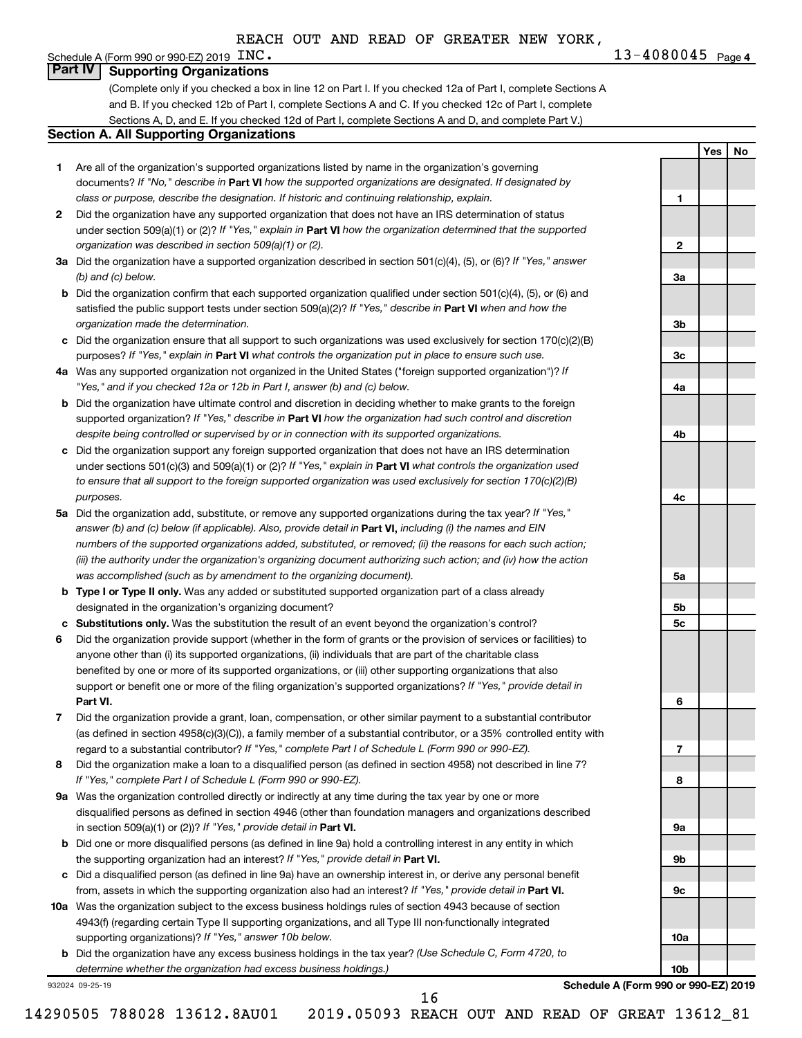REACH OUT AND READ OF GREATER NEW YORK, INC. 13-4080045

Schedule A (Form 990 or 990-EZ) 2019

## Part IV Supporting Organizations

(Complete only if you checked a box in line 12 on Part I. If you checked 12a of Part I, complete Sections A and B. If you checked 12b of Part I, complete Sections A and C. If you checked 12c of Part I, complete Sections A, D, and E. If you checked 12d of Part I, complete Sections A and D, and complete Part V.)

### Section A. All Supporting Organizations

| | | | Yes | No |
|---|---|---|---|---|
| 1 | Are all of the organization's supported organizations listed by name in the organization's governing documents? *If "No," describe in* **Part VI** *how the supported organizations are designated. If designated by class or purpose, describe the designation. If historic and continuing relationship, explain.* | 1 | | |
| 2 | Did the organization have any supported organization that does not have an IRS determination of status under section 509(a)(1) or (2)? *If "Yes," explain in* **Part VI** *how the organization determined that the supported organization was described in section 509(a)(1) or (2).* | 2 | | |
| 3a | Did the organization have a supported organization described in section 501(c)(4), (5), or (6)? *If "Yes," answer (b) and (c) below.* | 3a | | |
| b | Did the organization confirm that each supported organization qualified under section 501(c)(4), (5), or (6) and satisfied the public support tests under section 509(a)(2)? *If "Yes," describe in* **Part VI** *when and how the organization made the determination.* | 3b | | |
| c | Did the organization ensure that all support to such organizations was used exclusively for section 170(c)(2)(B) purposes? *If "Yes," explain in* **Part VI** *what controls the organization put in place to ensure such use.* | 3c | | |
| 4a | Was any supported organization not organized in the United States ("foreign supported organization")? *If "Yes," and if you checked 12a or 12b in Part I, answer (b) and (c) below.* | 4a | | |
| b | Did the organization have ultimate control and discretion in deciding whether to make grants to the foreign supported organization? *If "Yes," describe in* **Part VI** *how the organization had such control and discretion despite being controlled or supervised by or in connection with its supported organizations.* | 4b | | |
| c | Did the organization support any foreign supported organization that does not have an IRS determination under sections 501(c)(3) and 509(a)(1) or (2)? *If "Yes," explain in* **Part VI** *what controls the organization used to ensure that all support to the foreign supported organization was used exclusively for section 170(c)(2)(B) purposes.* | 4c | | |
| 5a | Did the organization add, substitute, or remove any supported organizations during the tax year? *If "Yes," answer (b) and (c) below (if applicable). Also, provide detail in* **Part VI,** *including (i) the names and EIN numbers of the supported organizations added, substituted, or removed; (ii) the reasons for each such action; (iii) the authority under the organization's organizing document authorizing such action; and (iv) how the action was accomplished (such as by amendment to the organizing document).* | 5a | | |
| b | **Type I or Type II only.** Was any added or substituted supported organization part of a class already designated in the organization's organizing document? | 5b | | |
| c | **Substitutions only.** Was the substitution the result of an event beyond the organization's control? | 5c | | |
| 6 | Did the organization provide support (whether in the form of grants or the provision of services or facilities) to anyone other than (i) its supported organizations, (ii) individuals that are part of the charitable class benefited by one or more of its supported organizations, or (iii) other supporting organizations that also support or benefit one or more of the filing organization's supported organizations? *If "Yes," provide detail in* **Part VI.** | 6 | | |
| 7 | Did the organization provide a grant, loan, compensation, or other similar payment to a substantial contributor (as defined in section 4958(c)(3)(C)), a family member of a substantial contributor, or a 35% controlled entity with regard to a substantial contributor? *If "Yes," complete Part I of Schedule L (Form 990 or 990-EZ).* | 7 | | |
| 8 | Did the organization make a loan to a disqualified person (as defined in section 4958) not described in line 7? *If "Yes," complete Part I of Schedule L (Form 990 or 990-EZ).* | 8 | | |
| 9a | Was the organization controlled directly or indirectly at any time during the tax year by one or more disqualified persons as defined in section 4946 (other than foundation managers and organizations described in section 509(a)(1) or (2))? *If "Yes," provide detail in* **Part VI.** | 9a | | |
| b | Did one or more disqualified persons (as defined in line 9a) hold a controlling interest in any entity in which the supporting organization had an interest? *If "Yes," provide detail in* **Part VI.** | 9b | | |
| c | Did a disqualified person (as defined in line 9a) have an ownership interest in, or derive any personal benefit from, assets in which the supporting organization also had an interest? *If "Yes," provide detail in* **Part VI.** | 9c | | |
| 10a | Was the organization subject to the excess business holdings rules of section 4943 because of section 4943(f) (regarding certain Type II supporting organizations, and all Type III non-functionally integrated supporting organizations)? *If "Yes," answer 10b below.* | 10a | | |
| b | Did the organization have any excess business holdings in the tax year? *(Use Schedule C, Form 4720, to determine whether the organization had excess business holdings.)* | 10b | | |

932024 09-25-19

**Schedule A (Form 990 or 990-EZ) 2019**

14290505 788028 13612.8AU01 2019.05093 REACH OUT AND READ OF GREAT 13612_81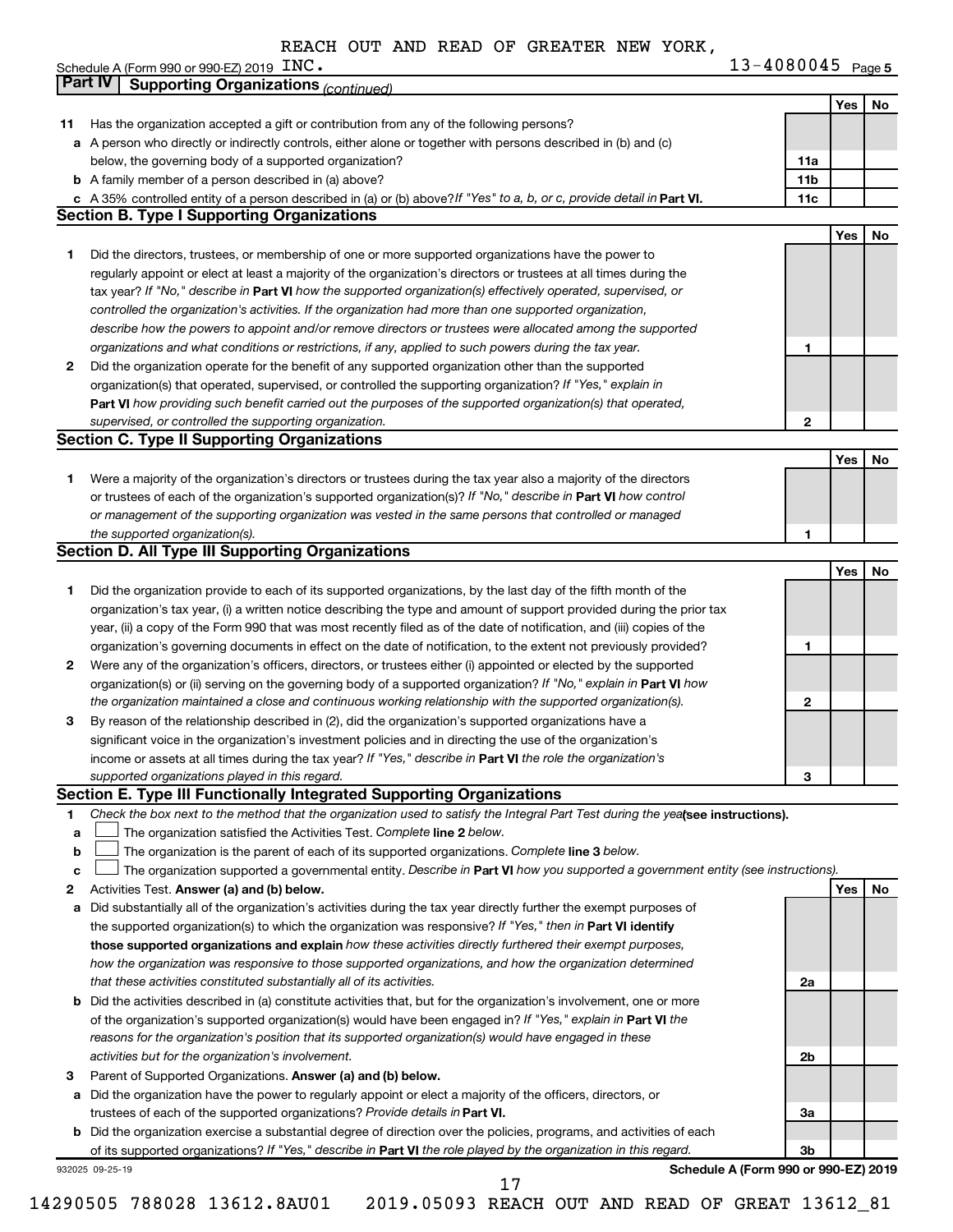REACH OUT AND READ OF GREATER NEW YORK, INC.

Schedule A (Form 990 or 990-EZ) 2019 13-4080045 Page 5

## Part IV Supporting Organizations *(continued)*

| | | | Yes | No |
|---|---|---|---|---|
| **11** | Has the organization accepted a gift or contribution from any of the following persons? | | | |
| **a** | A person who directly or indirectly controls, either alone or together with persons described in (b) and (c) below, the governing body of a supported organization? | 11a | | |
| **b** | A family member of a person described in (a) above? | 11b | | |
| **c** | A 35% controlled entity of a person described in (a) or (b) above? *If "Yes" to a, b, or c, provide detail in* **Part VI.** | 11c | | |

### Section B. Type I Supporting Organizations

| | | | Yes | No |
|---|---|---|---|---|
| **1** | Did the directors, trustees, or membership of one or more supported organizations have the power to regularly appoint or elect at least a majority of the organization's directors or trustees at all times during the tax year? *If "No," describe in* **Part VI** *how the supported organization(s) effectively operated, supervised, or controlled the organization's activities. If the organization had more than one supported organization, describe how the powers to appoint and/or remove directors or trustees were allocated among the supported organizations and what conditions or restrictions, if any, applied to such powers during the tax year.* | 1 | | |
| **2** | Did the organization operate for the benefit of any supported organization other than the supported organization(s) that operated, supervised, or controlled the supporting organization? *If "Yes," explain in* **Part VI** *how providing such benefit carried out the purposes of the supported organization(s) that operated, supervised, or controlled the supporting organization.* | 2 | | |

### Section C. Type II Supporting Organizations

| | | | Yes | No |
|---|---|---|---|---|
| **1** | Were a majority of the organization's directors or trustees during the tax year also a majority of the directors or trustees of each of the organization's supported organization(s)? *If "No," describe in* **Part VI** *how control or management of the supporting organization was vested in the same persons that controlled or managed the supported organization(s).* | 1 | | |

### Section D. All Type III Supporting Organizations

| | | | Yes | No |
|---|---|---|---|---|
| **1** | Did the organization provide to each of its supported organizations, by the last day of the fifth month of the organization's tax year, (i) a written notice describing the type and amount of support provided during the prior tax year, (ii) a copy of the Form 990 that was most recently filed as of the date of notification, and (iii) copies of the organization's governing documents in effect on the date of notification, to the extent not previously provided? | 1 | | |
| **2** | Were any of the organization's officers, directors, or trustees either (i) appointed or elected by the supported organization(s) or (ii) serving on the governing body of a supported organization? *If "No," explain in* **Part VI** *how the organization maintained a close and continuous working relationship with the supported organization(s).* | 2 | | |
| **3** | By reason of the relationship described in (2), did the organization's supported organizations have a significant voice in the organization's investment policies and in directing the use of the organization's income or assets at all times during the tax year? *If "Yes," describe in* **Part VI** *the role the organization's supported organizations played in this regard.* | 3 | | |

### Section E. Type III Functionally Integrated Supporting Organizations

**1** *Check the box next to the method that the organization used to satisfy the Integral Part Test during the year* **(see instructions).**

- **a** ☐ The organization satisfied the Activities Test. *Complete* **line 2** *below.*
- **b** ☐ The organization is the parent of each of its supported organizations. *Complete* **line 3** *below.*
- **c** ☐ The organization supported a governmental entity. *Describe in* **Part VI** *how you supported a government entity (see instructions).*

| | | | Yes | No |
|---|---|---|---|---|
| **2** | Activities Test. **Answer (a) and (b) below.** | | | |
| **a** | Did substantially all of the organization's activities during the tax year directly further the exempt purposes of the supported organization(s) to which the organization was responsive? *If "Yes," then in* **Part VI identify those supported organizations and explain** *how these activities directly furthered their exempt purposes, how the organization was responsive to those supported organizations, and how the organization determined that these activities constituted substantially all of its activities.* | 2a | | |
| **b** | Did the activities described in (a) constitute activities that, but for the organization's involvement, one or more of the organization's supported organization(s) would have been engaged in? *If "Yes," explain in* **Part VI** *the reasons for the organization's position that its supported organization(s) would have engaged in these activities but for the organization's involvement.* | 2b | | |
| **3** | Parent of Supported Organizations. **Answer (a) and (b) below.** | | | |
| **a** | Did the organization have the power to regularly appoint or elect a majority of the officers, directors, or trustees of each of the supported organizations? *Provide details in* **Part VI.** | 3a | | |
| **b** | Did the organization exercise a substantial degree of direction over the policies, programs, and activities of each of its supported organizations? *If "Yes," describe in* **Part VI** *the role played by the organization in this regard.* | 3b | | |

932025 09-25-19 **Schedule A (Form 990 or 990-EZ) 2019**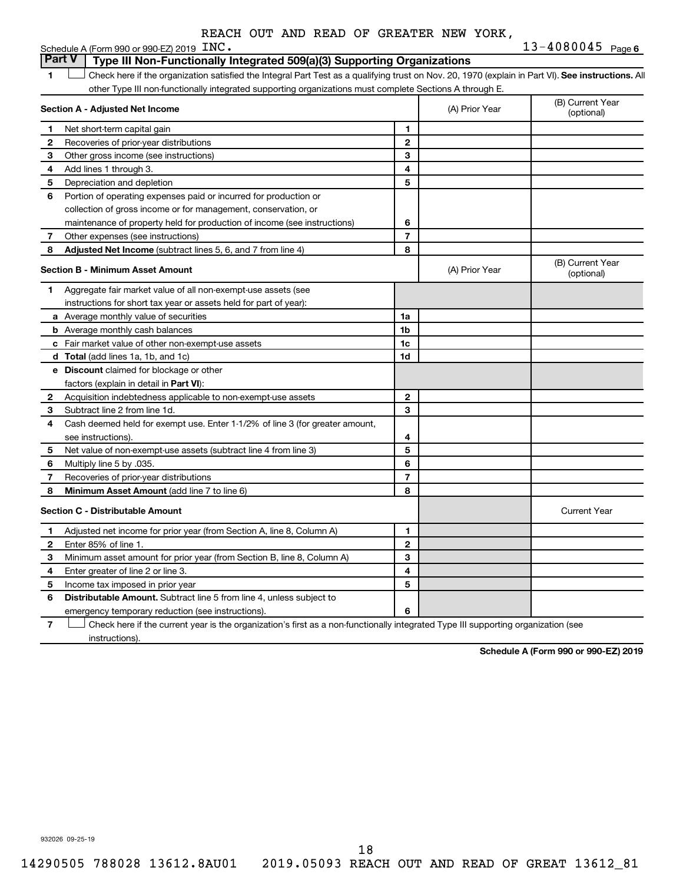REACH OUT AND READ OF GREATER NEW YORK, INC.

Schedule A (Form 990 or 990-EZ) 2019 13-4080045 Page 6

## Part V Type III Non-Functionally Integrated 509(a)(3) Supporting Organizations

1 ☐ Check here if the organization satisfied the Integral Part Test as a qualifying trust on Nov. 20, 1970 (explain in Part VI). **See instructions.** All other Type III non-functionally integrated supporting organizations must complete Sections A through E.

| **Section A - Adjusted Net Income** | | | (A) Prior Year | (B) Current Year (optional) |
|---|---|---|---|---|
| 1 | Net short-term capital gain | 1 | | |
| 2 | Recoveries of prior-year distributions | 2 | | |
| 3 | Other gross income (see instructions) | 3 | | |
| 4 | Add lines 1 through 3. | 4 | | |
| 5 | Depreciation and depletion | 5 | | |
| 6 | Portion of operating expenses paid or incurred for production or collection of gross income or for management, conservation, or maintenance of property held for production of income (see instructions) | 6 | | |
| 7 | Other expenses (see instructions) | 7 | | |
| 8 | **Adjusted Net Income** (subtract lines 5, 6, and 7 from line 4) | 8 | | |

| **Section B - Minimum Asset Amount** | | | (A) Prior Year | (B) Current Year (optional) |
|---|---|---|---|---|
| 1 | Aggregate fair market value of all non-exempt-use assets (see instructions for short tax year or assets held for part of year): | | | |
| a | Average monthly value of securities | 1a | | |
| b | Average monthly cash balances | 1b | | |
| c | Fair market value of other non-exempt-use assets | 1c | | |
| d | **Total** (add lines 1a, 1b, and 1c) | 1d | | |
| e | **Discount** claimed for blockage or other factors (explain in detail in **Part VI**): | | | |
| 2 | Acquisition indebtedness applicable to non-exempt-use assets | 2 | | |
| 3 | Subtract line 2 from line 1d. | 3 | | |
| 4 | Cash deemed held for exempt use. Enter 1-1/2% of line 3 (for greater amount, see instructions). | 4 | | |
| 5 | Net value of non-exempt-use assets (subtract line 4 from line 3) | 5 | | |
| 6 | Multiply line 5 by .035. | 6 | | |
| 7 | Recoveries of prior-year distributions | 7 | | |
| 8 | **Minimum Asset Amount** (add line 7 to line 6) | 8 | | |

| **Section C - Distributable Amount** | | | | Current Year |
|---|---|---|---|---|
| 1 | Adjusted net income for prior year (from Section A, line 8, Column A) | 1 | | |
| 2 | Enter 85% of line 1. | 2 | | |
| 3 | Minimum asset amount for prior year (from Section B, line 8, Column A) | 3 | | |
| 4 | Enter greater of line 2 or line 3. | 4 | | |
| 5 | Income tax imposed in prior year | 5 | | |
| 6 | **Distributable Amount.** Subtract line 5 from line 4, unless subject to emergency temporary reduction (see instructions). | 6 | | |

7 ☐ Check here if the current year is the organization's first as a non-functionally integrated Type III supporting organization (see instructions).

**Schedule A (Form 990 or 990-EZ) 2019**

932026 09-25-19

14290505 788028 13612.8AU01 2019.05093 REACH OUT AND READ OF GREAT 13612_81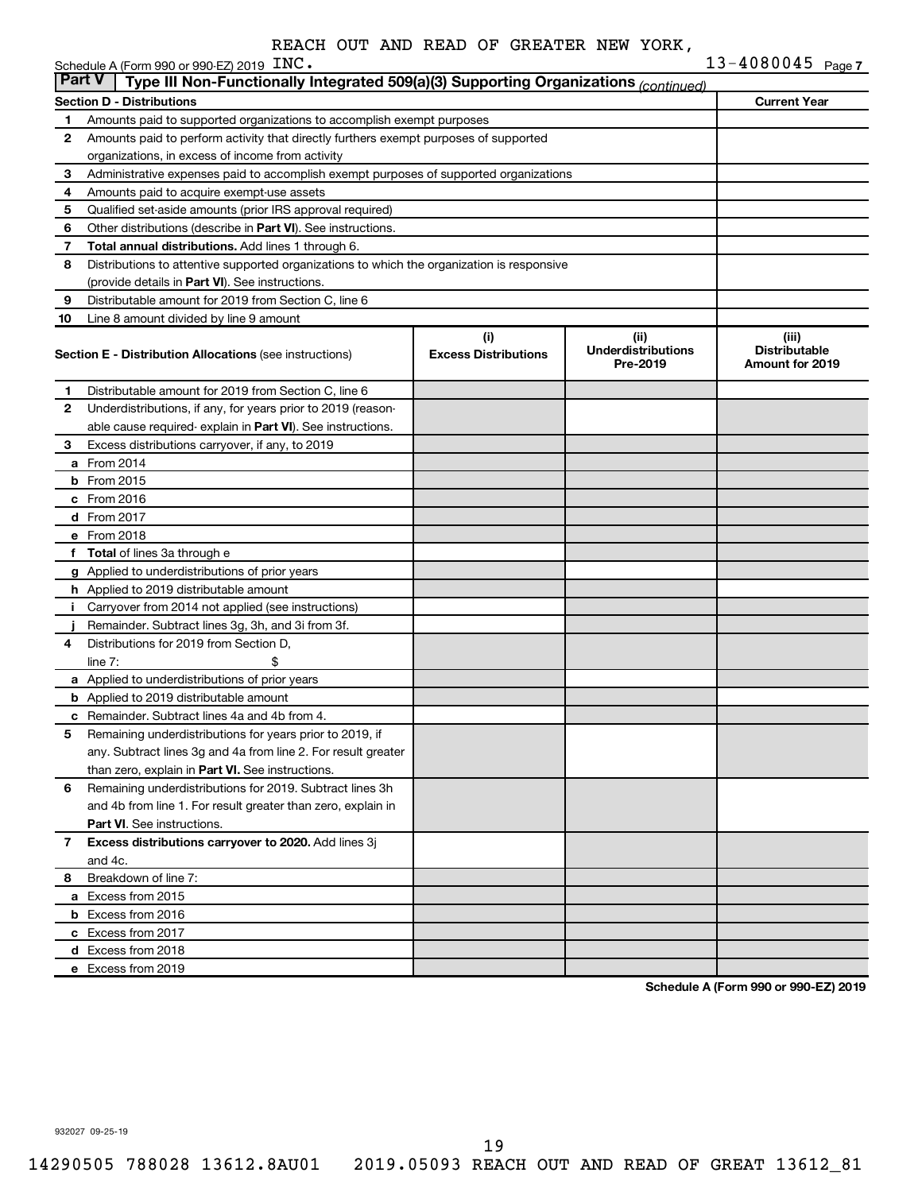REACH OUT AND READ OF GREATER NEW YORK, INC.

Schedule A (Form 990 or 990-EZ) 2019 13-4080045 Page 7

**Part V | Type III Non-Functionally Integrated 509(a)(3) Supporting Organizations** *(continued)*

| **Section D - Distributions** | | **Current Year** |
|---|---|---|
| 1 | Amounts paid to supported organizations to accomplish exempt purposes | |
| 2 | Amounts paid to perform activity that directly furthers exempt purposes of supported organizations, in excess of income from activity | |
| 3 | Administrative expenses paid to accomplish exempt purposes of supported organizations | |
| 4 | Amounts paid to acquire exempt-use assets | |
| 5 | Qualified set-aside amounts (prior IRS approval required) | |
| 6 | Other distributions (describe in **Part VI**). See instructions. | |
| 7 | **Total annual distributions.** Add lines 1 through 6. | |
| 8 | Distributions to attentive supported organizations to which the organization is responsive (provide details in **Part VI**). See instructions. | |
| 9 | Distributable amount for 2019 from Section C, line 6 | |
| 10 | Line 8 amount divided by line 9 amount | |

| | **Section E - Distribution Allocations** (see instructions) | (i) **Excess Distributions** | (ii) **Underdistributions Pre-2019** | (iii) **Distributable Amount for 2019** |
|---|---|---|---|---|
| 1 | Distributable amount for 2019 from Section C, line 6 | | | |
| 2 | Underdistributions, if any, for years prior to 2019 (reasonable cause required- explain in **Part VI**). See instructions. | | | |
| 3 | Excess distributions carryover, if any, to 2019 | | | |
| a | From 2014 | | | |
| b | From 2015 | | | |
| c | From 2016 | | | |
| d | From 2017 | | | |
| e | From 2018 | | | |
| f | **Total** of lines 3a through e | | | |
| g | Applied to underdistributions of prior years | | | |
| h | Applied to 2019 distributable amount | | | |
| i | Carryover from 2014 not applied (see instructions) | | | |
| j | Remainder. Subtract lines 3g, 3h, and 3i from 3f. | | | |
| 4 | Distributions for 2019 from Section D, line 7: $ | | | |
| a | Applied to underdistributions of prior years | | | |
| b | Applied to 2019 distributable amount | | | |
| c | Remainder. Subtract lines 4a and 4b from 4. | | | |
| 5 | Remaining underdistributions for years prior to 2019, if any. Subtract lines 3g and 4a from line 2. For result greater than zero, explain in **Part VI.** See instructions. | | | |
| 6 | Remaining underdistributions for 2019. Subtract lines 3h and 4b from line 1. For result greater than zero, explain in **Part VI**. See instructions. | | | |
| 7 | **Excess distributions carryover to 2020.** Add lines 3j and 4c. | | | |
| 8 | Breakdown of line 7: | | | |
| a | Excess from 2015 | | | |
| b | Excess from 2016 | | | |
| c | Excess from 2017 | | | |
| d | Excess from 2018 | | | |
| e | Excess from 2019 | | | |

**Schedule A (Form 990 or 990-EZ) 2019**

932027 09-25-19

14290505 788028 13612.8AU01 2019.05093 REACH OUT AND READ OF GREAT 13612_81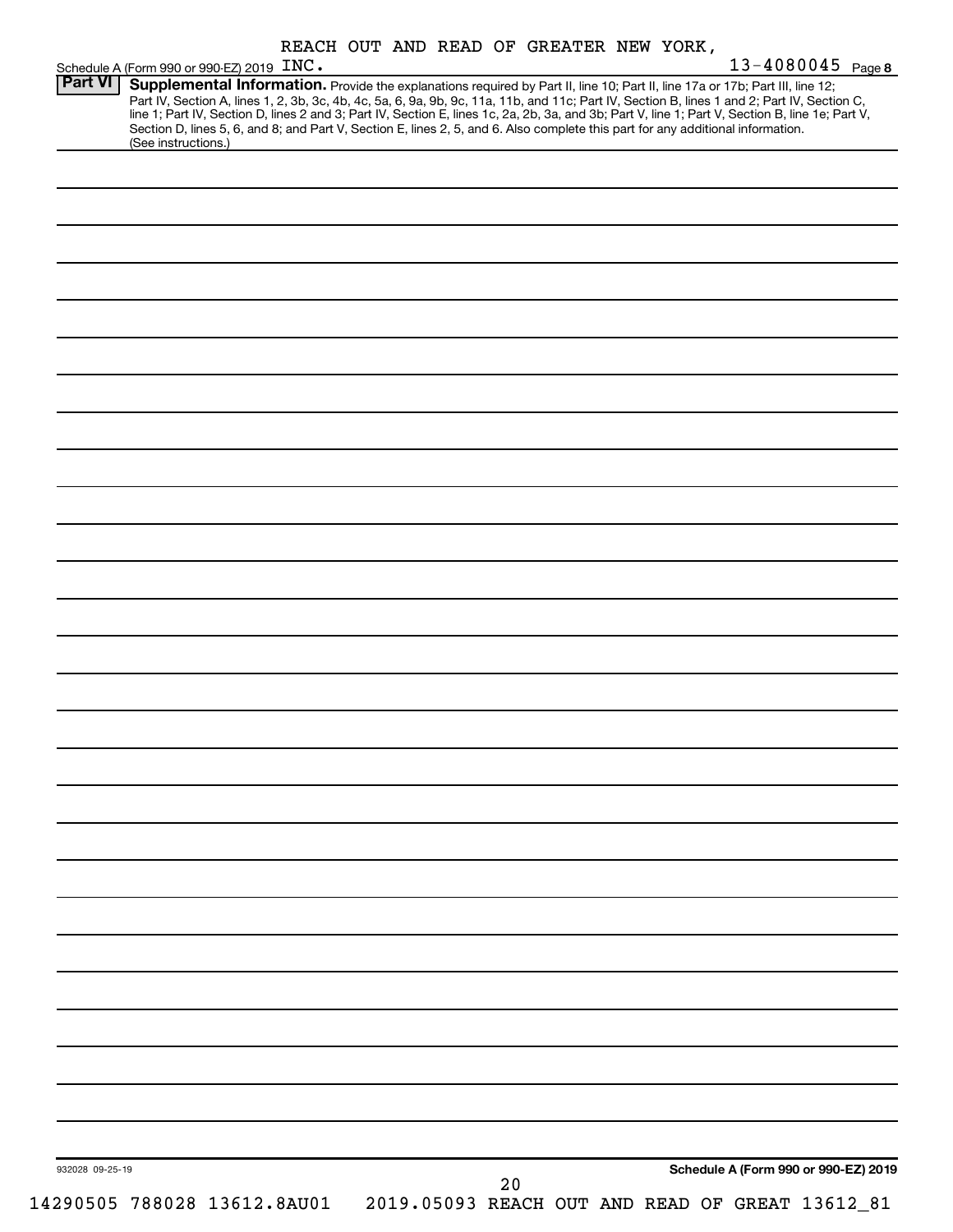REACH OUT AND READ OF GREATER NEW YORK, INC. 13-4080045

Schedule A (Form 990 or 990-EZ) 2019 Page 8

**Part VI** **Supplemental Information.** Provide the explanations required by Part II, line 10; Part II, line 17a or 17b; Part III, line 12; Part IV, Section A, lines 1, 2, 3b, 3c, 4b, 4c, 5a, 6, 9a, 9b, 9c, 11a, 11b, and 11c; Part IV, Section B, lines 1 and 2; Part IV, Section C, line 1; Part IV, Section D, lines 2 and 3; Part IV, Section E, lines 1c, 2a, 2b, 3a, and 3b; Part V, line 1; Part V, Section B, line 1e; Part V, Section D, lines 5, 6, and 8; and Part V, Section E, lines 2, 5, and 6. Also complete this part for any additional information. (See instructions.)

932028 09-25-19

**Schedule A (Form 990 or 990-EZ) 2019**

14290505 788028 13612.8AU01 2019.05093 REACH OUT AND READ OF GREAT 13612_81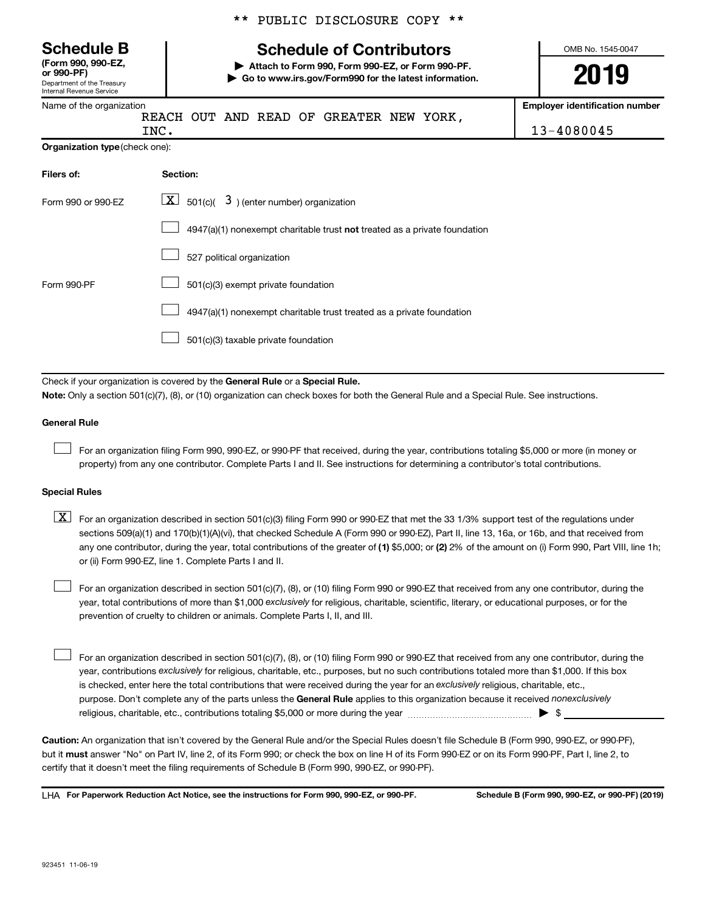\*\* PUBLIC DISCLOSURE COPY \*\*

**Schedule B**
**(Form 990, 990-EZ, or 990-PF)**
Department of the Treasury
Internal Revenue Service

# Schedule of Contributors

**▶ Attach to Form 990, Form 990-EZ, or Form 990-PF.**
**▶ Go to www.irs.gov/Form990 for the latest information.**

OMB No. 1545-0047

**2019**

Name of the organization
REACH OUT AND READ OF GREATER NEW YORK, INC.

**Employer identification number**
13-4080045

**Organization type** (check one):

| Filers of: | Section: |
|---|---|
| Form 990 or 990-EZ | [X] 501(c)( 3 ) (enter number) organization |
| | [ ] 4947(a)(1) nonexempt charitable trust **not** treated as a private foundation |
| | [ ] 527 political organization |
| Form 990-PF | [ ] 501(c)(3) exempt private foundation |
| | [ ] 4947(a)(1) nonexempt charitable trust treated as a private foundation |
| | [ ] 501(c)(3) taxable private foundation |

Check if your organization is covered by the **General Rule** or a **Special Rule.**

**Note:** Only a section 501(c)(7), (8), or (10) organization can check boxes for both the General Rule and a Special Rule. See instructions.

**General Rule**

[ ] For an organization filing Form 990, 990-EZ, or 990-PF that received, during the year, contributions totaling $5,000 or more (in money or property) from any one contributor. Complete Parts I and II. See instructions for determining a contributor's total contributions.

**Special Rules**

[X] For an organization described in section 501(c)(3) filing Form 990 or 990-EZ that met the 33 1/3% support test of the regulations under sections 509(a)(1) and 170(b)(1)(A)(vi), that checked Schedule A (Form 990 or 990-EZ), Part II, line 13, 16a, or 16b, and that received from any one contributor, during the year, total contributions of the greater of **(1)** $5,000; or **(2)** 2% of the amount on (i) Form 990, Part VIII, line 1h; or (ii) Form 990-EZ, line 1. Complete Parts I and II.

[ ] For an organization described in section 501(c)(7), (8), or (10) filing Form 990 or 990-EZ that received from any one contributor, during the year, total contributions of more than $1,000 *exclusively* for religious, charitable, scientific, literary, or educational purposes, or for the prevention of cruelty to children or animals. Complete Parts I, II, and III.

[ ] For an organization described in section 501(c)(7), (8), or (10) filing Form 990 or 990-EZ that received from any one contributor, during the year, contributions *exclusively* for religious, charitable, etc., purposes, but no such contributions totaled more than $1,000. If this box is checked, enter here the total contributions that were received during the year for an *exclusively* religious, charitable, etc., purpose. Don't complete any of the parts unless the **General Rule** applies to this organization because it received *nonexclusively* religious, charitable, etc., contributions totaling $5,000 or more during the year ▶ $ \_\_\_\_\_\_\_\_

**Caution:** An organization that isn't covered by the General Rule and/or the Special Rules doesn't file Schedule B (Form 990, 990-EZ, or 990-PF), but it **must** answer "No" on Part IV, line 2, of its Form 990; or check the box on line H of its Form 990-EZ or on its Form 990-PF, Part I, line 2, to certify that it doesn't meet the filing requirements of Schedule B (Form 990, 990-EZ, or 990-PF).

LHA **For Paperwork Reduction Act Notice, see the instructions for Form 990, 990-EZ, or 990-PF.** **Schedule B (Form 990, 990-EZ, or 990-PF) (2019)**

923451 11-06-19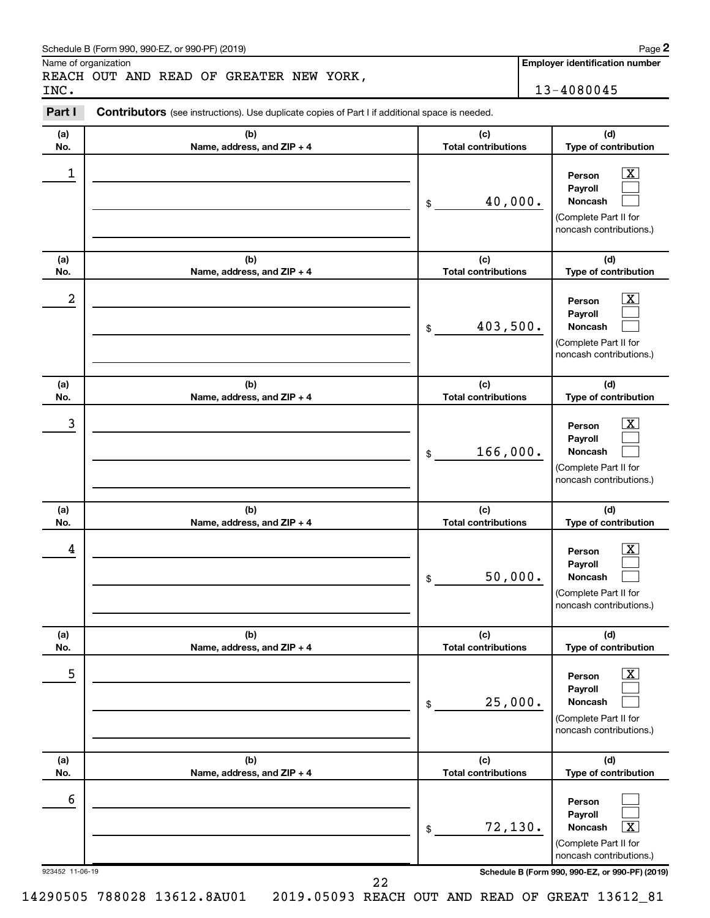Schedule B (Form 990, 990-EZ, or 990-PF) (2019)

Name of organization

REACH OUT AND READ OF GREATER NEW YORK, INC.

**Employer identification number**

13-4080045

**Part I** **Contributors** (see instructions). Use duplicate copies of Part I if additional space is needed.

| (a) No. | (b) Name, address, and ZIP + 4 | (c) Total contributions | (d) Type of contribution |
|---|---|---|---|
| 1 | | $ 40,000. | Person [X] Payroll [ ] Noncash [ ] (Complete Part II for noncash contributions.) |
| 2 | | $ 403,500. | Person [X] Payroll [ ] Noncash [ ] (Complete Part II for noncash contributions.) |
| 3 | | $ 166,000. | Person [X] Payroll [ ] Noncash [ ] (Complete Part II for noncash contributions.) |
| 4 | | $ 50,000. | Person [X] Payroll [ ] Noncash [ ] (Complete Part II for noncash contributions.) |
| 5 | | $ 25,000. | Person [X] Payroll [ ] Noncash [ ] (Complete Part II for noncash contributions.) |
| 6 | | $ 72,130. | Person [ ] Payroll [ ] Noncash [X] (Complete Part II for noncash contributions.) |

923452 11-06-19

Schedule B (Form 990, 990-EZ, or 990-PF) (2019)

14290505 788028 13612.8AU01 2019.05093 REACH OUT AND READ OF GREAT 13612_81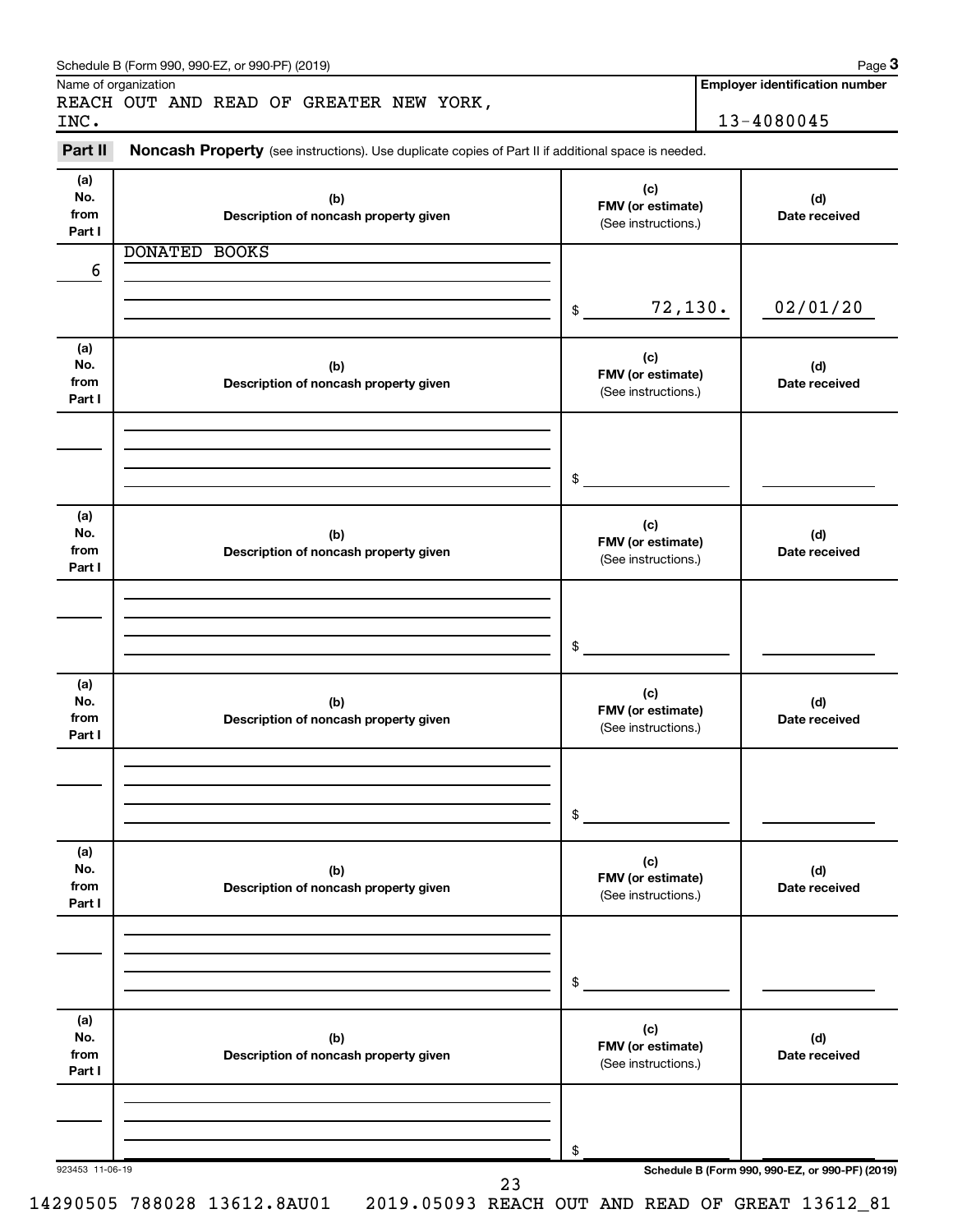Schedule B (Form 990, 990-EZ, or 990-PF) (2019)

Name of organization: REACH OUT AND READ OF GREATER NEW YORK, INC.

Employer identification number: 13-4080045

**Part II** **Noncash Property** (see instructions). Use duplicate copies of Part II if additional space is needed.

| (a) No. from Part I | (b) Description of noncash property given | (c) FMV (or estimate) (See instructions.) | (d) Date received |
|---|---|---|---|
| 6 | DONATED BOOKS | $ 72,130. | 02/01/20 |
| | | $ | |
| | | $ | |
| | | $ | |
| | | $ | |
| | | $ | |

923453 11-06-19

Schedule B (Form 990, 990-EZ, or 990-PF) (2019)

14290505 788028 13612.8AU01 2019.05093 REACH OUT AND READ OF GREAT 13612_81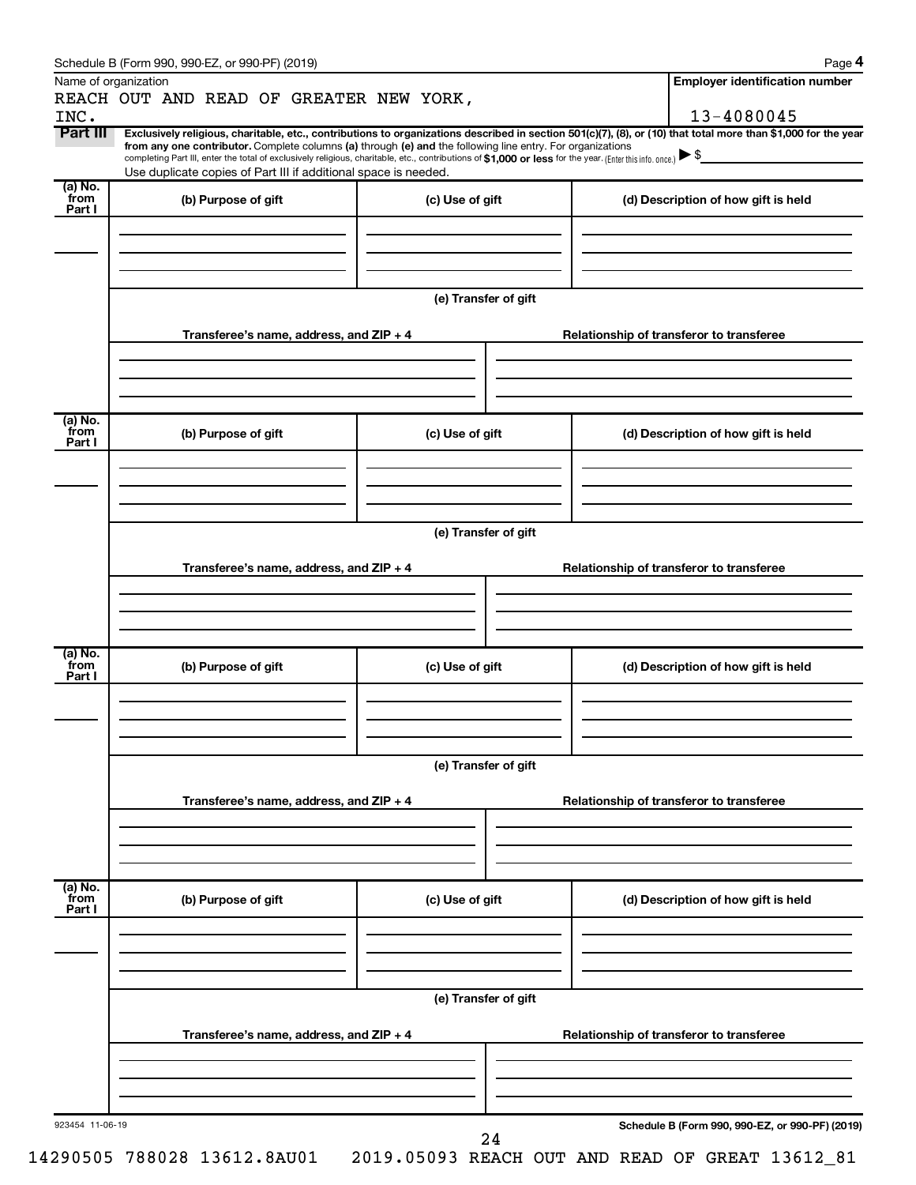Schedule B (Form 990, 990-EZ, or 990-PF) (2019)

Name of organization

REACH OUT AND READ OF GREATER NEW YORK, INC.

**Employer identification number**

13-4080045

**Part III** **Exclusively religious, charitable, etc., contributions to organizations described in section 501(c)(7), (8), or (10) that total more than $1,000 for the year from any one contributor.** Complete columns **(a)** through **(e)** and the following line entry. For organizations completing Part III, enter the total of exclusively religious, charitable, etc., contributions of **$1,000 or less** for the year. (Enter this info. once.) ▶ $

Use duplicate copies of Part III if additional space is needed.

| (a) No. from Part I | (b) Purpose of gift | (c) Use of gift | (d) Description of how gift is held |
|---|---|---|---|
| | | | |

(e) Transfer of gift

| Transferee's name, address, and ZIP + 4 | Relationship of transferor to transferee |
|---|---|
| | |

| (a) No. from Part I | (b) Purpose of gift | (c) Use of gift | (d) Description of how gift is held |
|---|---|---|---|
| | | | |

(e) Transfer of gift

| Transferee's name, address, and ZIP + 4 | Relationship of transferor to transferee |
|---|---|
| | |

| (a) No. from Part I | (b) Purpose of gift | (c) Use of gift | (d) Description of how gift is held |
|---|---|---|---|
| | | | |

(e) Transfer of gift

| Transferee's name, address, and ZIP + 4 | Relationship of transferor to transferee |
|---|---|
| | |

| (a) No. from Part I | (b) Purpose of gift | (c) Use of gift | (d) Description of how gift is held |
|---|---|---|---|
| | | | |

(e) Transfer of gift

| Transferee's name, address, and ZIP + 4 | Relationship of transferor to transferee |
|---|---|
| | |

923454 11-06-19

**Schedule B (Form 990, 990-EZ, or 990-PF) (2019)**

14290505 788028 13612.8AU01 2019.05093 REACH OUT AND READ OF GREAT 13612_81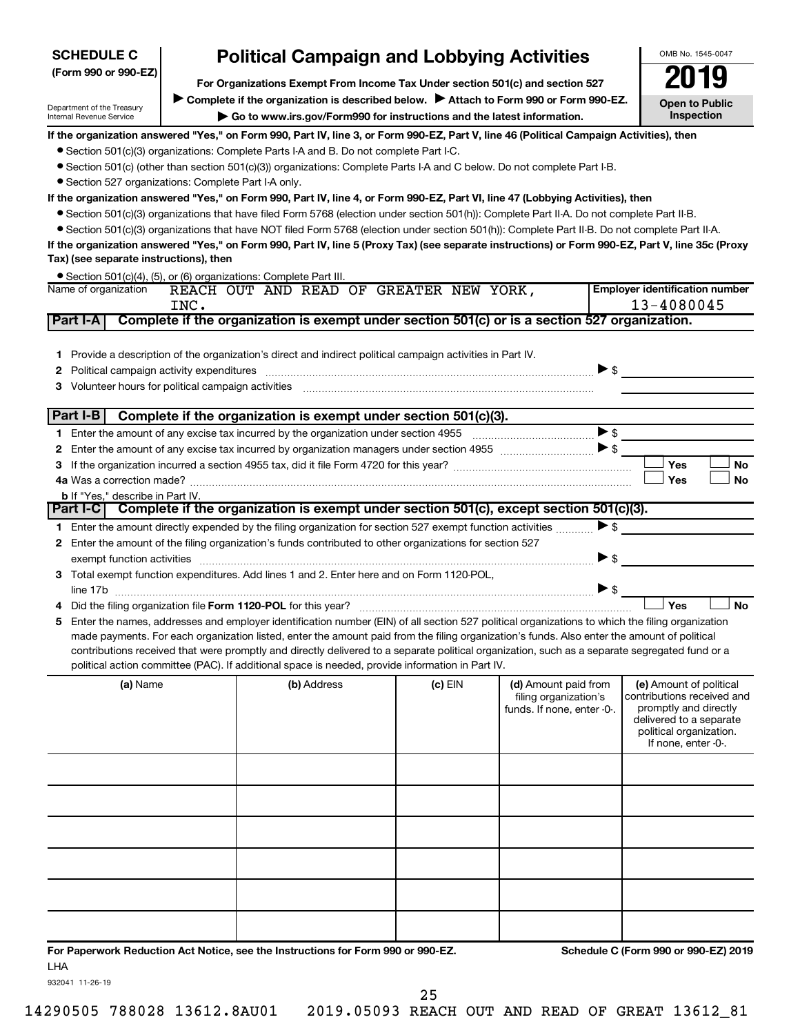**SCHEDULE C**
**(Form 990 or 990-EZ)**

Department of the Treasury
Internal Revenue Service

# Political Campaign and Lobbying Activities

**For Organizations Exempt From Income Tax Under section 501(c) and section 527**

▶ **Complete if the organization is described below.** ▶ **Attach to Form 990 or Form 990-EZ.**

▶ **Go to www.irs.gov/Form990 for instructions and the latest information.**

OMB No. 1545-0047

**2019**

**Open to Public Inspection**

**If the organization answered "Yes," on Form 990, Part IV, line 3, or Form 990-EZ, Part V, line 46 (Political Campaign Activities), then**

- Section 501(c)(3) organizations: Complete Parts I-A and B. Do not complete Part I-C.
- Section 501(c) (other than section 501(c)(3)) organizations: Complete Parts I-A and C below. Do not complete Part I-B.
- Section 527 organizations: Complete Part I-A only.

**If the organization answered "Yes," on Form 990, Part IV, line 4, or Form 990-EZ, Part VI, line 47 (Lobbying Activities), then**

- Section 501(c)(3) organizations that have filed Form 5768 (election under section 501(h)): Complete Part II-A. Do not complete Part II-B.
- Section 501(c)(3) organizations that have NOT filed Form 5768 (election under section 501(h)): Complete Part II-B. Do not complete Part II-A.

**If the organization answered "Yes," on Form 990, Part IV, line 5 (Proxy Tax) (see separate instructions) or Form 990-EZ, Part V, line 35c (Proxy Tax) (see separate instructions), then**

- Section 501(c)(4), (5), or (6) organizations: Complete Part III.

| Name of organization | Employer identification number |
|---|---|
| REACH OUT AND READ OF GREATER NEW YORK, INC. | 13-4080045 |

## Part I-A Complete if the organization is exempt under section 501(c) or is a section 527 organization.

1 Provide a description of the organization's direct and indirect political campaign activities in Part IV.

2 Political campaign activity expenditures ▶ $

3 Volunteer hours for political campaign activities

## Part I-B Complete if the organization is exempt under section 501(c)(3).

1 Enter the amount of any excise tax incurred by the organization under section 4955 ▶ $

2 Enter the amount of any excise tax incurred by organization managers under section 4955 ▶ $

3 If the organization incurred a section 4955 tax, did it file Form 4720 for this year? ☐ Yes ☐ No

4a Was a correction made? ☐ Yes ☐ No

b If "Yes," describe in Part IV.

## Part I-C Complete if the organization is exempt under section 501(c), except section 501(c)(3).

1 Enter the amount directly expended by the filing organization for section 527 exempt function activities ▶ $

2 Enter the amount of the filing organization's funds contributed to other organizations for section 527 exempt function activities ▶ $

3 Total exempt function expenditures. Add lines 1 and 2. Enter here and on Form 1120-POL, line 17b ▶ $

4 Did the filing organization file **Form 1120-POL** for this year? ☐ Yes ☐ No

5 Enter the names, addresses and employer identification number (EIN) of all section 527 political organizations to which the filing organization made payments. For each organization listed, enter the amount paid from the filing organization's funds. Also enter the amount of political contributions received that were promptly and directly delivered to a separate political organization, such as a separate segregated fund or a political action committee (PAC). If additional space is needed, provide information in Part IV.

| (a) Name | (b) Address | (c) EIN | (d) Amount paid from filing organization's funds. If none, enter -0-. | (e) Amount of political contributions received and promptly and directly delivered to a separate political organization. If none, enter -0-. |
|---|---|---|---|---|
| | | | | |
| | | | | |
| | | | | |
| | | | | |
| | | | | |
| | | | | |

**For Paperwork Reduction Act Notice, see the Instructions for Form 990 or 990-EZ.** **Schedule C (Form 990 or 990-EZ) 2019**

LHA

932041 11-26-19

14290505 788028 13612.8AU01 2019.05093 REACH OUT AND READ OF GREAT 13612_81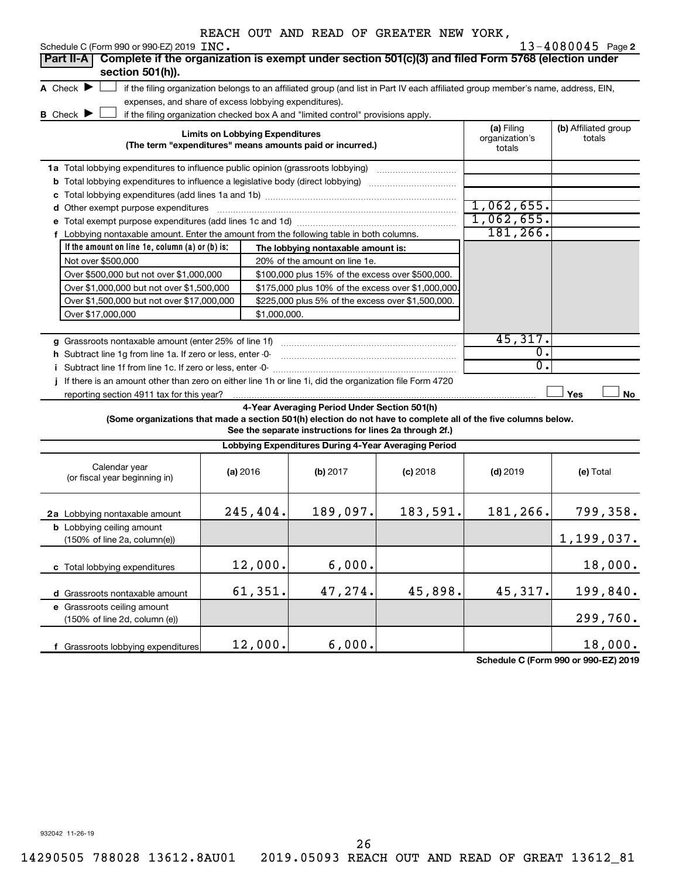REACH OUT AND READ OF GREATER NEW YORK,

Schedule C (Form 990 or 990-EZ) 2019 INC. 13-4080045 Page 2

**Part II-A** **Complete if the organization is exempt under section 501(c)(3) and filed Form 5768 (election under section 501(h)).**

**A** Check ▶ ☐ if the filing organization belongs to an affiliated group (and list in Part IV each affiliated group member's name, address, EIN, expenses, and share of excess lobbying expenditures).

**B** Check ▶ ☐ if the filing organization checked box A and "limited control" provisions apply.

| Limits on Lobbying Expenditures (The term "expenditures" means amounts paid or incurred.) | (a) Filing organization's totals | (b) Affiliated group totals |
|---|---|---|
| **1a** Total lobbying expenditures to influence public opinion (grassroots lobbying) | | |
| **b** Total lobbying expenditures to influence a legislative body (direct lobbying) | | |
| **c** Total lobbying expenditures (add lines 1a and 1b) | | |
| **d** Other exempt purpose expenditures | 1,062,655. | |
| **e** Total exempt purpose expenditures (add lines 1c and 1d) | 1,062,655. | |
| **f** Lobbying nontaxable amount. Enter the amount from the following table in both columns. | 181,266. | |

| If the amount on line 1e, column (a) or (b) is: | The lobbying nontaxable amount is: |
|---|---|
| Not over $500,000 | 20% of the amount on line 1e. |
| Over $500,000 but not over $1,000,000 | $100,000 plus 15% of the excess over $500,000. |
| Over $1,000,000 but not over $1,500,000 | $175,000 plus 10% of the excess over $1,000,000. |
| Over $1,500,000 but not over $17,000,000 | $225,000 plus 5% of the excess over $1,500,000. |
| Over $17,000,000 | $1,000,000. |

| | (a) Filing organization's totals | (b) Affiliated group totals |
|---|---|---|
| **g** Grassroots nontaxable amount (enter 25% of line 1f) | 45,317. | |
| **h** Subtract line 1g from line 1a. If zero or less, enter -0- | 0. | |
| **i** Subtract line 1f from line 1c. If zero or less, enter -0- | 0. | |
| **j** If there is an amount other than zero on either line 1h or line 1i, did the organization file Form 4720 reporting section 4911 tax for this year? | ☐ Yes | ☐ No |

**4-Year Averaging Period Under Section 501(h)**

**(Some organizations that made a section 501(h) election do not have to complete all of the five columns below. See the separate instructions for lines 2a through 2f.)**

| Lobbying Expenditures During 4-Year Averaging Period | | | | | |
|---|---|---|---|---|---|
| Calendar year (or fiscal year beginning in) | (a) 2016 | (b) 2017 | (c) 2018 | (d) 2019 | (e) Total |
| **2a** Lobbying nontaxable amount | 245,404. | 189,097. | 183,591. | 181,266. | 799,358. |
| **b** Lobbying ceiling amount (150% of line 2a, column(e)) | | | | | 1,199,037. |
| **c** Total lobbying expenditures | 12,000. | 6,000. | | | 18,000. |
| **d** Grassroots nontaxable amount | 61,351. | 47,274. | 45,898. | 45,317. | 199,840. |
| **e** Grassroots ceiling amount (150% of line 2d, column (e)) | | | | | 299,760. |
| **f** Grassroots lobbying expenditures | 12,000. | 6,000. | | | 18,000. |

**Schedule C (Form 990 or 990-EZ) 2019**

932042 11-26-19

14290505 788028 13612.8AU01 2019.05093 REACH OUT AND READ OF GREAT 13612_81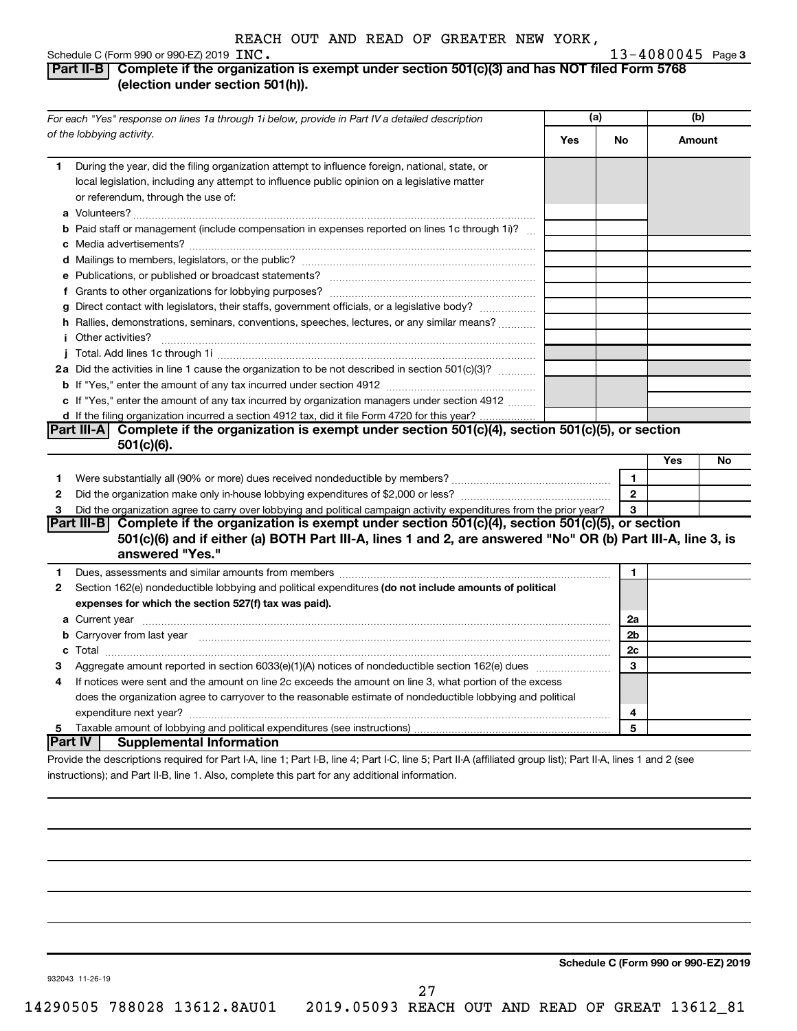REACH OUT AND READ OF GREATER NEW YORK, INC.

Schedule C (Form 990 or 990-EZ) 2019 13-4080045 Page 3

## Part II-B Complete if the organization is exempt under section 501(c)(3) and has NOT filed Form 5768 (election under section 501(h)).

| For each "Yes" response on lines 1a through 1i below, provide in Part IV a detailed description of the lobbying activity. | (a) Yes | (a) No | (b) Amount |
|---|---|---|---|
| **1** During the year, did the filing organization attempt to influence foreign, national, state, or local legislation, including any attempt to influence public opinion on a legislative matter or referendum, through the use of: | | | |
| **a** Volunteers? | | | |
| **b** Paid staff or management (include compensation in expenses reported on lines 1c through 1i)? | | | |
| **c** Media advertisements? | | | |
| **d** Mailings to members, legislators, or the public? | | | |
| **e** Publications, or published or broadcast statements? | | | |
| **f** Grants to other organizations for lobbying purposes? | | | |
| **g** Direct contact with legislators, their staffs, government officials, or a legislative body? | | | |
| **h** Rallies, demonstrations, seminars, conventions, speeches, lectures, or any similar means? | | | |
| **i** Other activities? | | | |
| **j** Total. Add lines 1c through 1i | | | |
| **2a** Did the activities in line 1 cause the organization to be not described in section 501(c)(3)? | | | |
| **b** If "Yes," enter the amount of any tax incurred under section 4912 | | | |
| **c** If "Yes," enter the amount of any tax incurred by organization managers under section 4912 | | | |
| **d** If the filing organization incurred a section 4912 tax, did it file Form 4720 for this year? | | | |

## Part III-A Complete if the organization is exempt under section 501(c)(4), section 501(c)(5), or section 501(c)(6).

| | | | Yes | No |
|---|---|---|---|---|
| **1** | Were substantially all (90% or more) dues received nondeductible by members? | 1 | | |
| **2** | Did the organization make only in-house lobbying expenditures of $2,000 or less? | 2 | | |
| **3** | Did the organization agree to carry over lobbying and political campaign activity expenditures from the prior year? | 3 | | |

## Part III-B Complete if the organization is exempt under section 501(c)(4), section 501(c)(5), or section 501(c)(6) and if either (a) BOTH Part III-A, lines 1 and 2, are answered "No" OR (b) Part III-A, line 3, is answered "Yes."

| | | | |
|---|---|---|---|
| **1** | Dues, assessments and similar amounts from members | 1 | |
| **2** | Section 162(e) nondeductible lobbying and political expenditures **(do not include amounts of political expenses for which the section 527(f) tax was paid).** | | |
| **a** | Current year | 2a | |
| **b** | Carryover from last year | 2b | |
| **c** | Total | 2c | |
| **3** | Aggregate amount reported in section 6033(e)(1)(A) notices of nondeductible section 162(e) dues | 3 | |
| **4** | If notices were sent and the amount on line 2c exceeds the amount on line 3, what portion of the excess does the organization agree to carryover to the reasonable estimate of nondeductible lobbying and political expenditure next year? | 4 | |
| **5** | Taxable amount of lobbying and political expenditures (see instructions) | 5 | |

## Part IV Supplemental Information

Provide the descriptions required for Part I-A, line 1; Part I-B, line 4; Part I-C, line 5; Part II-A (affiliated group list); Part II-A, lines 1 and 2 (see instructions); and Part II-B, line 1. Also, complete this part for any additional information.

**Schedule C (Form 990 or 990-EZ) 2019**

932043 11-26-19

14290505 788028 13612.8AU01 2019.05093 REACH OUT AND READ OF GREAT 13612_81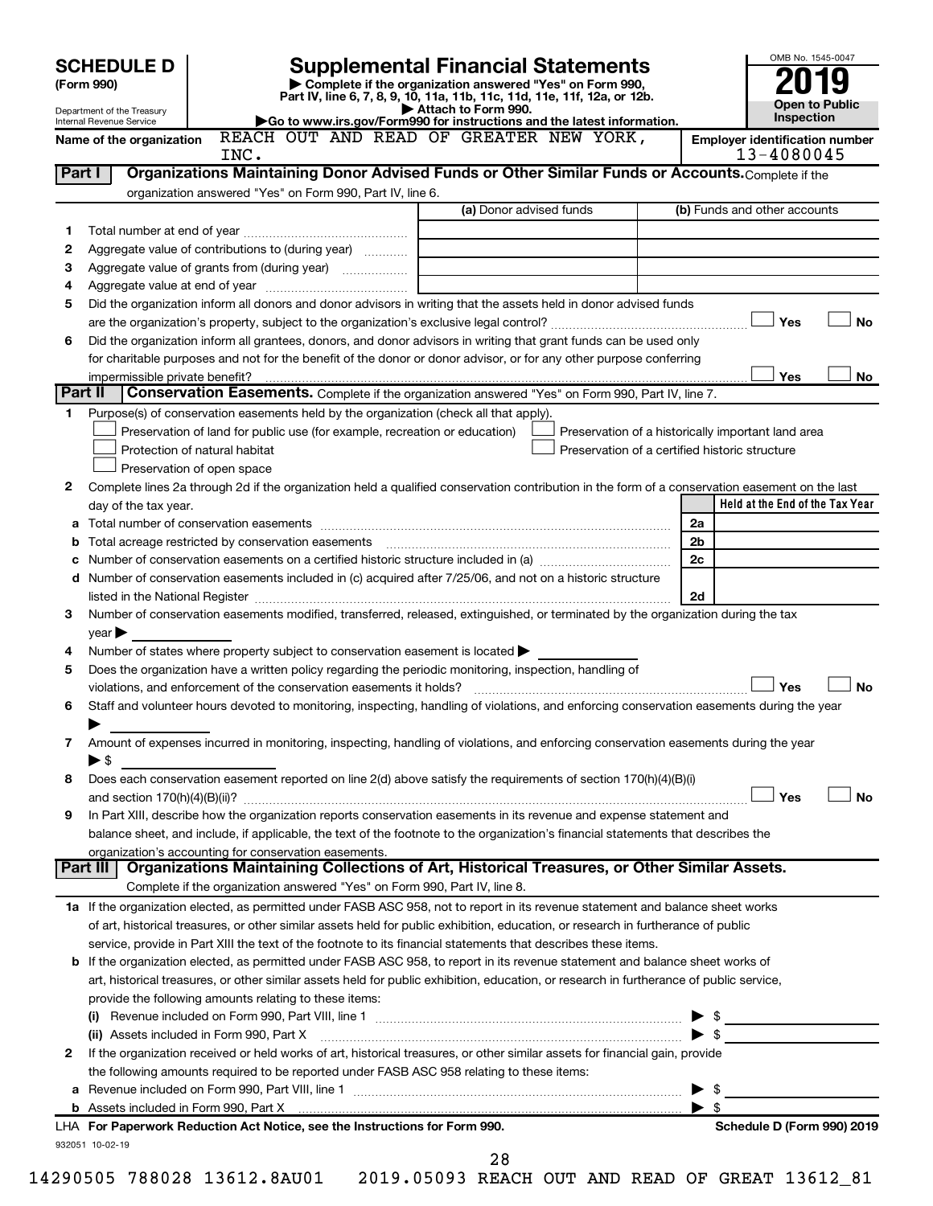# SCHEDULE D (Form 990)

Department of the Treasury
Internal Revenue Service

## Supplemental Financial Statements

▶ Complete if the organization answered "Yes" on Form 990, Part IV, line 6, 7, 8, 9, 10, 11a, 11b, 11c, 11d, 11e, 11f, 12a, or 12b.
▶ Attach to Form 990.
▶Go to www.irs.gov/Form990 for instructions and the latest information.

OMB No. 1545-0047

**2019**

**Open to Public Inspection**

Name of the organization: REACH OUT AND READ OF GREATER NEW YORK, INC.

Employer identification number: 13-4080045

### Part I — Organizations Maintaining Donor Advised Funds or Other Similar Funds or Accounts. 

Complete if the organization answered "Yes" on Form 990, Part IV, line 6.

| | | (a) Donor advised funds | (b) Funds and other accounts |
|---|---|---|---|
| 1 | Total number at end of year | | |
| 2 | Aggregate value of contributions to (during year) | | |
| 3 | Aggregate value of grants from (during year) | | |
| 4 | Aggregate value at end of year | | |

5 Did the organization inform all donors and donor advisors in writing that the assets held in donor advised funds are the organization's property, subject to the organization's exclusive legal control? ☐ Yes ☐ No

6 Did the organization inform all grantees, donors, and donor advisors in writing that grant funds can be used only for charitable purposes and not for the benefit of the donor or donor advisor, or for any other purpose conferring impermissible private benefit? ☐ Yes ☐ No

### Part II — Conservation Easements. 

Complete if the organization answered "Yes" on Form 990, Part IV, line 7.

1 Purpose(s) of conservation easements held by the organization (check all that apply).

☐ Preservation of land for public use (for example, recreation or education)
☐ Protection of natural habitat
☐ Preservation of open space
☐ Preservation of a historically important land area
☐ Preservation of a certified historic structure

2 Complete lines 2a through 2d if the organization held a qualified conservation contribution in the form of a conservation easement on the last day of the tax year.

| | | | Held at the End of the Tax Year |
|---|---|---|---|
| a | Total number of conservation easements | 2a | |
| b | Total acreage restricted by conservation easements | 2b | |
| c | Number of conservation easements on a certified historic structure included in (a) | 2c | |
| d | Number of conservation easements included in (c) acquired after 7/25/06, and not on a historic structure listed in the National Register | 2d | |

3 Number of conservation easements modified, transferred, released, extinguished, or terminated by the organization during the tax year ▶

4 Number of states where property subject to conservation easement is located ▶

5 Does the organization have a written policy regarding the periodic monitoring, inspection, handling of violations, and enforcement of the conservation easements it holds? ☐ Yes ☐ No

6 Staff and volunteer hours devoted to monitoring, inspecting, handling of violations, and enforcing conservation easements during the year ▶

7 Amount of expenses incurred in monitoring, inspecting, handling of violations, and enforcing conservation easements during the year ▶ $

8 Does each conservation easement reported on line 2(d) above satisfy the requirements of section 170(h)(4)(B)(i) and section 170(h)(4)(B)(ii)? ☐ Yes ☐ No

9 In Part XIII, describe how the organization reports conservation easements in its revenue and expense statement and balance sheet, and include, if applicable, the text of the footnote to the organization's financial statements that describes the organization's accounting for conservation easements.

### Part III — Organizations Maintaining Collections of Art, Historical Treasures, or Other Similar Assets.

Complete if the organization answered "Yes" on Form 990, Part IV, line 8.

1a If the organization elected, as permitted under FASB ASC 958, not to report in its revenue statement and balance sheet works of art, historical treasures, or other similar assets held for public exhibition, education, or research in furtherance of public service, provide in Part XIII the text of the footnote to its financial statements that describes these items.

b If the organization elected, as permitted under FASB ASC 958, to report in its revenue statement and balance sheet works of art, historical treasures, or other similar assets held for public exhibition, education, or research in furtherance of public service, provide the following amounts relating to these items:

(i) Revenue included on Form 990, Part VIII, line 1 ▶ $

(ii) Assets included in Form 990, Part X ▶ $

2 If the organization received or held works of art, historical treasures, or other similar assets for financial gain, provide the following amounts required to be reported under FASB ASC 958 relating to these items:

a Revenue included on Form 990, Part VIII, line 1 ▶ $

b Assets included in Form 990, Part X ▶ $

LHA For Paperwork Reduction Act Notice, see the Instructions for Form 990. — Schedule D (Form 990) 2019

932051 10-02-19

14290505 788028 13612.8AU01 2019.05093 REACH OUT AND READ OF GREAT 13612_81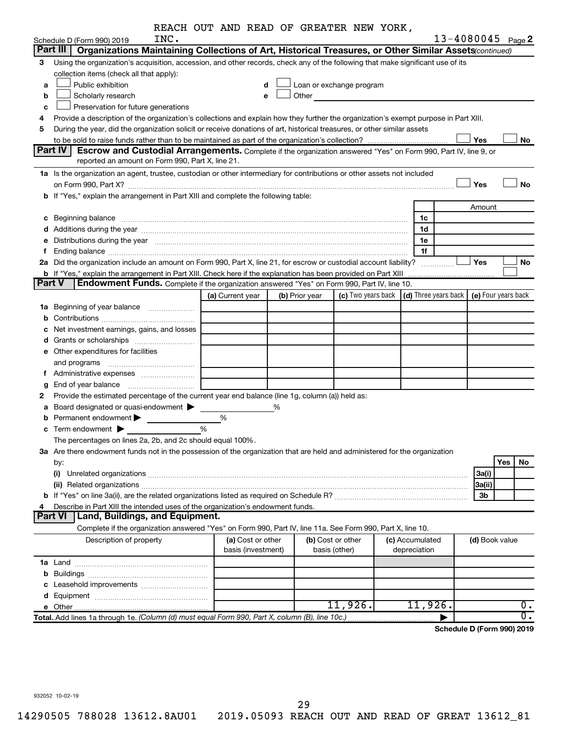REACH OUT AND READ OF GREATER NEW YORK, INC. 13-4080045

Schedule D (Form 990) 2019 Page 2

## Part III Organizations Maintaining Collections of Art, Historical Treasures, or Other Similar Assets *(continued)*

3 Using the organization's acquisition, accession, and other records, check any of the following that make significant use of its collection items (check all that apply):

- a ☐ Public exhibition
- b ☐ Scholarly research
- c ☐ Preservation for future generations
- d ☐ Loan or exchange program
- e ☐ Other

4 Provide a description of the organization's collections and explain how they further the organization's exempt purpose in Part XIII.

5 During the year, did the organization solicit or receive donations of art, historical treasures, or other similar assets to be sold to raise funds rather than to be maintained as part of the organization's collection? ☐ Yes ☐ No

## Part IV Escrow and Custodial Arrangements.

Complete if the organization answered "Yes" on Form 990, Part IV, line 9, or reported an amount on Form 990, Part X, line 21.

1a Is the organization an agent, trustee, custodian or other intermediary for contributions or other assets not included on Form 990, Part X? ☐ Yes ☐ No

b If "Yes," explain the arrangement in Part XIII and complete the following table:

| | | Amount |
|---|---|---|
| c Beginning balance | 1c | |
| d Additions during the year | 1d | |
| e Distributions during the year | 1e | |
| f Ending balance | 1f | |

2a Did the organization include an amount on Form 990, Part X, line 21, for escrow or custodial account liability? ☐ Yes ☐ No

b If "Yes," explain the arrangement in Part XIII. Check here if the explanation has been provided on Part XIII ☐

## Part V Endowment Funds.

Complete if the organization answered "Yes" on Form 990, Part IV, line 10.

| | (a) Current year | (b) Prior year | (c) Two years back | (d) Three years back | (e) Four years back |
|---|---|---|---|---|---|
| 1a Beginning of year balance | | | | | |
| b Contributions | | | | | |
| c Net investment earnings, gains, and losses | | | | | |
| d Grants or scholarships | | | | | |
| e Other expenditures for facilities and programs | | | | | |
| f Administrative expenses | | | | | |
| g End of year balance | | | | | |

2 Provide the estimated percentage of the current year end balance (line 1g, column (a)) held as:

- a Board designated or quasi-endowment ▶ %
- b Permanent endowment ▶ %
- c Term endowment ▶ %

The percentages on lines 2a, 2b, and 2c should equal 100%.

3a Are there endowment funds not in the possession of the organization that are held and administered for the organization by:

| | | Yes | No |
|---|---|---|---|
| (i) Unrelated organizations | 3a(i) | | |
| (ii) Related organizations | 3a(ii) | | |
| b If "Yes" on line 3a(ii), are the related organizations listed as required on Schedule R? | 3b | | |

4 Describe in Part XIII the intended uses of the organization's endowment funds.

## Part VI Land, Buildings, and Equipment.

Complete if the organization answered "Yes" on Form 990, Part IV, line 11a. See Form 990, Part X, line 10.

| Description of property | (a) Cost or other basis (investment) | (b) Cost or other basis (other) | (c) Accumulated depreciation | (d) Book value |
|---|---|---|---|---|
| 1a Land | | | | |
| b Buildings | | | | |
| c Leasehold improvements | | | | |
| d Equipment | | | | |
| e Other | | 11,926. | 11,926. | 0. |
| **Total.** Add lines 1a through 1e. *(Column (d) must equal Form 990, Part X, column (B), line 10c.)* ▶ | | | | 0. |

**Schedule D (Form 990) 2019**

932052 10-02-19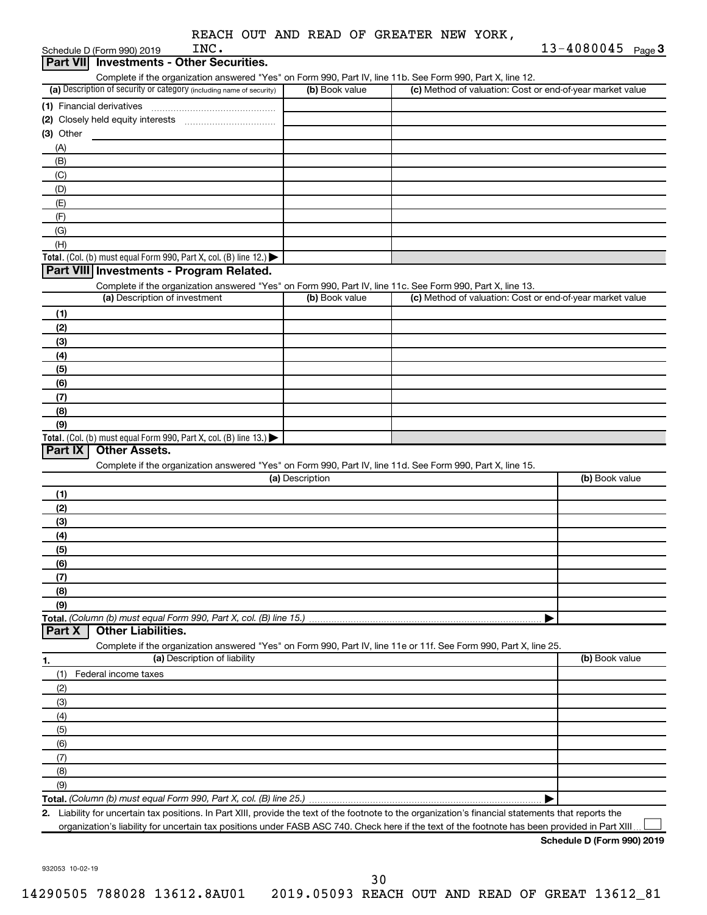REACH OUT AND READ OF GREATER NEW YORK, INC. 13-4080045

Schedule D (Form 990) 2019

## Part VII Investments - Other Securities.

Complete if the organization answered "Yes" on Form 990, Part IV, line 11b. See Form 990, Part X, line 12.

| (a) Description of security or category (including name of security) | (b) Book value | (c) Method of valuation: Cost or end-of-year market value |
|---|---|---|
| (1) Financial derivatives | | |
| (2) Closely held equity interests | | |
| (3) Other | | |
| (A) | | |
| (B) | | |
| (C) | | |
| (D) | | |
| (E) | | |
| (F) | | |
| (G) | | |
| (H) | | |
| **Total.** (Col. (b) must equal Form 990, Part X, col. (B) line 12.) | | |

## Part VIII Investments - Program Related.

Complete if the organization answered "Yes" on Form 990, Part IV, line 11c. See Form 990, Part X, line 13.

| (a) Description of investment | (b) Book value | (c) Method of valuation: Cost or end-of-year market value |
|---|---|---|
| (1) | | |
| (2) | | |
| (3) | | |
| (4) | | |
| (5) | | |
| (6) | | |
| (7) | | |
| (8) | | |
| (9) | | |
| **Total.** (Col. (b) must equal Form 990, Part X, col. (B) line 13.) | | |

## Part IX Other Assets.

Complete if the organization answered "Yes" on Form 990, Part IV, line 11d. See Form 990, Part X, line 15.

| (a) Description | (b) Book value |
|---|---|
| (1) | |
| (2) | |
| (3) | |
| (4) | |
| (5) | |
| (6) | |
| (7) | |
| (8) | |
| (9) | |
| **Total.** *(Column (b) must equal Form 990, Part X, col. (B) line 15.)* | |

## Part X Other Liabilities.

Complete if the organization answered "Yes" on Form 990, Part IV, line 11e or 11f. See Form 990, Part X, line 25.

| 1. (a) Description of liability | (b) Book value |
|---|---|
| (1) Federal income taxes | |
| (2) | |
| (3) | |
| (4) | |
| (5) | |
| (6) | |
| (7) | |
| (8) | |
| (9) | |
| **Total.** *(Column (b) must equal Form 990, Part X, col. (B) line 25.)* | |

**2.** Liability for uncertain tax positions. In Part XIII, provide the text of the footnote to the organization's financial statements that reports the organization's liability for uncertain tax positions under FASB ASC 740. Check here if the text of the footnote has been provided in Part XIII ☐

**Schedule D (Form 990) 2019**

932053 10-02-19

14290505 788028 13612.8AU01 2019.05093 REACH OUT AND READ OF GREAT 13612_81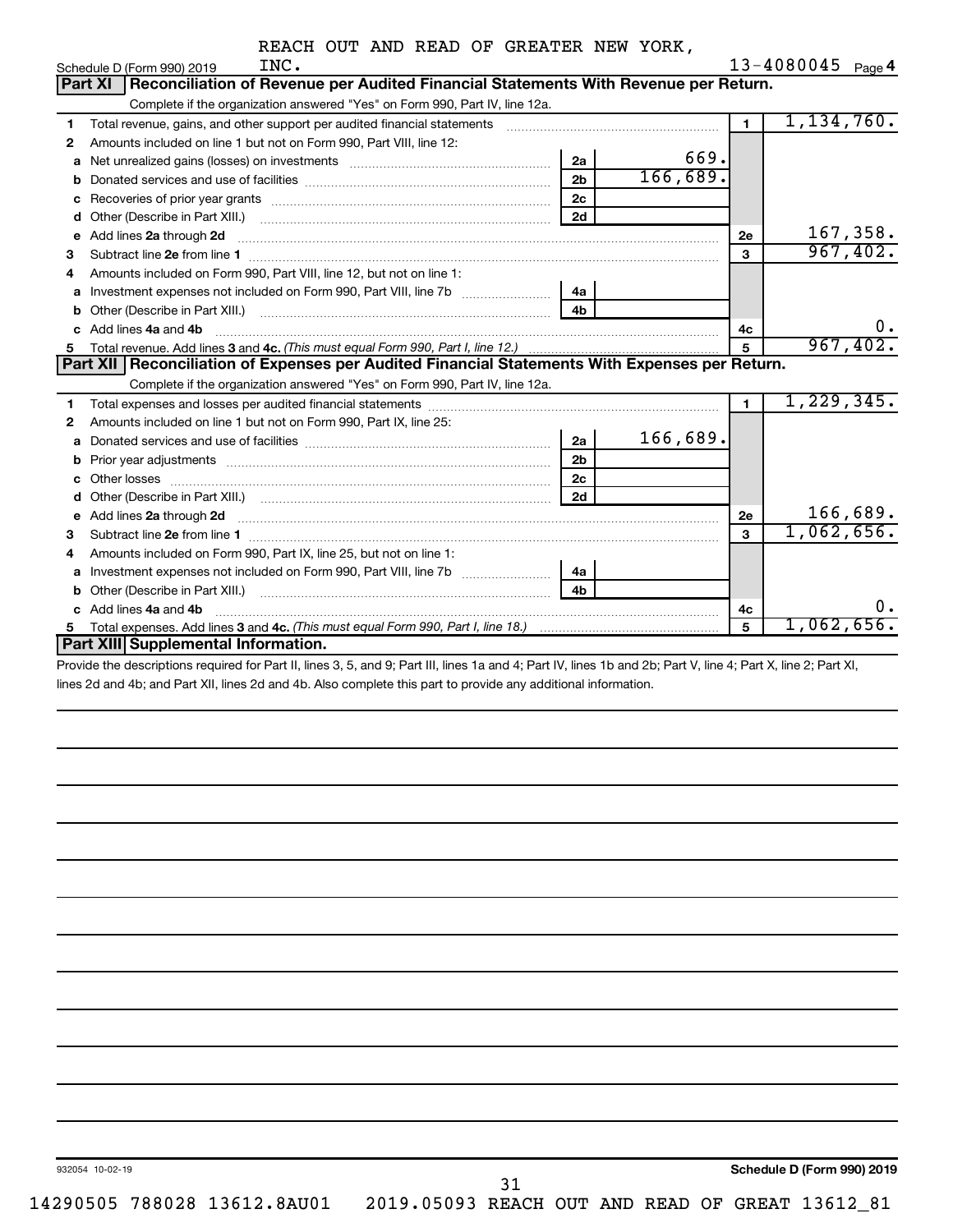REACH OUT AND READ OF GREATER NEW YORK, INC.

Schedule D (Form 990) 2019 — 13-4080045 Page 4

## Part XI Reconciliation of Revenue per Audited Financial Statements With Revenue per Return.

Complete if the organization answered "Yes" on Form 990, Part IV, line 12a.

| | | | | | |
|---|---|---|---|---|---|
| 1 | Total revenue, gains, and other support per audited financial statements | | | 1 | 1,134,760. |
| 2 | Amounts included on line 1 but not on Form 990, Part VIII, line 12: | | | | |
| a | Net unrealized gains (losses) on investments | 2a | 669. | | |
| b | Donated services and use of facilities | 2b | 166,689. | | |
| c | Recoveries of prior year grants | 2c | | | |
| d | Other (Describe in Part XIII.) | 2d | | | |
| e | Add lines 2a through 2d | | | 2e | 167,358. |
| 3 | Subtract line 2e from line 1 | | | 3 | 967,402. |
| 4 | Amounts included on Form 990, Part VIII, line 12, but not on line 1: | | | | |
| a | Investment expenses not included on Form 990, Part VIII, line 7b | 4a | | | |
| b | Other (Describe in Part XIII.) | 4b | | | |
| c | Add lines 4a and 4b | | | 4c | 0. |
| 5 | Total revenue. Add lines 3 and 4c. *(This must equal Form 990, Part I, line 12.)* | | | 5 | 967,402. |

## Part XII Reconciliation of Expenses per Audited Financial Statements With Expenses per Return.

Complete if the organization answered "Yes" on Form 990, Part IV, line 12a.

| | | | | | |
|---|---|---|---|---|---|
| 1 | Total expenses and losses per audited financial statements | | | 1 | 1,229,345. |
| 2 | Amounts included on line 1 but not on Form 990, Part IX, line 25: | | | | |
| a | Donated services and use of facilities | 2a | 166,689. | | |
| b | Prior year adjustments | 2b | | | |
| c | Other losses | 2c | | | |
| d | Other (Describe in Part XIII.) | 2d | | | |
| e | Add lines 2a through 2d | | | 2e | 166,689. |
| 3 | Subtract line 2e from line 1 | | | 3 | 1,062,656. |
| 4 | Amounts included on Form 990, Part IX, line 25, but not on line 1: | | | | |
| a | Investment expenses not included on Form 990, Part VIII, line 7b | 4a | | | |
| b | Other (Describe in Part XIII.) | 4b | | | |
| c | Add lines 4a and 4b | | | 4c | 0. |
| 5 | Total expenses. Add lines 3 and 4c. *(This must equal Form 990, Part I, line 18.)* | | | 5 | 1,062,656. |

## Part XIII Supplemental Information.

Provide the descriptions required for Part II, lines 3, 5, and 9; Part III, lines 1a and 4; Part IV, lines 1b and 2b; Part V, line 4; Part X, line 2; Part XI, lines 2d and 4b; and Part XII, lines 2d and 4b. Also complete this part to provide any additional information.

932054 10-02-19

Schedule D (Form 990) 2019

14290505 788028 13612.8AU01 2019.05093 REACH OUT AND READ OF GREAT 13612_81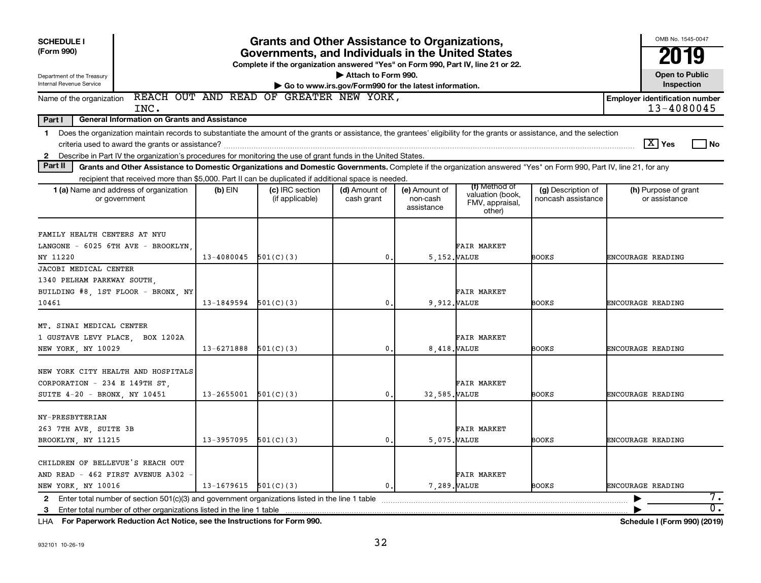**SCHEDULE I**
**(Form 990)**

Department of the Treasury
Internal Revenue Service

# Grants and Other Assistance to Organizations, Governments, and Individuals in the United States

**Complete if the organization answered "Yes" on Form 990, Part IV, line 21 or 22.**
**▶ Attach to Form 990.**
**▶ Go to www.irs.gov/Form990 for the latest information.**

OMB No. 1545-0047

**2019**

**Open to Public Inspection**

Name of the organization: REACH OUT AND READ OF GREATER NEW YORK, INC.

**Employer identification number** 13-4080045

**Part I** **General Information on Grants and Assistance**

1 Does the organization maintain records to substantiate the amount of the grants or assistance, the grantees' eligibility for the grants or assistance, and the selection criteria used to award the grants or assistance? [X] Yes [ ] No

2 Describe in Part IV the organization's procedures for monitoring the use of grant funds in the United States.

**Part II** **Grants and Other Assistance to Domestic Organizations and Domestic Governments.** Complete if the organization answered "Yes" on Form 990, Part IV, line 21, for any recipient that received more than $5,000. Part II can be duplicated if additional space is needed.

| 1 (a) Name and address of organization or government | (b) EIN | (c) IRC section (if applicable) | (d) Amount of cash grant | (e) Amount of non-cash assistance | (f) Method of valuation (book, FMV, appraisal, other) | (g) Description of noncash assistance | (h) Purpose of grant or assistance |
|---|---|---|---|---|---|---|---|
| FAMILY HEALTH CENTERS AT NYU LANGONE - 6025 6TH AVE - BROOKLYN, NY 11220 | 13-4080045 | 501(C)(3) | 0. | 5,152. | FAIR MARKET VALUE | BOOKS | ENCOURAGE READING |
| JACOBI MEDICAL CENTER 1340 PELHAM PARKWAY SOUTH, BUILDING #8, 1ST FLOOR - BRONX, NY 10461 | 13-1849594 | 501(C)(3) | 0. | 9,912. | FAIR MARKET VALUE | BOOKS | ENCOURAGE READING |
| MT. SINAI MEDICAL CENTER 1 GUSTAVE LEVY PLACE, BOX 1202A NEW YORK, NY 10029 | 13-6271888 | 501(C)(3) | 0. | 8,418. | FAIR MARKET VALUE | BOOKS | ENCOURAGE READING |
| NEW YORK CITY HEALTH AND HOSPITALS CORPORATION - 234 E 149TH ST, SUITE 4-20 - BRONX, NY 10451 | 13-2655001 | 501(C)(3) | 0. | 32,585. | FAIR MARKET VALUE | BOOKS | ENCOURAGE READING |
| NY-PRESBYTERIAN 263 7TH AVE, SUITE 3B BROOKLYN, NY 11215 | 13-3957095 | 501(C)(3) | 0. | 5,075. | FAIR MARKET VALUE | BOOKS | ENCOURAGE READING |
| CHILDREN OF BELLEVUE'S REACH OUT AND READ - 462 FIRST AVENUE A302 - NEW YORK, NY 10016 | 13-1679615 | 501(C)(3) | 0. | 7,289. | FAIR MARKET VALUE | BOOKS | ENCOURAGE READING |

2 Enter total number of section 501(c)(3) and government organizations listed in the line 1 table ▶ 7.

3 Enter total number of other organizations listed in the line 1 table ▶ 0.

**LHA For Paperwork Reduction Act Notice, see the Instructions for Form 990.** **Schedule I (Form 990) (2019)**

932101 10-26-19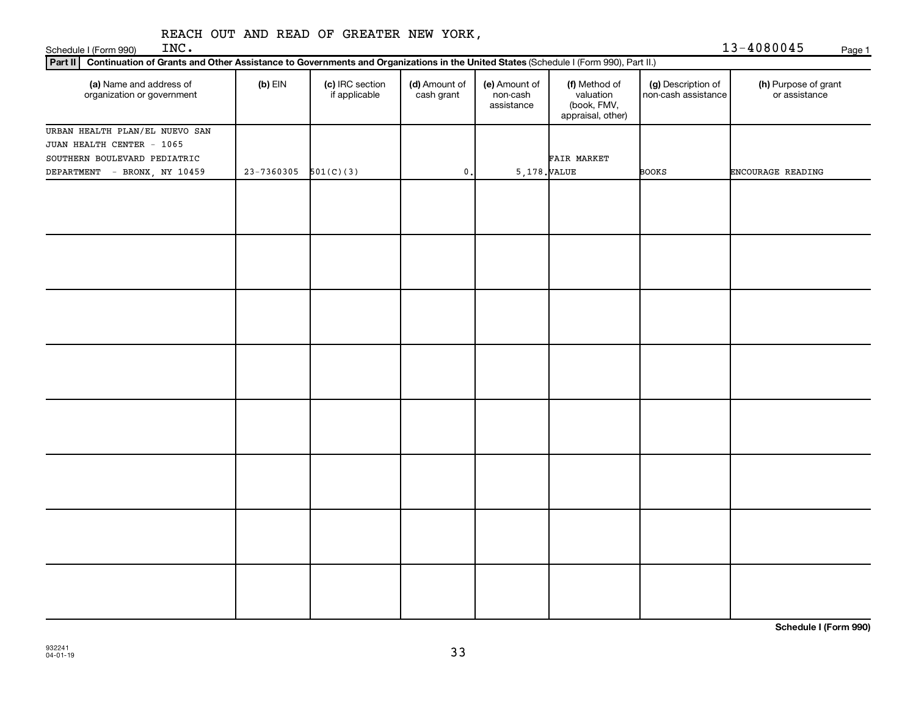REACH OUT AND READ OF GREATER NEW YORK, INC. 13-4080045

Schedule I (Form 990)

**Part II** **Continuation of Grants and Other Assistance to Governments and Organizations in the United States** (Schedule I (Form 990), Part II.)

| (a) Name and address of organization or government | (b) EIN | (c) IRC section if applicable | (d) Amount of cash grant | (e) Amount of non-cash assistance | (f) Method of valuation (book, FMV, appraisal, other) | (g) Description of non-cash assistance | (h) Purpose of grant or assistance |
|---|---|---|---|---|---|---|---|
| URBAN HEALTH PLAN/EL NUEVO SAN JUAN HEALTH CENTER - 1065 SOUTHERN BOULEVARD PEDIATRIC DEPARTMENT - BRONX, NY 10459 | 23-7360305 | 501(C)(3) | 0. | 5,178. | FAIR MARKET VALUE | BOOKS | ENCOURAGE READING |
| | | | | | | | |
| | | | | | | | |
| | | | | | | | |
| | | | | | | | |
| | | | | | | | |
| | | | | | | | |
| | | | | | | | |
| | | | | | | | |

**Schedule I (Form 990)**

932241 04-01-19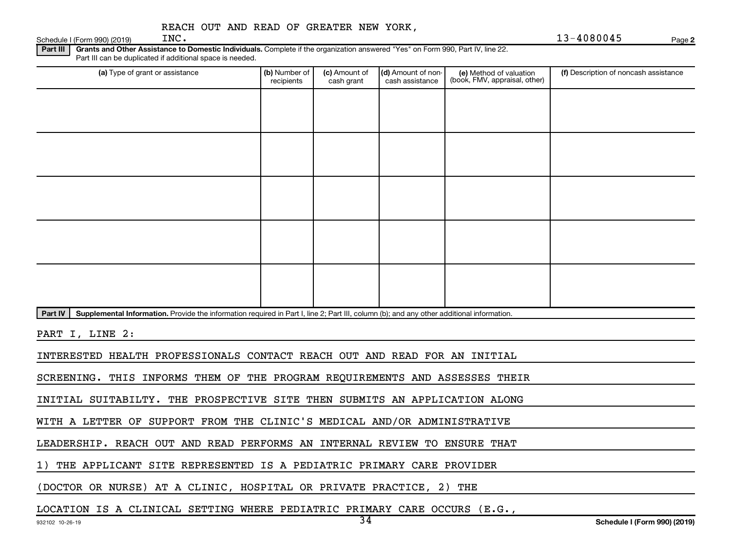REACH OUT AND READ OF GREATER NEW YORK, INC. — 13-4080045

Schedule I (Form 990) (2019) Page 2

**Part III** **Grants and Other Assistance to Domestic Individuals.** Complete if the organization answered "Yes" on Form 990, Part IV, line 22. Part III can be duplicated if additional space is needed.

| (a) Type of grant or assistance | (b) Number of recipients | (c) Amount of cash grant | (d) Amount of non-cash assistance | (e) Method of valuation (book, FMV, appraisal, other) | (f) Description of noncash assistance |
|---|---|---|---|---|---|
| | | | | | |
| | | | | | |
| | | | | | |
| | | | | | |
| | | | | | |

**Part IV** **Supplemental Information.** Provide the information required in Part I, line 2; Part III, column (b); and any other additional information.

PART I, LINE 2:

INTERESTED HEALTH PROFESSIONALS CONTACT REACH OUT AND READ FOR AN INITIAL SCREENING. THIS INFORMS THEM OF THE PROGRAM REQUIREMENTS AND ASSESSES THEIR INITIAL SUITABILTY. THE PROSPECTIVE SITE THEN SUBMITS AN APPLICATION ALONG WITH A LETTER OF SUPPORT FROM THE CLINIC'S MEDICAL AND/OR ADMINISTRATIVE LEADERSHIP. REACH OUT AND READ PERFORMS AN INTERNAL REVIEW TO ENSURE THAT 1) THE APPLICANT SITE REPRESENTED IS A PEDIATRIC PRIMARY CARE PROVIDER (DOCTOR OR NURSE) AT A CLINIC, HOSPITAL OR PRIVATE PRACTICE, 2) THE LOCATION IS A CLINICAL SETTING WHERE PEDIATRIC PRIMARY CARE OCCURS (E.G.,

932102 10-26-19 Schedule I (Form 990) (2019)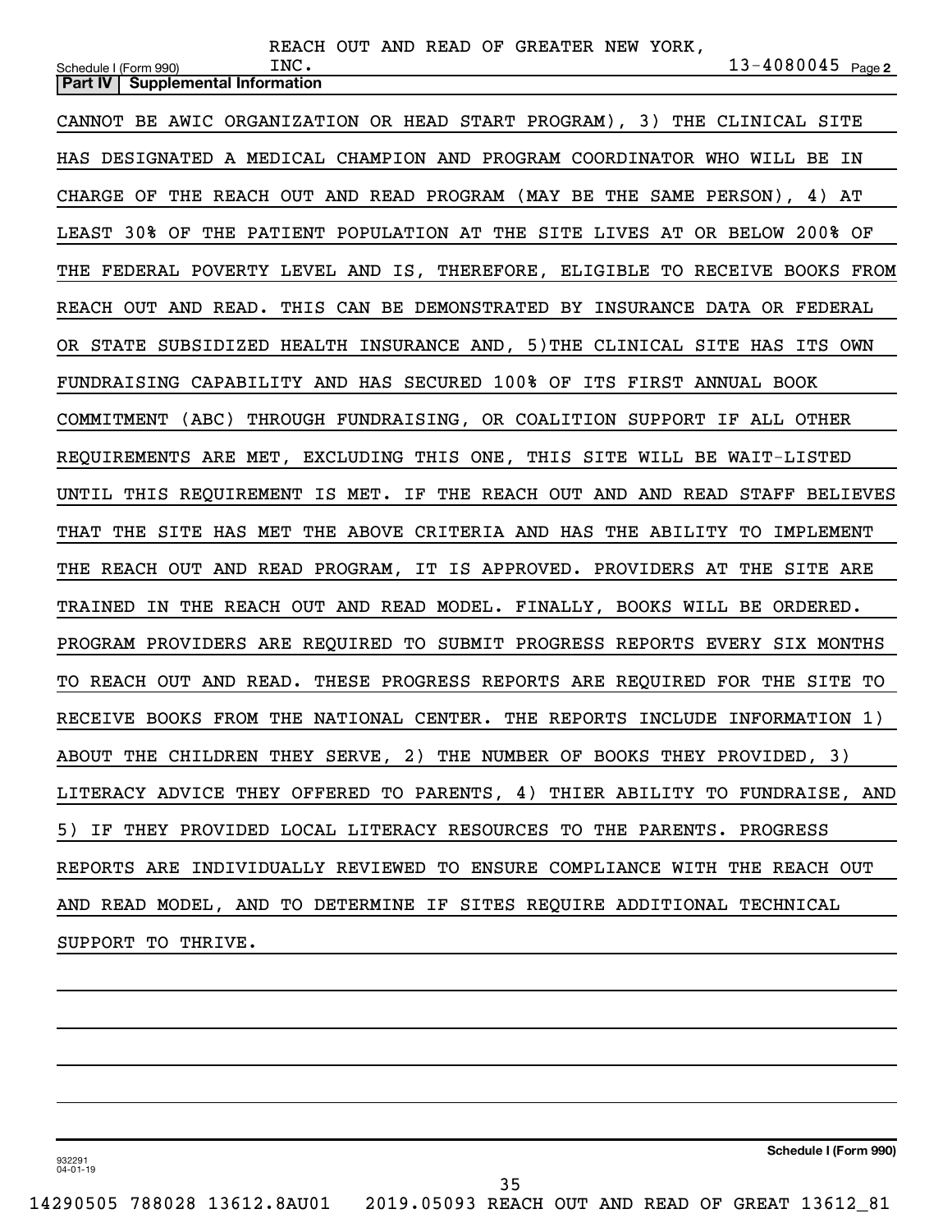REACH OUT AND READ OF GREATER NEW YORK, INC.

Schedule I (Form 990) — 13-4080045 Page 2

**Part IV | Supplemental Information**

CANNOT BE AWIC ORGANIZATION OR HEAD START PROGRAM), 3) THE CLINICAL SITE HAS DESIGNATED A MEDICAL CHAMPION AND PROGRAM COORDINATOR WHO WILL BE IN CHARGE OF THE REACH OUT AND READ PROGRAM (MAY BE THE SAME PERSON), 4) AT LEAST 30% OF THE PATIENT POPULATION AT THE SITE LIVES AT OR BELOW 200% OF THE FEDERAL POVERTY LEVEL AND IS, THEREFORE, ELIGIBLE TO RECEIVE BOOKS FROM REACH OUT AND READ. THIS CAN BE DEMONSTRATED BY INSURANCE DATA OR FEDERAL OR STATE SUBSIDIZED HEALTH INSURANCE AND, 5)THE CLINICAL SITE HAS ITS OWN FUNDRAISING CAPABILITY AND HAS SECURED 100% OF ITS FIRST ANNUAL BOOK COMMITMENT (ABC) THROUGH FUNDRAISING, OR COALITION SUPPORT IF ALL OTHER REQUIREMENTS ARE MET, EXCLUDING THIS ONE, THIS SITE WILL BE WAIT-LISTED UNTIL THIS REQUIREMENT IS MET. IF THE REACH OUT AND AND READ STAFF BELIEVES THAT THE SITE HAS MET THE ABOVE CRITERIA AND HAS THE ABILITY TO IMPLEMENT THE REACH OUT AND READ PROGRAM, IT IS APPROVED. PROVIDERS AT THE SITE ARE TRAINED IN THE REACH OUT AND READ MODEL. FINALLY, BOOKS WILL BE ORDERED. PROGRAM PROVIDERS ARE REQUIRED TO SUBMIT PROGRESS REPORTS EVERY SIX MONTHS TO REACH OUT AND READ. THESE PROGRESS REPORTS ARE REQUIRED FOR THE SITE TO RECEIVE BOOKS FROM THE NATIONAL CENTER. THE REPORTS INCLUDE INFORMATION 1) ABOUT THE CHILDREN THEY SERVE, 2) THE NUMBER OF BOOKS THEY PROVIDED, 3) LITERACY ADVICE THEY OFFERED TO PARENTS, 4) THIER ABILITY TO FUNDRAISE, AND 5) IF THEY PROVIDED LOCAL LITERACY RESOURCES TO THE PARENTS. PROGRESS REPORTS ARE INDIVIDUALLY REVIEWED TO ENSURE COMPLIANCE WITH THE REACH OUT AND READ MODEL, AND TO DETERMINE IF SITES REQUIRE ADDITIONAL TECHNICAL SUPPORT TO THRIVE.

932291 04-01-19

**Schedule I (Form 990)**

14290505 788028 13612.8AU01 2019.05093 REACH OUT AND READ OF GREAT 13612_81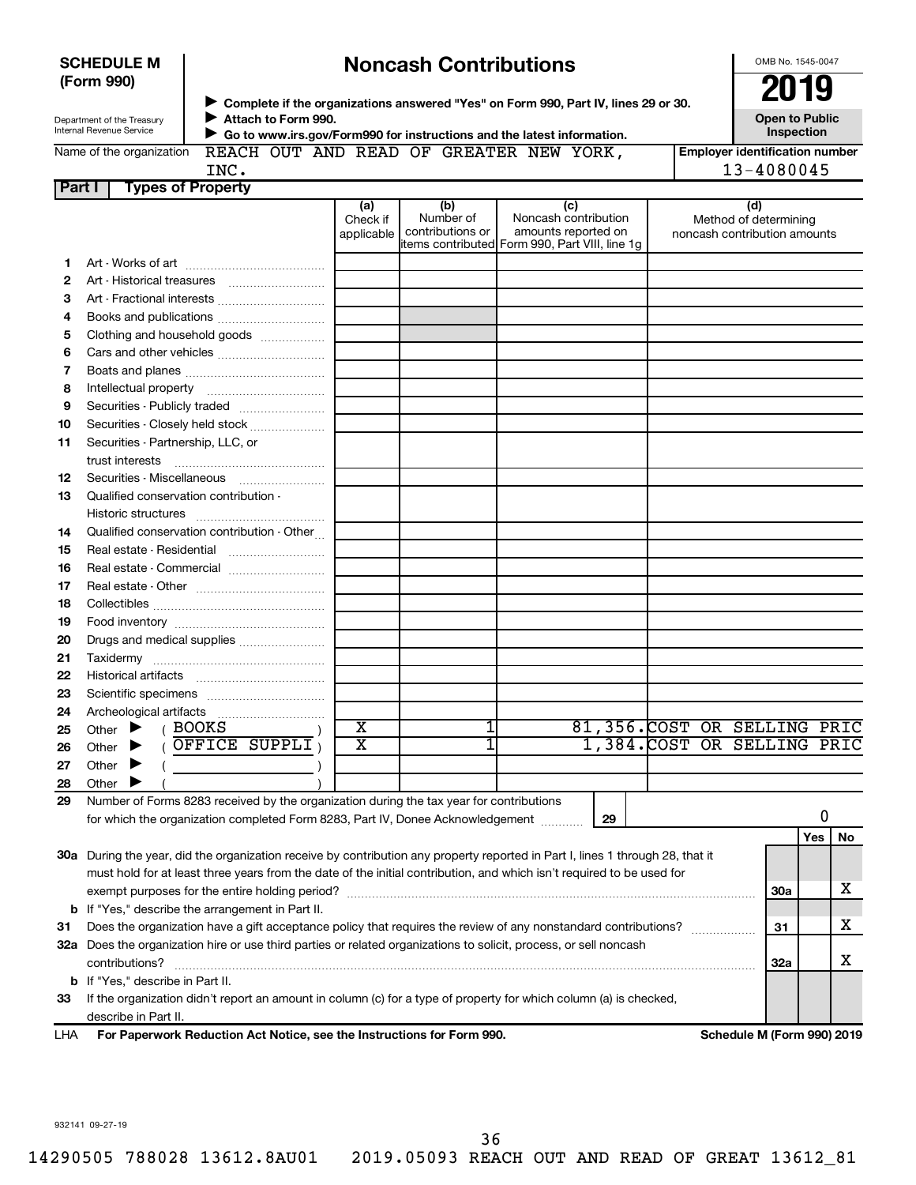**SCHEDULE M (Form 990)**

Department of the Treasury
Internal Revenue Service

# Noncash Contributions

▶ Complete if the organizations answered "Yes" on Form 990, Part IV, lines 29 or 30.
▶ Attach to Form 990.
▶ Go to www.irs.gov/Form990 for instructions and the latest information.

OMB No. 1545-0047

**2019**

**Open to Public Inspection**

Name of the organization: REACH OUT AND READ OF GREATER NEW YORK, INC.

Employer identification number: 13-4080045

**Part I Types of Property**

| | | (a) Check if applicable | (b) Number of contributions or items contributed | (c) Noncash contribution amounts reported on Form 990, Part VIII, line 1g | (d) Method of determining noncash contribution amounts |
|---|---|---|---|---|---|
| 1 | Art - Works of art | | | | |
| 2 | Art - Historical treasures | | | | |
| 3 | Art - Fractional interests | | | | |
| 4 | Books and publications | | | | |
| 5 | Clothing and household goods | | | | |
| 6 | Cars and other vehicles | | | | |
| 7 | Boats and planes | | | | |
| 8 | Intellectual property | | | | |
| 9 | Securities - Publicly traded | | | | |
| 10 | Securities - Closely held stock | | | | |
| 11 | Securities - Partnership, LLC, or trust interests | | | | |
| 12 | Securities - Miscellaneous | | | | |
| 13 | Qualified conservation contribution - Historic structures | | | | |
| 14 | Qualified conservation contribution - Other | | | | |
| 15 | Real estate - Residential | | | | |
| 16 | Real estate - Commercial | | | | |
| 17 | Real estate - Other | | | | |
| 18 | Collectibles | | | | |
| 19 | Food inventory | | | | |
| 20 | Drugs and medical supplies | | | | |
| 21 | Taxidermy | | | | |
| 22 | Historical artifacts | | | | |
| 23 | Scientific specimens | | | | |
| 24 | Archeological artifacts | | | | |
| 25 | Other ▶ ( BOOKS ) | X | 1 | 81,356. | COST OR SELLING PRIC |
| 26 | Other ▶ ( OFFICE SUPPLI ) | X | 1 | 1,384. | COST OR SELLING PRIC |
| 27 | Other ▶ ( ) | | | | |
| 28 | Other ▶ ( ) | | | | |

29 Number of Forms 8283 received by the organization during the tax year for contributions for which the organization completed Form 8283, Part IV, Donee Acknowledgement ..... **29** 0

| | | | Yes | No |
|---|---|---|---|---|
| 30a | During the year, did the organization receive by contribution any property reported in Part I, lines 1 through 28, that it must hold for at least three years from the date of the initial contribution, and which isn't required to be used for exempt purposes for the entire holding period? | 30a | | X |
| b | If "Yes," describe the arrangement in Part II. | | | |
| 31 | Does the organization have a gift acceptance policy that requires the review of any nonstandard contributions? | 31 | | X |
| 32a | Does the organization hire or use third parties or related organizations to solicit, process, or sell noncash contributions? | 32a | | X |
| b | If "Yes," describe in Part II. | | | |
| 33 | If the organization didn't report an amount in column (c) for a type of property for which column (a) is checked, describe in Part II. | | | |

LHA **For Paperwork Reduction Act Notice, see the Instructions for Form 990.** **Schedule M (Form 990) 2019**

932141 09-27-19

14290505 788028 13612.8AU01 2019.05093 REACH OUT AND READ OF GREAT 13612_81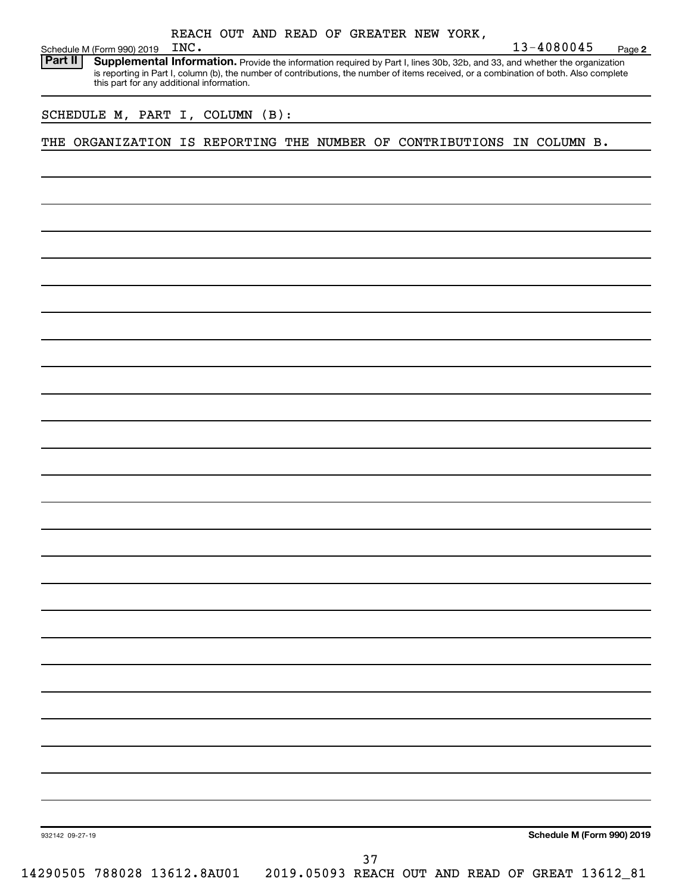REACH OUT AND READ OF GREATER NEW YORK, INC. 13-4080045

Schedule M (Form 990) 2019 Page 2

**Part II** **Supplemental Information.** Provide the information required by Part I, lines 30b, 32b, and 33, and whether the organization is reporting in Part I, column (b), the number of contributions, the number of items received, or a combination of both. Also complete this part for any additional information.

SCHEDULE M, PART I, COLUMN (B):

THE ORGANIZATION IS REPORTING THE NUMBER OF CONTRIBUTIONS IN COLUMN B.

932142 09-27-19

**Schedule M (Form 990) 2019**

14290505 788028 13612.8AU01 2019.05093 REACH OUT AND READ OF GREAT 13612_81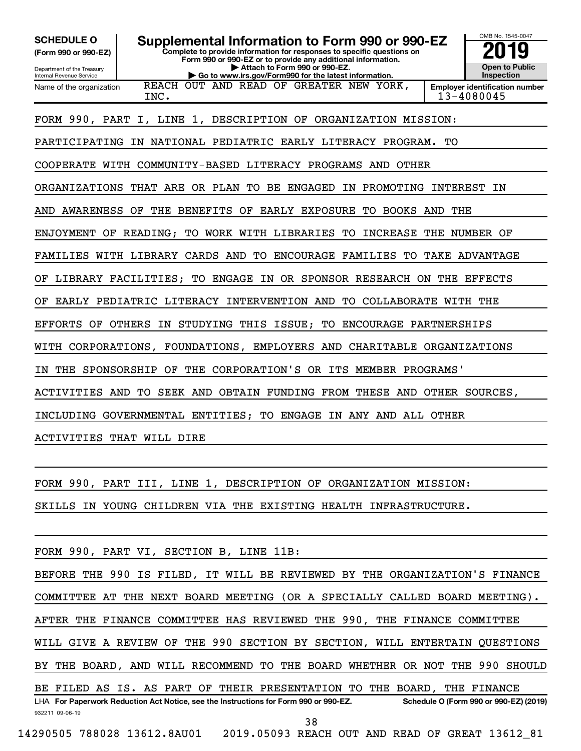**SCHEDULE O (Form 990 or 990-EZ)**

Department of the Treasury
Internal Revenue Service

# Supplemental Information to Form 990 or 990-EZ

**Complete to provide information for responses to specific questions on Form 990 or 990-EZ or to provide any additional information.**
**▶ Attach to Form 990 or 990-EZ.**
**▶ Go to www.irs.gov/Form990 for the latest information.**

OMB No. 1545-0047

**2019**

**Open to Public Inspection**

Name of the organization: REACH OUT AND READ OF GREATER NEW YORK, INC.

**Employer identification number** 13-4080045

FORM 990, PART I, LINE 1, DESCRIPTION OF ORGANIZATION MISSION:

PARTICIPATING IN NATIONAL PEDIATRIC EARLY LITERACY PROGRAM. TO COOPERATE WITH COMMUNITY-BASED LITERACY PROGRAMS AND OTHER ORGANIZATIONS THAT ARE OR PLAN TO BE ENGAGED IN PROMOTING INTEREST IN AND AWARENESS OF THE BENEFITS OF EARLY EXPOSURE TO BOOKS AND THE ENJOYMENT OF READING; TO WORK WITH LIBRARIES TO INCREASE THE NUMBER OF FAMILIES WITH LIBRARY CARDS AND TO ENCOURAGE FAMILIES TO TAKE ADVANTAGE OF LIBRARY FACILITIES; TO ENGAGE IN OR SPONSOR RESEARCH ON THE EFFECTS OF EARLY PEDIATRIC LITERACY INTERVENTION AND TO COLLABORATE WITH THE EFFORTS OF OTHERS IN STUDYING THIS ISSUE; TO ENCOURAGE PARTNERSHIPS WITH CORPORATIONS, FOUNDATIONS, EMPLOYERS AND CHARITABLE ORGANIZATIONS IN THE SPONSORSHIP OF THE CORPORATION'S OR ITS MEMBER PROGRAMS' ACTIVITIES AND TO SEEK AND OBTAIN FUNDING FROM THESE AND OTHER SOURCES, INCLUDING GOVERNMENTAL ENTITIES; TO ENGAGE IN ANY AND ALL OTHER ACTIVITIES THAT WILL DIRE

FORM 990, PART III, LINE 1, DESCRIPTION OF ORGANIZATION MISSION:

SKILLS IN YOUNG CHILDREN VIA THE EXISTING HEALTH INFRASTRUCTURE.

FORM 990, PART VI, SECTION B, LINE 11B:

BEFORE THE 990 IS FILED, IT WILL BE REVIEWED BY THE ORGANIZATION'S FINANCE COMMITTEE AT THE NEXT BOARD MEETING (OR A SPECIALLY CALLED BOARD MEETING). AFTER THE FINANCE COMMITTEE HAS REVIEWED THE 990, THE FINANCE COMMITTEE WILL GIVE A REVIEW OF THE 990 SECTION BY SECTION, WILL ENTERTAIN QUESTIONS BY THE BOARD, AND WILL RECOMMEND TO THE BOARD WHETHER OR NOT THE 990 SHOULD BE FILED AS IS. AS PART OF THEIR PRESENTATION TO THE BOARD, THE FINANCE

LHA **For Paperwork Reduction Act Notice, see the Instructions for Form 990 or 990-EZ.** **Schedule O (Form 990 or 990-EZ) (2019)**

932211 09-06-19

14290505 788028 13612.8AU01 2019.05093 REACH OUT AND READ OF GREAT 13612_81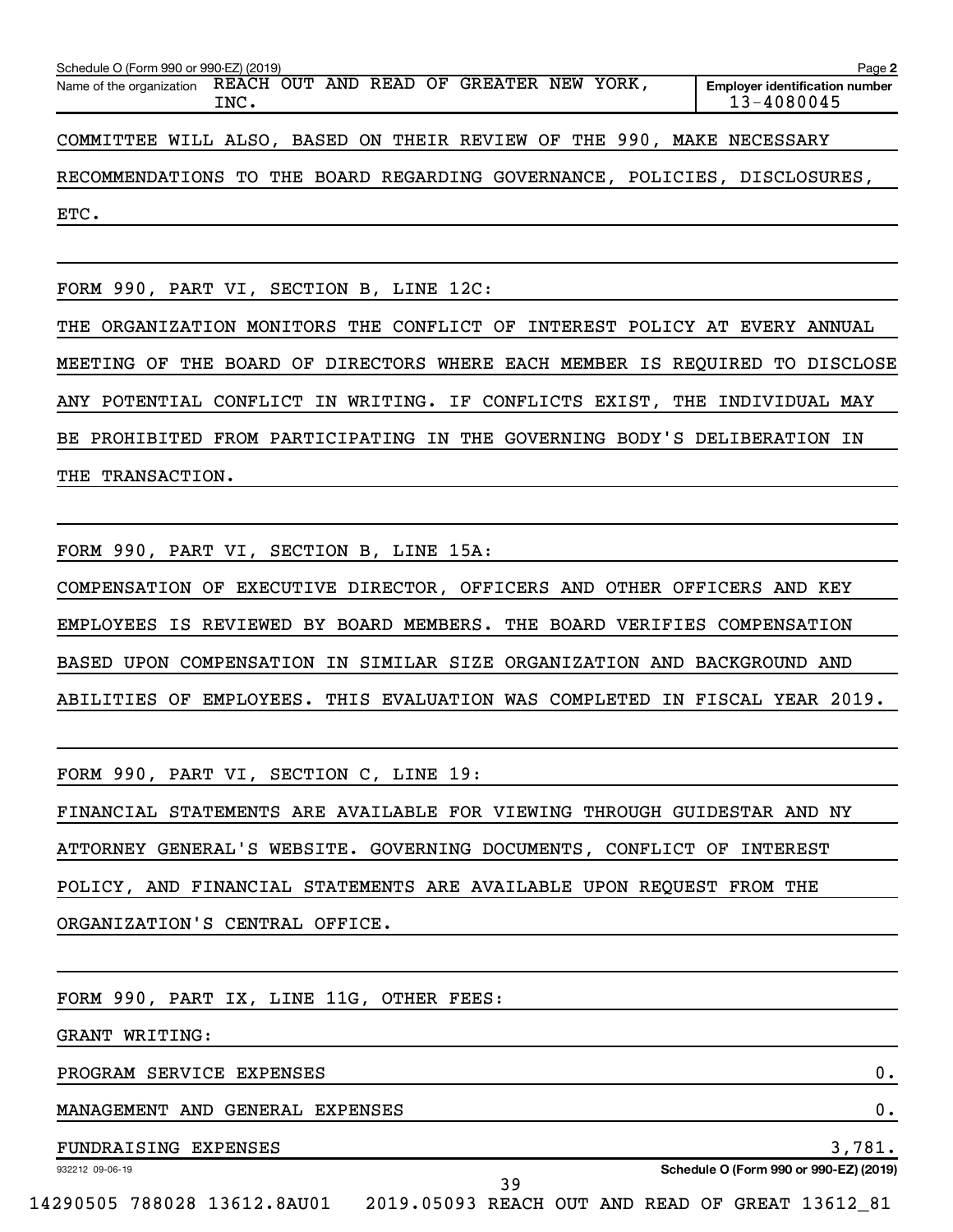Schedule O (Form 990 or 990-EZ) (2019)

Name of the organization: REACH OUT AND READ OF GREATER NEW YORK, INC.

Employer identification number: 13-4080045

COMMITTEE WILL ALSO, BASED ON THEIR REVIEW OF THE 990, MAKE NECESSARY RECOMMENDATIONS TO THE BOARD REGARDING GOVERNANCE, POLICIES, DISCLOSURES, ETC.

FORM 990, PART VI, SECTION B, LINE 12C:

THE ORGANIZATION MONITORS THE CONFLICT OF INTEREST POLICY AT EVERY ANNUAL MEETING OF THE BOARD OF DIRECTORS WHERE EACH MEMBER IS REQUIRED TO DISCLOSE ANY POTENTIAL CONFLICT IN WRITING. IF CONFLICTS EXIST, THE INDIVIDUAL MAY BE PROHIBITED FROM PARTICIPATING IN THE GOVERNING BODY'S DELIBERATION IN THE TRANSACTION.

FORM 990, PART VI, SECTION B, LINE 15A:

COMPENSATION OF EXECUTIVE DIRECTOR, OFFICERS AND OTHER OFFICERS AND KEY EMPLOYEES IS REVIEWED BY BOARD MEMBERS. THE BOARD VERIFIES COMPENSATION BASED UPON COMPENSATION IN SIMILAR SIZE ORGANIZATION AND BACKGROUND AND ABILITIES OF EMPLOYEES. THIS EVALUATION WAS COMPLETED IN FISCAL YEAR 2019.

FORM 990, PART VI, SECTION C, LINE 19:

FINANCIAL STATEMENTS ARE AVAILABLE FOR VIEWING THROUGH GUIDESTAR AND NY ATTORNEY GENERAL'S WEBSITE. GOVERNING DOCUMENTS, CONFLICT OF INTEREST POLICY, AND FINANCIAL STATEMENTS ARE AVAILABLE UPON REQUEST FROM THE ORGANIZATION'S CENTRAL OFFICE.

FORM 990, PART IX, LINE 11G, OTHER FEES:

GRANT WRITING:

| | |
|---|---|
| PROGRAM SERVICE EXPENSES | 0. |
| MANAGEMENT AND GENERAL EXPENSES | 0. |
| FUNDRAISING EXPENSES | 3,781. |

932212 09-06-19

Schedule O (Form 990 or 990-EZ) (2019)

14290505 788028 13612.8AU01 2019.05093 REACH OUT AND READ OF GREAT 13612_81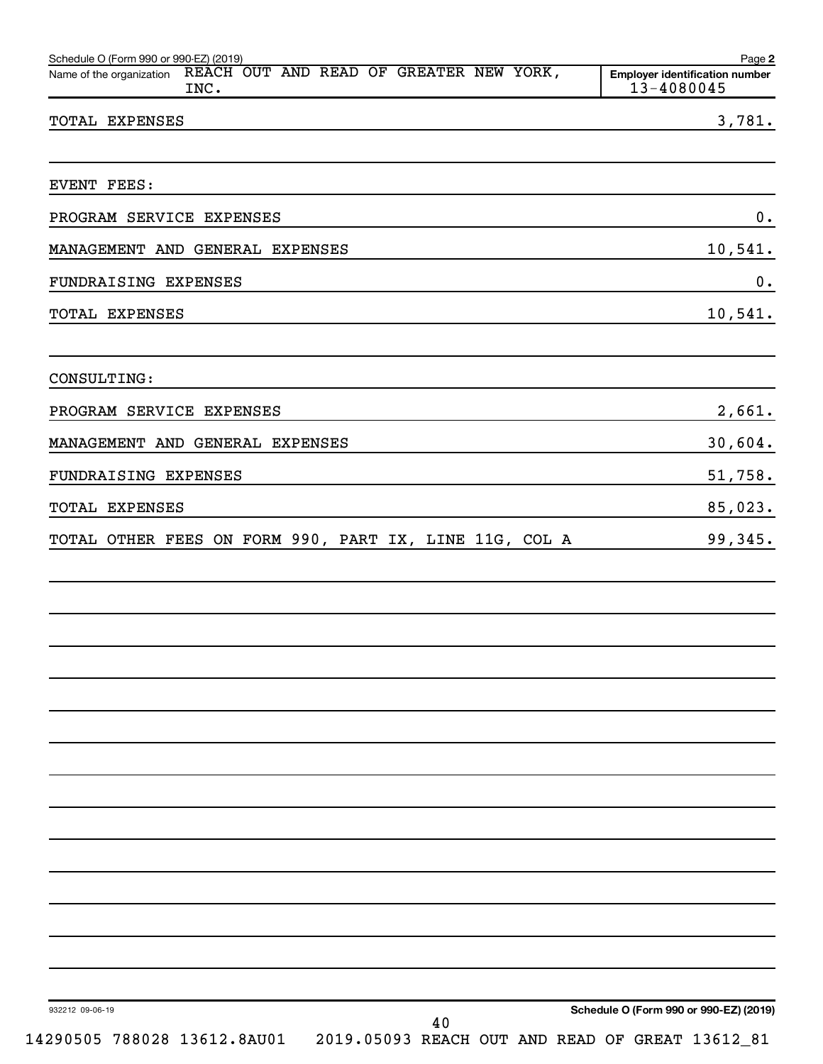Schedule O (Form 990 or 990-EZ) (2019)

Name of the organization REACH OUT AND READ OF GREATER NEW YORK, INC.

Employer identification number 13-4080045

| | |
|---|---|
| TOTAL EXPENSES | 3,781. |
| | |
| EVENT FEES: | |
| PROGRAM SERVICE EXPENSES | 0. |
| MANAGEMENT AND GENERAL EXPENSES | 10,541. |
| FUNDRAISING EXPENSES | 0. |
| TOTAL EXPENSES | 10,541. |
| | |
| CONSULTING: | |
| PROGRAM SERVICE EXPENSES | 2,661. |
| MANAGEMENT AND GENERAL EXPENSES | 30,604. |
| FUNDRAISING EXPENSES | 51,758. |
| TOTAL EXPENSES | 85,023. |
| TOTAL OTHER FEES ON FORM 990, PART IX, LINE 11G, COL A | 99,345. |

932212 09-06-19

Schedule O (Form 990 or 990-EZ) (2019)

14290505 788028 13612.8AU01 2019.05093 REACH OUT AND READ OF GREAT 13612_81